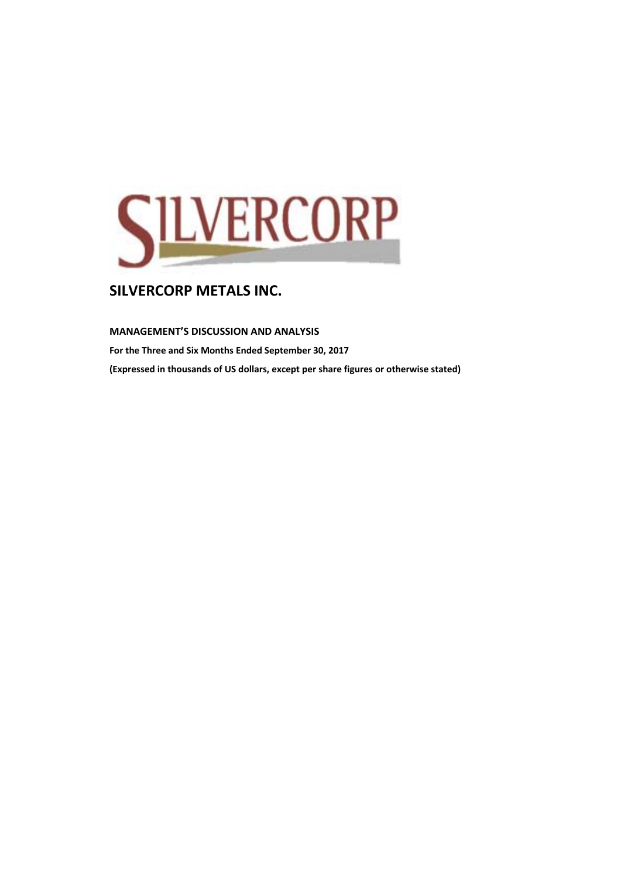# SILVERCORP METALS INC.

**MANAGEMENT'S DISCUSSION AND ANALYSIS**

**For the Three and Six Months Ended September 30, 2017**

**(Expressed in thousands of US dollars, except per share figures or otherwise stated)**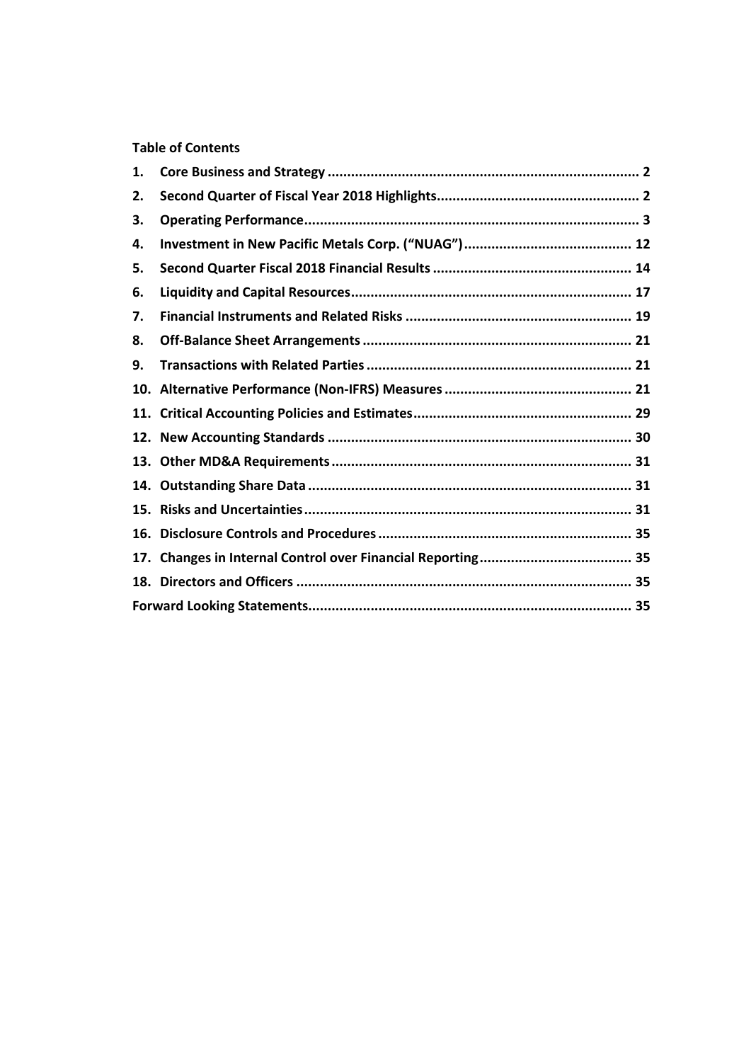**Table of Contents**

| | | |
|---|---|---|
| 1. | Core Business and Strategy | 2 |
| 2. | Second Quarter of Fiscal Year 2018 Highlights | 2 |
| 3. | Operating Performance | 3 |
| 4. | Investment in New Pacific Metals Corp. ("NUAG") | 12 |
| 5. | Second Quarter Fiscal 2018 Financial Results | 14 |
| 6. | Liquidity and Capital Resources | 17 |
| 7. | Financial Instruments and Related Risks | 19 |
| 8. | Off-Balance Sheet Arrangements | 21 |
| 9. | Transactions with Related Parties | 21 |
| 10. | Alternative Performance (Non-IFRS) Measures | 21 |
| 11. | Critical Accounting Policies and Estimates | 29 |
| 12. | New Accounting Standards | 30 |
| 13. | Other MD&A Requirements | 31 |
| 14. | Outstanding Share Data | 31 |
| 15. | Risks and Uncertainties | 31 |
| 16. | Disclosure Controls and Procedures | 35 |
| 17. | Changes in Internal Control over Financial Reporting | 35 |
| 18. | Directors and Officers | 35 |
| | Forward Looking Statements | 35 |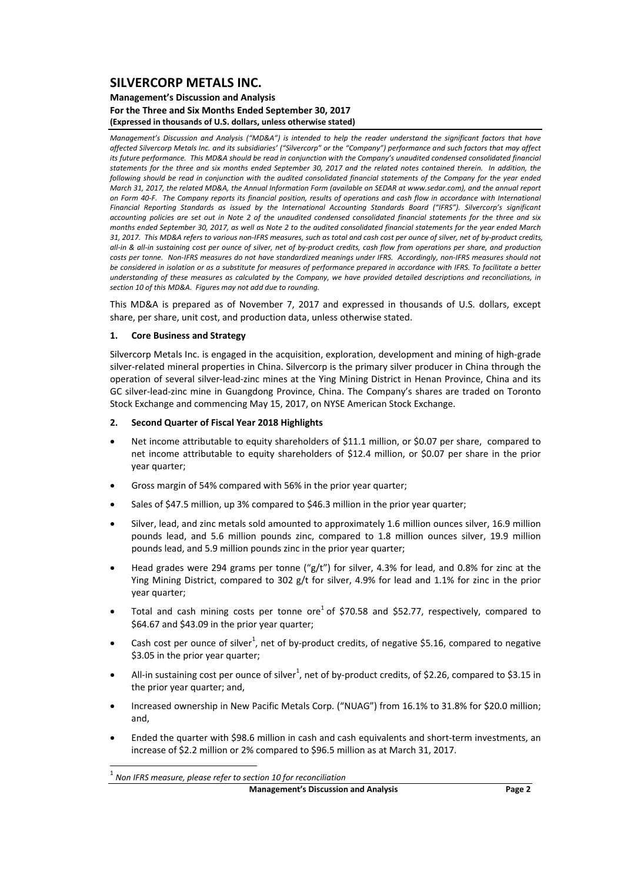# SILVERCORP METALS INC.

**Management's Discussion and Analysis**
**For the Three and Six Months Ended September 30, 2017**
**(Expressed in thousands of U.S. dollars, unless otherwise stated)**

*Management's Discussion and Analysis ("MD&A") is intended to help the reader understand the significant factors that have affected Silvercorp Metals Inc. and its subsidiaries' ("Silvercorp" or the "Company") performance and such factors that may affect its future performance. This MD&A should be read in conjunction with the Company's unaudited condensed consolidated financial statements for the three and six months ended September 30, 2017 and the related notes contained therein. In addition, the following should be read in conjunction with the audited consolidated financial statements of the Company for the year ended March 31, 2017, the related MD&A, the Annual Information Form (available on SEDAR at www.sedar.com), and the annual report on Form 40-F. The Company reports its financial position, results of operations and cash flow in accordance with International Financial Reporting Standards as issued by the International Accounting Standards Board ("IFRS"). Silvercorp's significant accounting policies are set out in Note 2 of the unaudited condensed consolidated financial statements for the three and six months ended September 30, 2017, as well as Note 2 to the audited consolidated financial statements for the year ended March 31, 2017. This MD&A refers to various non-IFRS measures, such as total and cash cost per ounce of silver, net of by-product credits, all-in & all-in sustaining cost per ounce of silver, net of by-product credits, cash flow from operations per share, and production costs per tonne. Non-IFRS measures do not have standardized meanings under IFRS. Accordingly, non-IFRS measures should not be considered in isolation or as a substitute for measures of performance prepared in accordance with IFRS. To facilitate a better understanding of these measures as calculated by the Company, we have provided detailed descriptions and reconciliations, in section 10 of this MD&A. Figures may not add due to rounding.*

This MD&A is prepared as of November 7, 2017 and expressed in thousands of U.S. dollars, except share, per share, unit cost, and production data, unless otherwise stated.

## 1. Core Business and Strategy

Silvercorp Metals Inc. is engaged in the acquisition, exploration, development and mining of high-grade silver-related mineral properties in China. Silvercorp is the primary silver producer in China through the operation of several silver-lead-zinc mines at the Ying Mining District in Henan Province, China and its GC silver-lead-zinc mine in Guangdong Province, China. The Company's shares are traded on Toronto Stock Exchange and commencing May 15, 2017, on NYSE American Stock Exchange.

## 2. Second Quarter of Fiscal Year 2018 Highlights

- Net income attributable to equity shareholders of $11.1 million, or $0.07 per share, compared to net income attributable to equity shareholders of $12.4 million, or $0.07 per share in the prior year quarter;
- Gross margin of 54% compared with 56% in the prior year quarter;
- Sales of $47.5 million, up 3% compared to $46.3 million in the prior year quarter;
- Silver, lead, and zinc metals sold amounted to approximately 1.6 million ounces silver, 16.9 million pounds lead, and 5.6 million pounds zinc, compared to 1.8 million ounces silver, 19.9 million pounds lead, and 5.9 million pounds zinc in the prior year quarter;
- Head grades were 294 grams per tonne ("g/t") for silver, 4.3% for lead, and 0.8% for zinc at the Ying Mining District, compared to 302 g/t for silver, 4.9% for lead and 1.1% for zinc in the prior year quarter;
- Total and cash mining costs per tonne ore[1] of $70.58 and $52.77, respectively, compared to $64.67 and $43.09 in the prior year quarter;
- Cash cost per ounce of silver[1], net of by-product credits, of negative $5.16, compared to negative $3.05 in the prior year quarter;
- All-in sustaining cost per ounce of silver[1], net of by-product credits, of $2.26, compared to $3.15 in the prior year quarter; and,
- Increased ownership in New Pacific Metals Corp. ("NUAG") from 16.1% to 31.8% for $20.0 million; and,
- Ended the quarter with $98.6 million in cash and cash equivalents and short-term investments, an increase of $2.2 million or 2% compared to $96.5 million as at March 31, 2017.

[1] *Non IFRS measure, please refer to section 10 for reconciliation*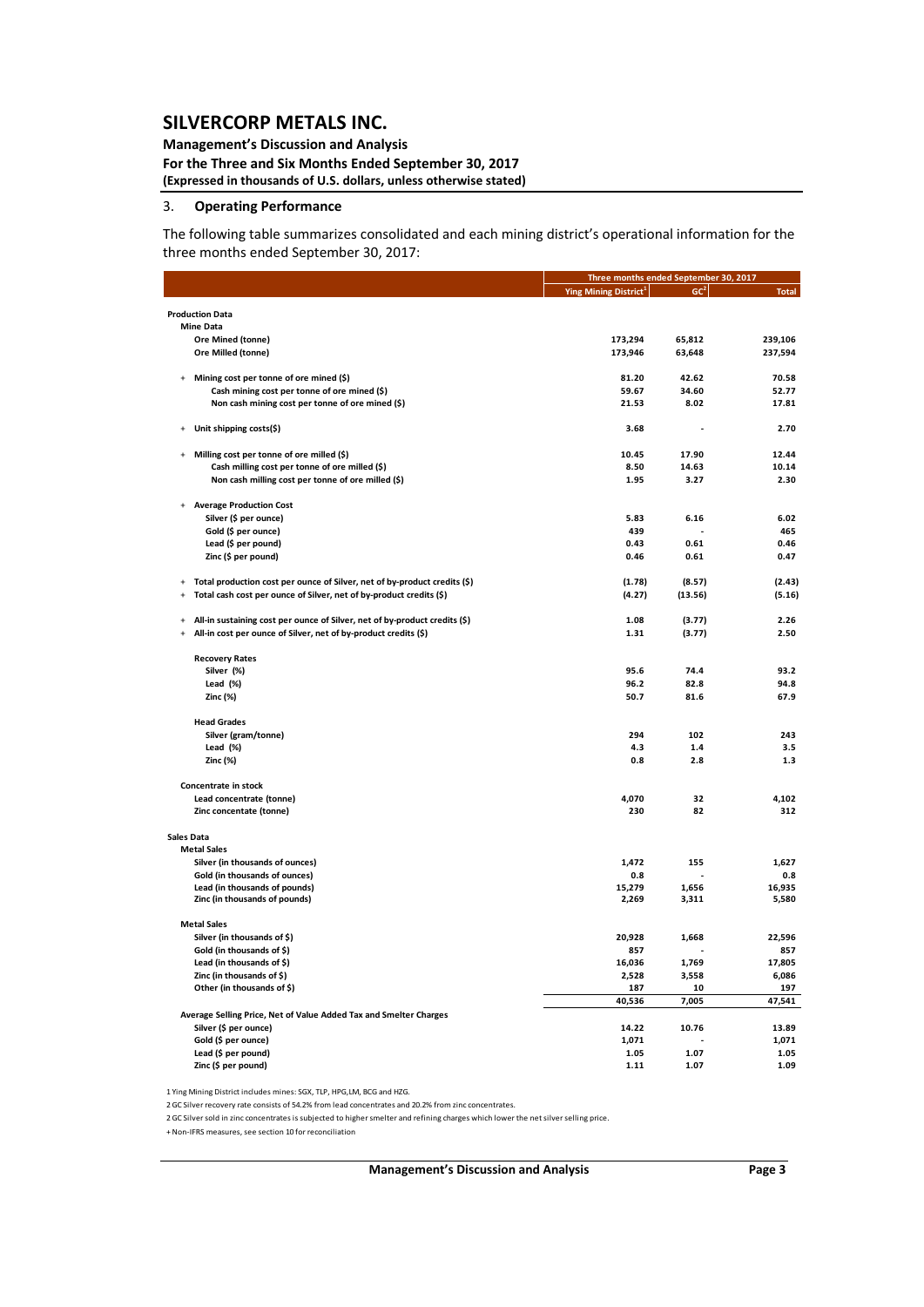## 3. Operating Performance

The following table summarizes consolidated and each mining district's operational information for the three months ended September 30, 2017:

| | Three months ended September 30, 2017 | | |
|---|---|---|---|
| | Ying Mining District[1] | GC[2] | Total |
| **Production Data** | | | |
| **Mine Data** | | | |
| Ore Mined (tonne) | 173,294 | 65,812 | 239,106 |
| Ore Milled (tonne) | 173,946 | 63,648 | 237,594 |
| + Mining cost per tonne of ore mined ($) | 81.20 | 42.62 | 70.58 |
| Cash mining cost per tonne of ore mined ($) | 59.67 | 34.60 | 52.77 |
| Non cash mining cost per tonne of ore mined ($) | 21.53 | 8.02 | 17.81 |
| + Unit shipping costs($) | 3.68 | - | 2.70 |
| + Milling cost per tonne of ore milled ($) | 10.45 | 17.90 | 12.44 |
| Cash milling cost per tonne of ore milled ($) | 8.50 | 14.63 | 10.14 |
| Non cash milling cost per tonne of ore milled ($) | 1.95 | 3.27 | 2.30 |
| + Average Production Cost | | | |
| Silver ($ per ounce) | 5.83 | 6.16 | 6.02 |
| Gold ($ per ounce) | 439 | - | 465 |
| Lead ($ per pound) | 0.43 | 0.61 | 0.46 |
| Zinc ($ per pound) | 0.46 | 0.61 | 0.47 |
| + Total production cost per ounce of Silver, net of by-product credits ($) | (1.78) | (8.57) | (2.43) |
| + Total cash cost per ounce of Silver, net of by-product credits ($) | (4.27) | (13.56) | (5.16) |
| + All-in sustaining cost per ounce of Silver, net of by-product credits ($) | 1.08 | (3.77) | 2.26 |
| + All-in cost per ounce of Silver, net of by-product credits ($) | 1.31 | (3.77) | 2.50 |
| **Recovery Rates** | | | |
| Silver (%) | 95.6 | 74.4 | 93.2 |
| Lead (%) | 96.2 | 82.8 | 94.8 |
| Zinc (%) | 50.7 | 81.6 | 67.9 |
| **Head Grades** | | | |
| Silver (gram/tonne) | 294 | 102 | 243 |
| Lead (%) | 4.3 | 1.4 | 3.5 |
| Zinc (%) | 0.8 | 2.8 | 1.3 |
| **Concentrate in stock** | | | |
| Lead concentrate (tonne) | 4,070 | 32 | 4,102 |
| Zinc concentate (tonne) | 230 | 82 | 312 |
| **Sales Data** | | | |
| **Metal Sales** | | | |
| Silver (in thousands of ounces) | 1,472 | 155 | 1,627 |
| Gold (in thousands of ounces) | 0.8 | - | 0.8 |
| Lead (in thousands of pounds) | 15,279 | 1,656 | 16,935 |
| Zinc (in thousands of pounds) | 2,269 | 3,311 | 5,580 |
| **Metal Sales** | | | |
| Silver (in thousands of $) | 20,928 | 1,668 | 22,596 |
| Gold (in thousands of $) | 857 | - | 857 |
| Lead (in thousands of $) | 16,036 | 1,769 | 17,805 |
| Zinc (in thousands of $) | 2,528 | 3,558 | 6,086 |
| Other (in thousands of $) | 187 | 10 | 197 |
| | 40,536 | 7,005 | 47,541 |
| **Average Selling Price, Net of Value Added Tax and Smelter Charges** | | | |
| Silver ($ per ounce) | 14.22 | 10.76 | 13.89 |
| Gold ($ per ounce) | 1,071 | - | 1,071 |
| Lead ($ per pound) | 1.05 | 1.07 | 1.05 |
| Zinc ($ per pound) | 1.11 | 1.07 | 1.09 |

1 Ying Mining District includes mines: SGX, TLP, HPG,LM, BCG and HZG.

2 GC Silver recovery rate consists of 54.2% from lead concentrates and 20.2% from zinc concentrates.

2 GC Silver sold in zinc concentrates is subjected to higher smelter and refining charges which lower the net silver selling price.

+ Non-IFRS measures, see section 10 for reconciliation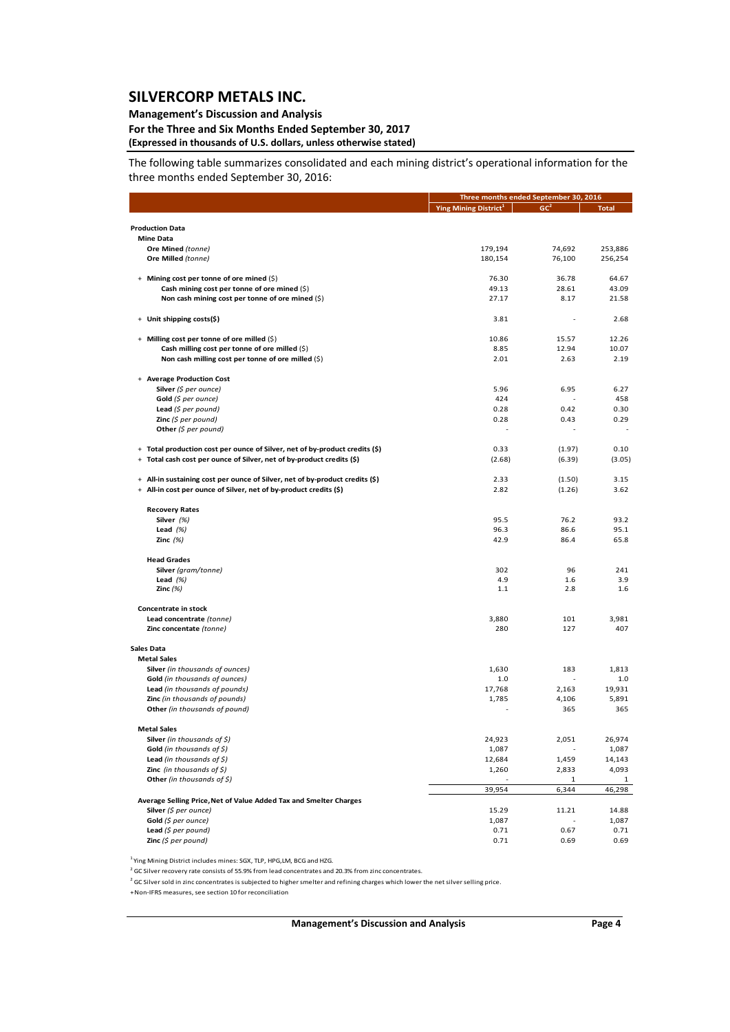The following table summarizes consolidated and each mining district's operational information for the three months ended September 30, 2016:

| | Three months ended September 30, 2016 | | |
|---|---|---|---|
| | Ying Mining District[1] | GC[2] | Total |
| **Production Data** | | | |
| **Mine Data** | | | |
| **Ore Mined** *(tonne)* | 179,194 | 74,692 | 253,886 |
| **Ore Milled** *(tonne)* | 180,154 | 76,100 | 256,254 |
| + **Mining cost per tonne of ore mined** ($) | 76.30 | 36.78 | 64.67 |
| **Cash mining cost per tonne of ore mined** ($) | 49.13 | 28.61 | 43.09 |
| **Non cash mining cost per tonne of ore mined** ($) | 27.17 | 8.17 | 21.58 |
| + **Unit shipping costs($)** | 3.81 | - | 2.68 |
| + **Milling cost per tonne of ore milled** ($) | 10.86 | 15.57 | 12.26 |
| **Cash milling cost per tonne of ore milled** ($) | 8.85 | 12.94 | 10.07 |
| **Non cash milling cost per tonne of ore milled** ($) | 2.01 | 2.63 | 2.19 |
| + **Average Production Cost** | | | |
| **Silver** *($ per ounce)* | 5.96 | 6.95 | 6.27 |
| **Gold** *($ per ounce)* | 424 | - | 458 |
| **Lead** *($ per pound)* | 0.28 | 0.42 | 0.30 |
| **Zinc** *($ per pound)* | 0.28 | 0.43 | 0.29 |
| **Other** *($ per pound)* | - | - | - |
| + **Total production cost per ounce of Silver, net of by-product credits ($)** | 0.33 | (1.97) | 0.10 |
| + **Total cash cost per ounce of Silver, net of by-product credits ($)** | (2.68) | (6.39) | (3.05) |
| + **All-in sustaining cost per ounce of Silver, net of by-product credits ($)** | 2.33 | (1.50) | 3.15 |
| + **All-in cost per ounce of Silver, net of by-product credits ($)** | 2.82 | (1.26) | 3.62 |
| **Recovery Rates** | | | |
| **Silver** *(%)* | 95.5 | 76.2 | 93.2 |
| **Lead** *(%)* | 96.3 | 86.6 | 95.1 |
| **Zinc** *(%)* | 42.9 | 86.4 | 65.8 |
| **Head Grades** | | | |
| **Silver** *(gram/tonne)* | 302 | 96 | 241 |
| **Lead** *(%)* | 4.9 | 1.6 | 3.9 |
| **Zinc** *(%)* | 1.1 | 2.8 | 1.6 |
| **Concentrate in stock** | | | |
| **Lead concentrate** *(tonne)* | 3,880 | 101 | 3,981 |
| **Zinc concentate** *(tonne)* | 280 | 127 | 407 |
| **Sales Data** | | | |
| **Metal Sales** | | | |
| **Silver** *(in thousands of ounces)* | 1,630 | 183 | 1,813 |
| **Gold** *(in thousands of ounces)* | 1.0 | - | 1.0 |
| **Lead** *(in thousands of pounds)* | 17,768 | 2,163 | 19,931 |
| **Zinc** *(in thousands of pounds)* | 1,785 | 4,106 | 5,891 |
| **Other** *(in thousands of pound)* | - | 365 | 365 |
| **Metal Sales** | | | |
| **Silver** *(in thousands of $)* | 24,923 | 2,051 | 26,974 |
| **Gold** *(in thousands of $)* | 1,087 | - | 1,087 |
| **Lead** *(in thousands of $)* | 12,684 | 1,459 | 14,143 |
| **Zinc** *(in thousands of $)* | 1,260 | 2,833 | 4,093 |
| **Other** *(in thousands of $)* | - | 1 | 1 |
| | 39,954 | 6,344 | 46,298 |
| **Average Selling Price, Net of Value Added Tax and Smelter Charges** | | | |
| **Silver** *($ per ounce)* | 15.29 | 11.21 | 14.88 |
| **Gold** *($ per ounce)* | 1,087 | - | 1,087 |
| **Lead** *($ per pound)* | 0.71 | 0.67 | 0.71 |
| **Zinc** *($ per pound)* | 0.71 | 0.69 | 0.69 |

[1] Ying Mining District includes mines: SGX, TLP, HPG,LM, BCG and HZG.

[2] GC Silver recovery rate consists of 55.9% from lead concentrates and 20.3% from zinc concentrates.

[2] GC Silver sold in zinc concentrates is subjected to higher smelter and refining charges which lower the net silver selling price.

+Non-IFRS measures, see section 10 for reconciliation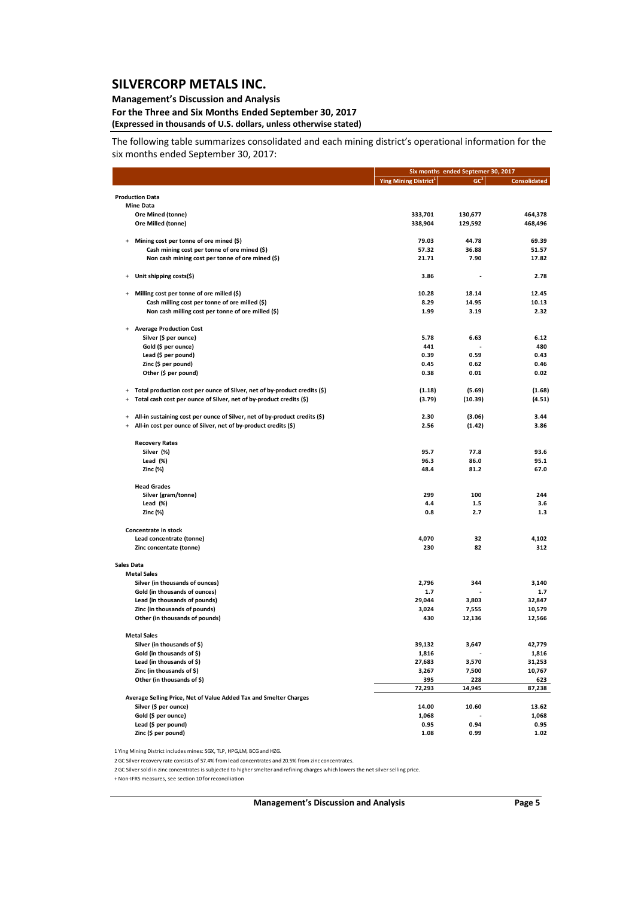The following table summarizes consolidated and each mining district's operational information for the six months ended September 30, 2017:

| | Six months ended Septemer 30, 2017 | | |
|---|---|---|---|
| | Ying Mining District[1] | GC[2] | Consolidated |
| **Production Data** | | | |
| **Mine Data** | | | |
| Ore Mined (tonne) | 333,701 | 130,677 | 464,378 |
| Ore Milled (tonne) | 338,904 | 129,592 | 468,496 |
| + Mining cost per tonne of ore mined ($) | 79.03 | 44.78 | 69.39 |
| Cash mining cost per tonne of ore mined ($) | 57.32 | 36.88 | 51.57 |
| Non cash mining cost per tonne of ore mined ($) | 21.71 | 7.90 | 17.82 |
| + Unit shipping costs($) | 3.86 | - | 2.78 |
| + Milling cost per tonne of ore milled ($) | 10.28 | 18.14 | 12.45 |
| Cash milling cost per tonne of ore milled ($) | 8.29 | 14.95 | 10.13 |
| Non cash milling cost per tonne of ore milled ($) | 1.99 | 3.19 | 2.32 |
| + Average Production Cost | | | |
| Silver ($ per ounce) | 5.78 | 6.63 | 6.12 |
| Gold ($ per ounce) | 441 | - | 480 |
| Lead ($ per pound) | 0.39 | 0.59 | 0.43 |
| Zinc ($ per pound) | 0.45 | 0.62 | 0.46 |
| Other ($ per pound) | 0.38 | 0.01 | 0.02 |
| + Total production cost per ounce of Silver, net of by-product credits ($) | (1.18) | (5.69) | (1.68) |
| + Total cash cost per ounce of Silver, net of by-product credits ($) | (3.79) | (10.39) | (4.51) |
| + All-in sustaining cost per ounce of Silver, net of by-product credits ($) | 2.30 | (3.06) | 3.44 |
| + All-in cost per ounce of Silver, net of by-product credits ($) | 2.56 | (1.42) | 3.86 |
| **Recovery Rates** | | | |
| Silver (%) | 95.7 | 77.8 | 93.6 |
| Lead (%) | 96.3 | 86.0 | 95.1 |
| Zinc (%) | 48.4 | 81.2 | 67.0 |
| **Head Grades** | | | |
| Silver (gram/tonne) | 299 | 100 | 244 |
| Lead (%) | 4.4 | 1.5 | 3.6 |
| Zinc (%) | 0.8 | 2.7 | 1.3 |
| **Concentrate in stock** | | | |
| Lead concentrate (tonne) | 4,070 | 32 | 4,102 |
| Zinc concentate (tonne) | 230 | 82 | 312 |
| **Sales Data** | | | |
| **Metal Sales** | | | |
| Silver (in thousands of ounces) | 2,796 | 344 | 3,140 |
| Gold (in thousands of ounces) | 1.7 | - | 1.7 |
| Lead (in thousands of pounds) | 29,044 | 3,803 | 32,847 |
| Zinc (in thousands of pounds) | 3,024 | 7,555 | 10,579 |
| Other (in thousands of pounds) | 430 | 12,136 | 12,566 |
| **Metal Sales** | | | |
| Silver (in thousands of $) | 39,132 | 3,647 | 42,779 |
| Gold (in thousands of $) | 1,816 | - | 1,816 |
| Lead (in thousands of $) | 27,683 | 3,570 | 31,253 |
| Zinc (in thousands of $) | 3,267 | 7,500 | 10,767 |
| Other (in thousands of $) | 395 | 228 | 623 |
| | 72,293 | 14,945 | 87,238 |
| **Average Selling Price, Net of Value Added Tax and Smelter Charges** | | | |
| Silver ($ per ounce) | 14.00 | 10.60 | 13.62 |
| Gold ($ per ounce) | 1,068 | - | 1,068 |
| Lead ($ per pound) | 0.95 | 0.94 | 0.95 |
| Zinc ($ per pound) | 1.08 | 0.99 | 1.02 |

1 Ying Mining District includes mines: SGX, TLP, HPG,LM, BCG and HZG.

2 GC Silver recovery rate consists of 57.4% from lead concentrates and 20.5% from zinc concentrates.

2 GC Silver sold in zinc concentrates is subjected to higher smelter and refining charges which lowers the net silver selling price.

+ Non-IFRS measures, see section 10 for reconciliation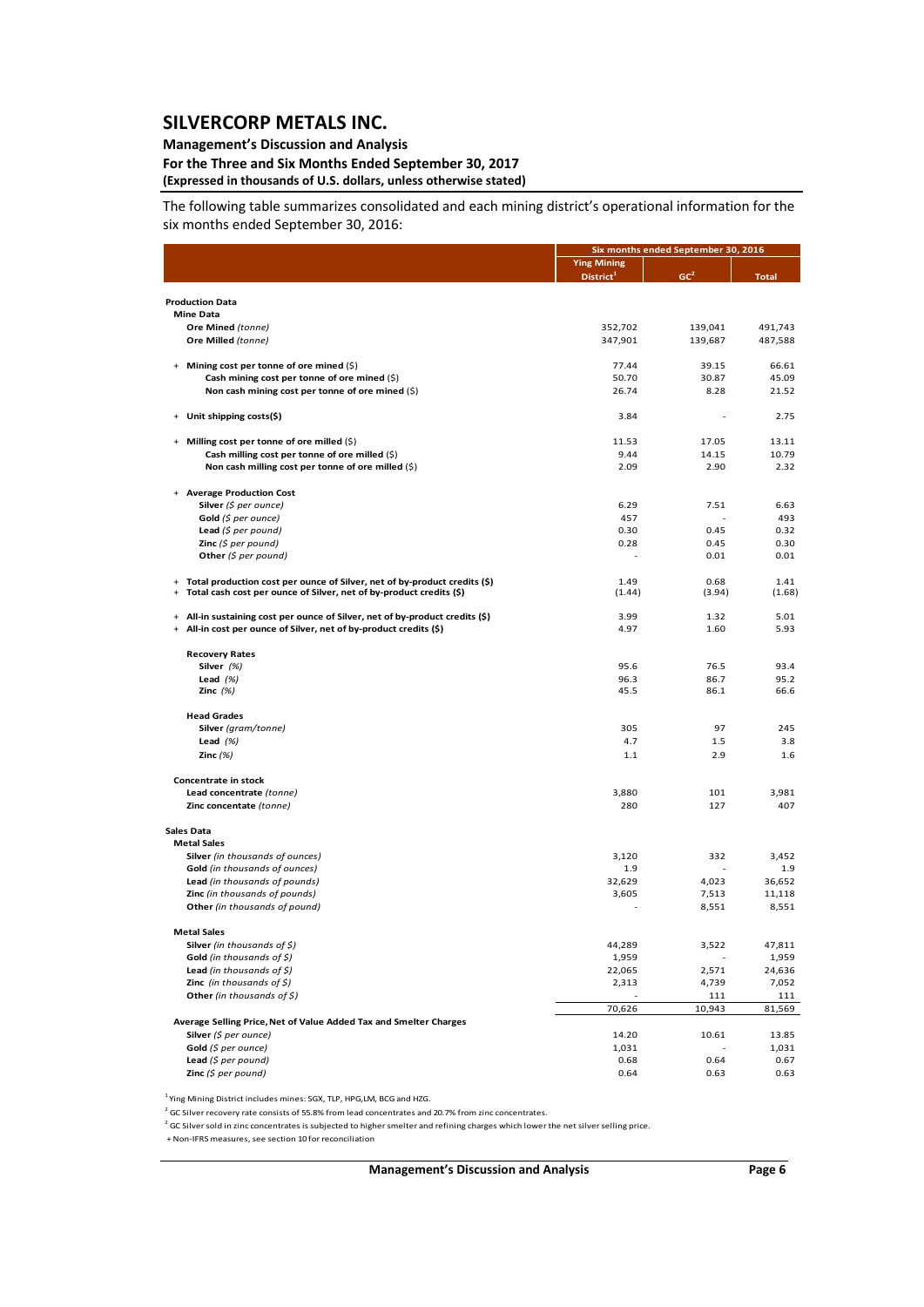The following table summarizes consolidated and each mining district's operational information for the six months ended September 30, 2016:

| | Six months ended September 30, 2016 | | |
|---|---|---|---|
| | Ying Mining District[1] | GC[2] | Total |
| **Production Data** | | | |
| **Mine Data** | | | |
| **Ore Mined** *(tonne)* | 352,702 | 139,041 | 491,743 |
| **Ore Milled** *(tonne)* | 347,901 | 139,687 | 487,588 |
| + **Mining cost per tonne of ore mined** ($) | 77.44 | 39.15 | 66.61 |
| **Cash mining cost per tonne of ore mined** ($) | 50.70 | 30.87 | 45.09 |
| **Non cash mining cost per tonne of ore mined** ($) | 26.74 | 8.28 | 21.52 |
| + **Unit shipping costs($)** | 3.84 | - | 2.75 |
| + **Milling cost per tonne of ore milled** ($) | 11.53 | 17.05 | 13.11 |
| **Cash milling cost per tonne of ore milled** ($) | 9.44 | 14.15 | 10.79 |
| **Non cash milling cost per tonne of ore milled** ($) | 2.09 | 2.90 | 2.32 |
| + **Average Production Cost** | | | |
| **Silver** *($ per ounce)* | 6.29 | 7.51 | 6.63 |
| **Gold** *($ per ounce)* | 457 | - | 493 |
| **Lead** *($ per pound)* | 0.30 | 0.45 | 0.32 |
| **Zinc** *($ per pound)* | 0.28 | 0.45 | 0.30 |
| **Other** *($ per pound)* | - | 0.01 | 0.01 |
| + **Total production cost per ounce of Silver, net of by-product credits ($)** | 1.49 | 0.68 | 1.41 |
| + **Total cash cost per ounce of Silver, net of by-product credits ($)** | (1.44) | (3.94) | (1.68) |
| + **All-in sustaining cost per ounce of Silver, net of by-product credits ($)** | 3.99 | 1.32 | 5.01 |
| + **All-in cost per ounce of Silver, net of by-product credits ($)** | 4.97 | 1.60 | 5.93 |
| **Recovery Rates** | | | |
| **Silver** *(%)* | 95.6 | 76.5 | 93.4 |
| **Lead** *(%)* | 96.3 | 86.7 | 95.2 |
| **Zinc** *(%)* | 45.5 | 86.1 | 66.6 |
| **Head Grades** | | | |
| **Silver** *(gram/tonne)* | 305 | 97 | 245 |
| **Lead** *(%)* | 4.7 | 1.5 | 3.8 |
| **Zinc** *(%)* | 1.1 | 2.9 | 1.6 |
| **Concentrate in stock** | | | |
| **Lead concentrate** *(tonne)* | 3,880 | 101 | 3,981 |
| **Zinc concentate** *(tonne)* | 280 | 127 | 407 |
| **Sales Data** | | | |
| **Metal Sales** | | | |
| **Silver** *(in thousands of ounces)* | 3,120 | 332 | 3,452 |
| **Gold** *(in thousands of ounces)* | 1.9 | - | 1.9 |
| **Lead** *(in thousands of pounds)* | 32,629 | 4,023 | 36,652 |
| **Zinc** *(in thousands of pounds)* | 3,605 | 7,513 | 11,118 |
| **Other** *(in thousands of pound)* | - | 8,551 | 8,551 |
| **Metal Sales** | | | |
| **Silver** *(in thousands of $)* | 44,289 | 3,522 | 47,811 |
| **Gold** *(in thousands of $)* | 1,959 | - | 1,959 |
| **Lead** *(in thousands of $)* | 22,065 | 2,571 | 24,636 |
| **Zinc** *(in thousands of $)* | 2,313 | 4,739 | 7,052 |
| **Other** *(in thousands of $)* | - | 111 | 111 |
| | 70,626 | 10,943 | 81,569 |
| **Average Selling Price, Net of Value Added Tax and Smelter Charges** | | | |
| **Silver** *($ per ounce)* | 14.20 | 10.61 | 13.85 |
| **Gold** *($ per ounce)* | 1,031 | - | 1,031 |
| **Lead** *($ per pound)* | 0.68 | 0.64 | 0.67 |
| **Zinc** *($ per pound)* | 0.64 | 0.63 | 0.63 |

[1] Ying Mining District includes mines: SGX, TLP, HPG,LM, BCG and HZG.

[2] GC Silver recovery rate consists of 55.8% from lead concentrates and 20.7% from zinc concentrates.

[2] GC Silver sold in zinc concentrates is subjected to higher smelter and refining charges which lower the net silver selling price.

+ Non-IFRS measures, see section 10 for reconciliation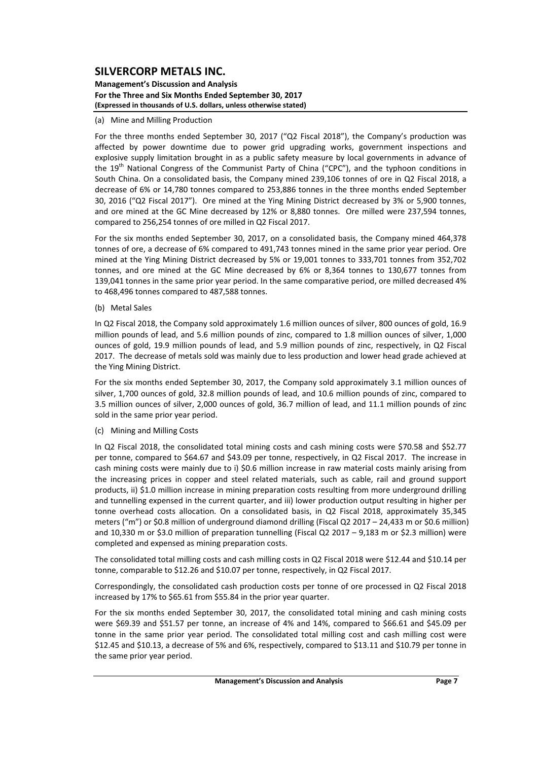(a) Mine and Milling Production

For the three months ended September 30, 2017 ("Q2 Fiscal 2018"), the Company's production was affected by power downtime due to power grid upgrading works, government inspections and explosive supply limitation brought in as a public safety measure by local governments in advance of the 19th National Congress of the Communist Party of China ("CPC"), and the typhoon conditions in South China. On a consolidated basis, the Company mined 239,106 tonnes of ore in Q2 Fiscal 2018, a decrease of 6% or 14,780 tonnes compared to 253,886 tonnes in the three months ended September 30, 2016 ("Q2 Fiscal 2017"). Ore mined at the Ying Mining District decreased by 3% or 5,900 tonnes, and ore mined at the GC Mine decreased by 12% or 8,880 tonnes. Ore milled were 237,594 tonnes, compared to 256,254 tonnes of ore milled in Q2 Fiscal 2017.

For the six months ended September 30, 2017, on a consolidated basis, the Company mined 464,378 tonnes of ore, a decrease of 6% compared to 491,743 tonnes mined in the same prior year period. Ore mined at the Ying Mining District decreased by 5% or 19,001 tonnes to 333,701 tonnes from 352,702 tonnes, and ore mined at the GC Mine decreased by 6% or 8,364 tonnes to 130,677 tonnes from 139,041 tonnes in the same prior year period. In the same comparative period, ore milled decreased 4% to 468,496 tonnes compared to 487,588 tonnes.

(b) Metal Sales

In Q2 Fiscal 2018, the Company sold approximately 1.6 million ounces of silver, 800 ounces of gold, 16.9 million pounds of lead, and 5.6 million pounds of zinc, compared to 1.8 million ounces of silver, 1,000 ounces of gold, 19.9 million pounds of lead, and 5.9 million pounds of zinc, respectively, in Q2 Fiscal 2017. The decrease of metals sold was mainly due to less production and lower head grade achieved at the Ying Mining District.

For the six months ended September 30, 2017, the Company sold approximately 3.1 million ounces of silver, 1,700 ounces of gold, 32.8 million pounds of lead, and 10.6 million pounds of zinc, compared to 3.5 million ounces of silver, 2,000 ounces of gold, 36.7 million of lead, and 11.1 million pounds of zinc sold in the same prior year period.

(c) Mining and Milling Costs

In Q2 Fiscal 2018, the consolidated total mining costs and cash mining costs were $70.58 and $52.77 per tonne, compared to $64.67 and $43.09 per tonne, respectively, in Q2 Fiscal 2017. The increase in cash mining costs were mainly due to i) $0.6 million increase in raw material costs mainly arising from the increasing prices in copper and steel related materials, such as cable, rail and ground support products, ii) $1.0 million increase in mining preparation costs resulting from more underground drilling and tunnelling expensed in the current quarter, and iii) lower production output resulting in higher per tonne overhead costs allocation. On a consolidated basis, in Q2 Fiscal 2018, approximately 35,345 meters ("m") or $0.8 million of underground diamond drilling (Fiscal Q2 2017 – 24,433 m or $0.6 million) and 10,330 m or $3.0 million of preparation tunnelling (Fiscal Q2 2017 – 9,183 m or $2.3 million) were completed and expensed as mining preparation costs.

The consolidated total milling costs and cash milling costs in Q2 Fiscal 2018 were $12.44 and $10.14 per tonne, comparable to $12.26 and $10.07 per tonne, respectively, in Q2 Fiscal 2017.

Correspondingly, the consolidated cash production costs per tonne of ore processed in Q2 Fiscal 2018 increased by 17% to $65.61 from $55.84 in the prior year quarter.

For the six months ended September 30, 2017, the consolidated total mining and cash mining costs were $69.39 and $51.57 per tonne, an increase of 4% and 14%, compared to $66.61 and $45.09 per tonne in the same prior year period. The consolidated total milling cost and cash milling cost were $12.45 and $10.13, a decrease of 5% and 6%, respectively, compared to $13.11 and $10.79 per tonne in the same prior year period.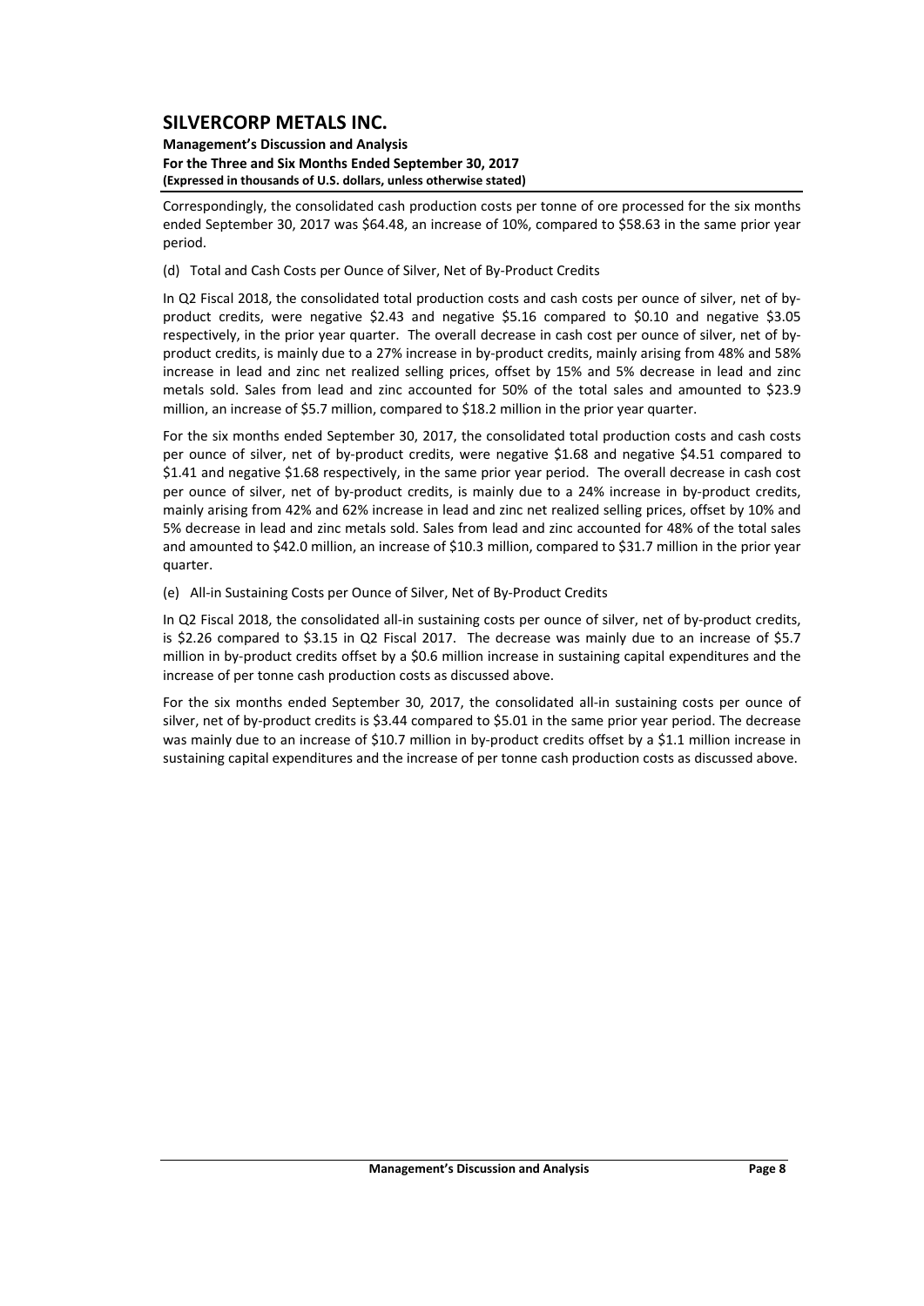Correspondingly, the consolidated cash production costs per tonne of ore processed for the six months ended September 30, 2017 was $64.48, an increase of 10%, compared to $58.63 in the same prior year period.

(d) Total and Cash Costs per Ounce of Silver, Net of By-Product Credits

In Q2 Fiscal 2018, the consolidated total production costs and cash costs per ounce of silver, net of by-product credits, were negative $2.43 and negative $5.16 compared to $0.10 and negative $3.05 respectively, in the prior year quarter. The overall decrease in cash cost per ounce of silver, net of by-product credits, is mainly due to a 27% increase in by-product credits, mainly arising from 48% and 58% increase in lead and zinc net realized selling prices, offset by 15% and 5% decrease in lead and zinc metals sold. Sales from lead and zinc accounted for 50% of the total sales and amounted to $23.9 million, an increase of $5.7 million, compared to $18.2 million in the prior year quarter.

For the six months ended September 30, 2017, the consolidated total production costs and cash costs per ounce of silver, net of by-product credits, were negative $1.68 and negative $4.51 compared to $1.41 and negative $1.68 respectively, in the same prior year period. The overall decrease in cash cost per ounce of silver, net of by-product credits, is mainly due to a 24% increase in by-product credits, mainly arising from 42% and 62% increase in lead and zinc net realized selling prices, offset by 10% and 5% decrease in lead and zinc metals sold. Sales from lead and zinc accounted for 48% of the total sales and amounted to $42.0 million, an increase of $10.3 million, compared to $31.7 million in the prior year quarter.

(e) All-in Sustaining Costs per Ounce of Silver, Net of By-Product Credits

In Q2 Fiscal 2018, the consolidated all-in sustaining costs per ounce of silver, net of by-product credits, is $2.26 compared to $3.15 in Q2 Fiscal 2017. The decrease was mainly due to an increase of $5.7 million in by-product credits offset by a $0.6 million increase in sustaining capital expenditures and the increase of per tonne cash production costs as discussed above.

For the six months ended September 30, 2017, the consolidated all-in sustaining costs per ounce of silver, net of by-product credits is $3.44 compared to $5.01 in the same prior year period. The decrease was mainly due to an increase of $10.7 million in by-product credits offset by a $1.1 million increase in sustaining capital expenditures and the increase of per tonne cash production costs as discussed above.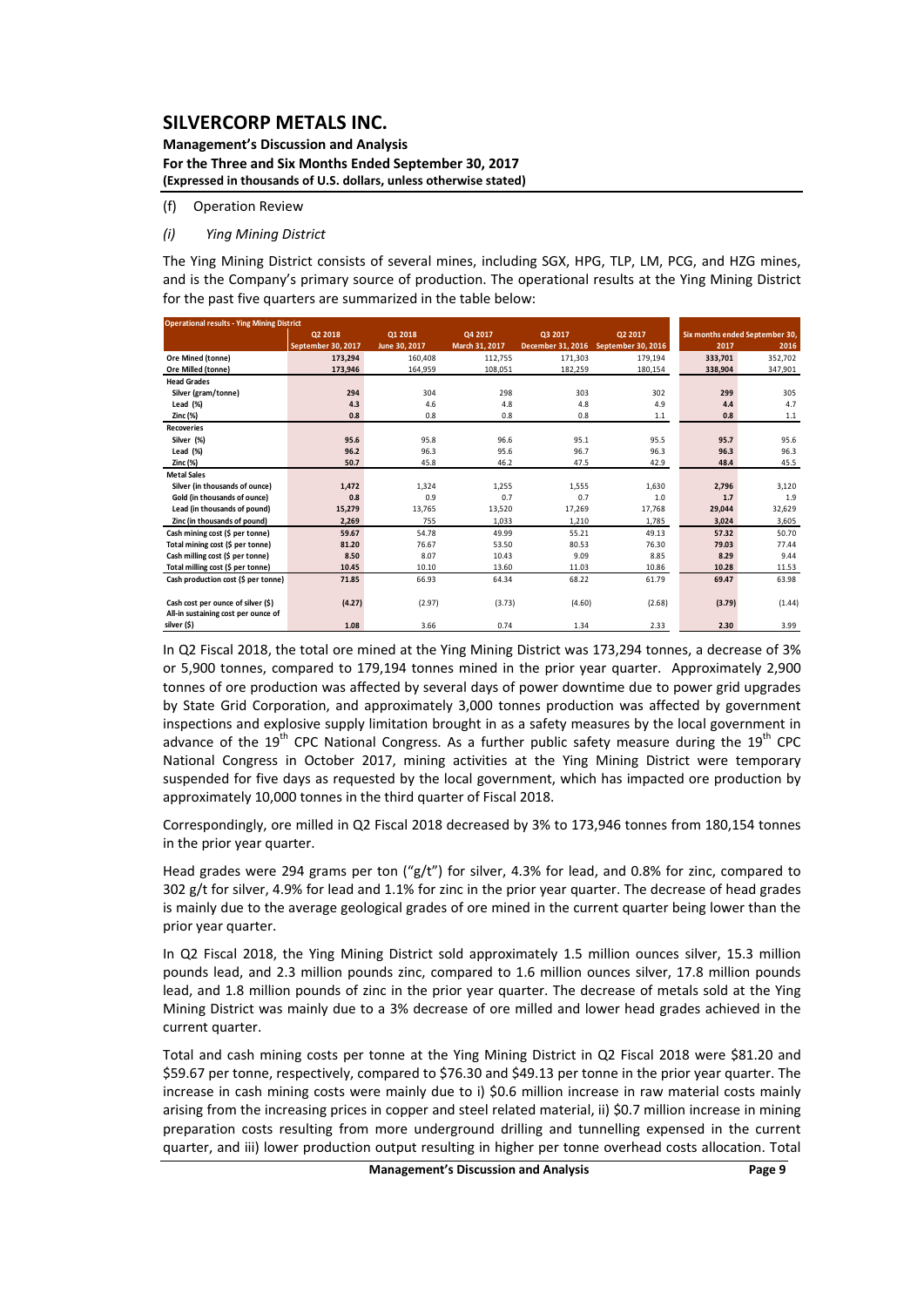(f) Operation Review

*(i) Ying Mining District*

The Ying Mining District consists of several mines, including SGX, HPG, TLP, LM, PCG, and HZG mines, and is the Company's primary source of production. The operational results at the Ying Mining District for the past five quarters are summarized in the table below:

| Operational results - Ying Mining District | Q2 2018 | Q1 2018 | Q4 2017 | Q3 2017 | Q2 2017 | Six months ended September 30, | |
|---|---|---|---|---|---|---|---|
| | September 30, 2017 | June 30, 2017 | March 31, 2017 | December 31, 2016 | September 30, 2016 | 2017 | 2016 |
| **Ore Mined (tonne)** | 173,294 | 160,408 | 112,755 | 171,303 | 179,194 | 333,701 | 352,702 |
| **Ore Milled (tonne)** | 173,946 | 164,959 | 108,051 | 182,259 | 180,154 | 338,904 | 347,901 |
| **Head Grades** | | | | | | | |
| Silver (gram/tonne) | 294 | 304 | 298 | 303 | 302 | 299 | 305 |
| Lead (%) | 4.3 | 4.6 | 4.8 | 4.8 | 4.9 | 4.4 | 4.7 |
| Zinc (%) | 0.8 | 0.8 | 0.8 | 0.8 | 1.1 | 0.8 | 1.1 |
| **Recoveries** | | | | | | | |
| Silver (%) | 95.6 | 95.8 | 96.6 | 95.1 | 95.5 | 95.7 | 95.6 |
| Lead (%) | 96.2 | 96.3 | 95.6 | 96.7 | 96.3 | 96.3 | 96.3 |
| Zinc (%) | 50.7 | 45.8 | 46.2 | 47.5 | 42.9 | 48.4 | 45.5 |
| **Metal Sales** | | | | | | | |
| Silver (in thousands of ounce) | 1,472 | 1,324 | 1,255 | 1,555 | 1,630 | 2,796 | 3,120 |
| Gold (in thousands of ounce) | 0.8 | 0.9 | 0.7 | 0.7 | 1.0 | 1.7 | 1.9 |
| Lead (in thousands of pound) | 15,279 | 13,765 | 13,520 | 17,269 | 17,768 | 29,044 | 32,629 |
| Zinc (in thousands of pound) | 2,269 | 755 | 1,033 | 1,210 | 1,785 | 3,024 | 3,605 |
| **Cash mining cost ($ per tonne)** | 59.67 | 54.78 | 49.99 | 55.21 | 49.13 | 57.32 | 50.70 |
| **Total mining cost ($ per tonne)** | 81.20 | 76.67 | 53.50 | 80.53 | 76.30 | 79.03 | 77.44 |
| **Cash milling cost ($ per tonne)** | 8.50 | 8.07 | 10.43 | 9.09 | 8.85 | 8.29 | 9.44 |
| **Total milling cost ($ per tonne)** | 10.45 | 10.10 | 13.60 | 11.03 | 10.86 | 10.28 | 11.53 |
| **Cash production cost ($ per tonne)** | 71.85 | 66.93 | 64.34 | 68.22 | 61.79 | 69.47 | 63.98 |
| **Cash cost per ounce of silver ($)** | (4.27) | (2.97) | (3.73) | (4.60) | (2.68) | (3.79) | (1.44) |
| **All-in sustaining cost per ounce of silver ($)** | 1.08 | 3.66 | 0.74 | 1.34 | 2.33 | 2.30 | 3.99 |

In Q2 Fiscal 2018, the total ore mined at the Ying Mining District was 173,294 tonnes, a decrease of 3% or 5,900 tonnes, compared to 179,194 tonnes mined in the prior year quarter. Approximately 2,900 tonnes of ore production was affected by several days of power downtime due to power grid upgrades by State Grid Corporation, and approximately 3,000 tonnes production was affected by government inspections and explosive supply limitation brought in as a safety measures by the local government in advance of the 19th CPC National Congress. As a further public safety measure during the 19th CPC National Congress in October 2017, mining activities at the Ying Mining District were temporary suspended for five days as requested by the local government, which has impacted ore production by approximately 10,000 tonnes in the third quarter of Fiscal 2018.

Correspondingly, ore milled in Q2 Fiscal 2018 decreased by 3% to 173,946 tonnes from 180,154 tonnes in the prior year quarter.

Head grades were 294 grams per ton ("g/t") for silver, 4.3% for lead, and 0.8% for zinc, compared to 302 g/t for silver, 4.9% for lead and 1.1% for zinc in the prior year quarter. The decrease of head grades is mainly due to the average geological grades of ore mined in the current quarter being lower than the prior year quarter.

In Q2 Fiscal 2018, the Ying Mining District sold approximately 1.5 million ounces silver, 15.3 million pounds lead, and 2.3 million pounds zinc, compared to 1.6 million ounces silver, 17.8 million pounds lead, and 1.8 million pounds of zinc in the prior year quarter. The decrease of metals sold at the Ying Mining District was mainly due to a 3% decrease of ore milled and lower head grades achieved in the current quarter.

Total and cash mining costs per tonne at the Ying Mining District in Q2 Fiscal 2018 were $81.20 and $59.67 per tonne, respectively, compared to $76.30 and $49.13 per tonne in the prior year quarter. The increase in cash mining costs were mainly due to i) $0.6 million increase in raw material costs mainly arising from the increasing prices in copper and steel related material, ii) $0.7 million increase in mining preparation costs resulting from more underground drilling and tunnelling expensed in the current quarter, and iii) lower production output resulting in higher per tonne overhead costs allocation. Total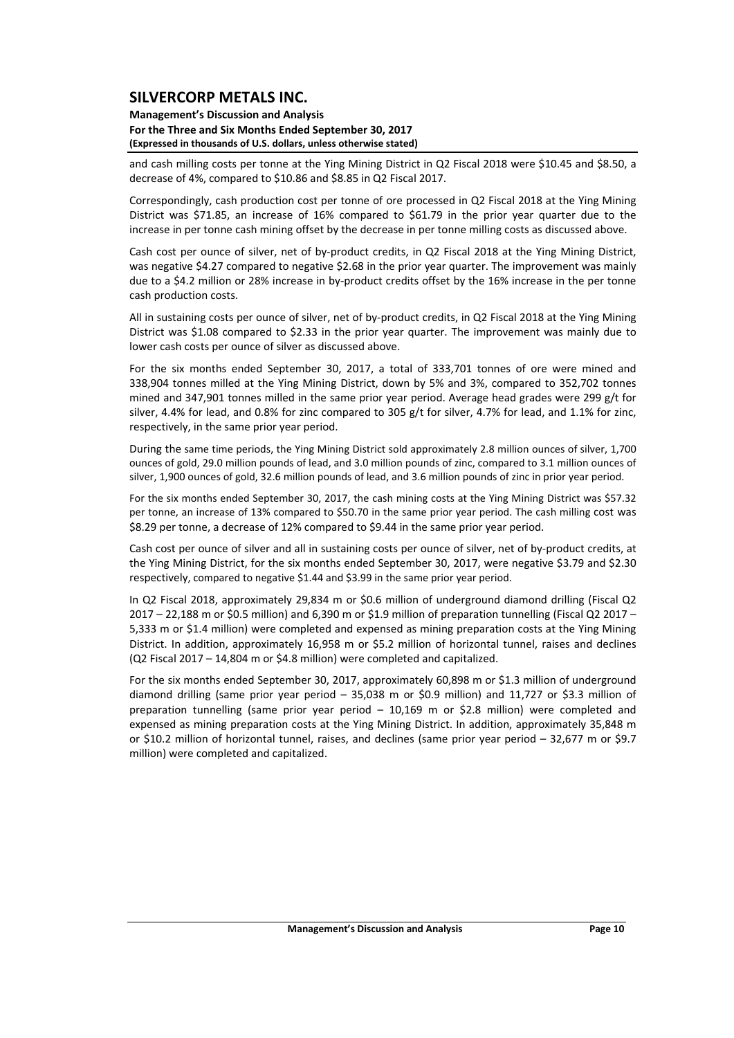and cash milling costs per tonne at the Ying Mining District in Q2 Fiscal 2018 were $10.45 and $8.50, a decrease of 4%, compared to $10.86 and $8.85 in Q2 Fiscal 2017.

Correspondingly, cash production cost per tonne of ore processed in Q2 Fiscal 2018 at the Ying Mining District was $71.85, an increase of 16% compared to $61.79 in the prior year quarter due to the increase in per tonne cash mining offset by the decrease in per tonne milling costs as discussed above.

Cash cost per ounce of silver, net of by-product credits, in Q2 Fiscal 2018 at the Ying Mining District, was negative $4.27 compared to negative $2.68 in the prior year quarter. The improvement was mainly due to a $4.2 million or 28% increase in by-product credits offset by the 16% increase in the per tonne cash production costs.

All in sustaining costs per ounce of silver, net of by-product credits, in Q2 Fiscal 2018 at the Ying Mining District was $1.08 compared to $2.33 in the prior year quarter. The improvement was mainly due to lower cash costs per ounce of silver as discussed above.

For the six months ended September 30, 2017, a total of 333,701 tonnes of ore were mined and 338,904 tonnes milled at the Ying Mining District, down by 5% and 3%, compared to 352,702 tonnes mined and 347,901 tonnes milled in the same prior year period. Average head grades were 299 g/t for silver, 4.4% for lead, and 0.8% for zinc compared to 305 g/t for silver, 4.7% for lead, and 1.1% for zinc, respectively, in the same prior year period.

During the same time periods, the Ying Mining District sold approximately 2.8 million ounces of silver, 1,700 ounces of gold, 29.0 million pounds of lead, and 3.0 million pounds of zinc, compared to 3.1 million ounces of silver, 1,900 ounces of gold, 32.6 million pounds of lead, and 3.6 million pounds of zinc in prior year period.

For the six months ended September 30, 2017, the cash mining costs at the Ying Mining District was $57.32 per tonne, an increase of 13% compared to $50.70 in the same prior year period. The cash milling cost was $8.29 per tonne, a decrease of 12% compared to $9.44 in the same prior year period.

Cash cost per ounce of silver and all in sustaining costs per ounce of silver, net of by-product credits, at the Ying Mining District, for the six months ended September 30, 2017, were negative $3.79 and $2.30 respectively, compared to negative $1.44 and $3.99 in the same prior year period.

In Q2 Fiscal 2018, approximately 29,834 m or $0.6 million of underground diamond drilling (Fiscal Q2 2017 – 22,188 m or $0.5 million) and 6,390 m or $1.9 million of preparation tunnelling (Fiscal Q2 2017 – 5,333 m or $1.4 million) were completed and expensed as mining preparation costs at the Ying Mining District. In addition, approximately 16,958 m or $5.2 million of horizontal tunnel, raises and declines (Q2 Fiscal 2017 – 14,804 m or $4.8 million) were completed and capitalized.

For the six months ended September 30, 2017, approximately 60,898 m or $1.3 million of underground diamond drilling (same prior year period – 35,038 m or $0.9 million) and 11,727 or $3.3 million of preparation tunnelling (same prior year period – 10,169 m or $2.8 million) were completed and expensed as mining preparation costs at the Ying Mining District. In addition, approximately 35,848 m or $10.2 million of horizontal tunnel, raises, and declines (same prior year period – 32,677 m or $9.7 million) were completed and capitalized.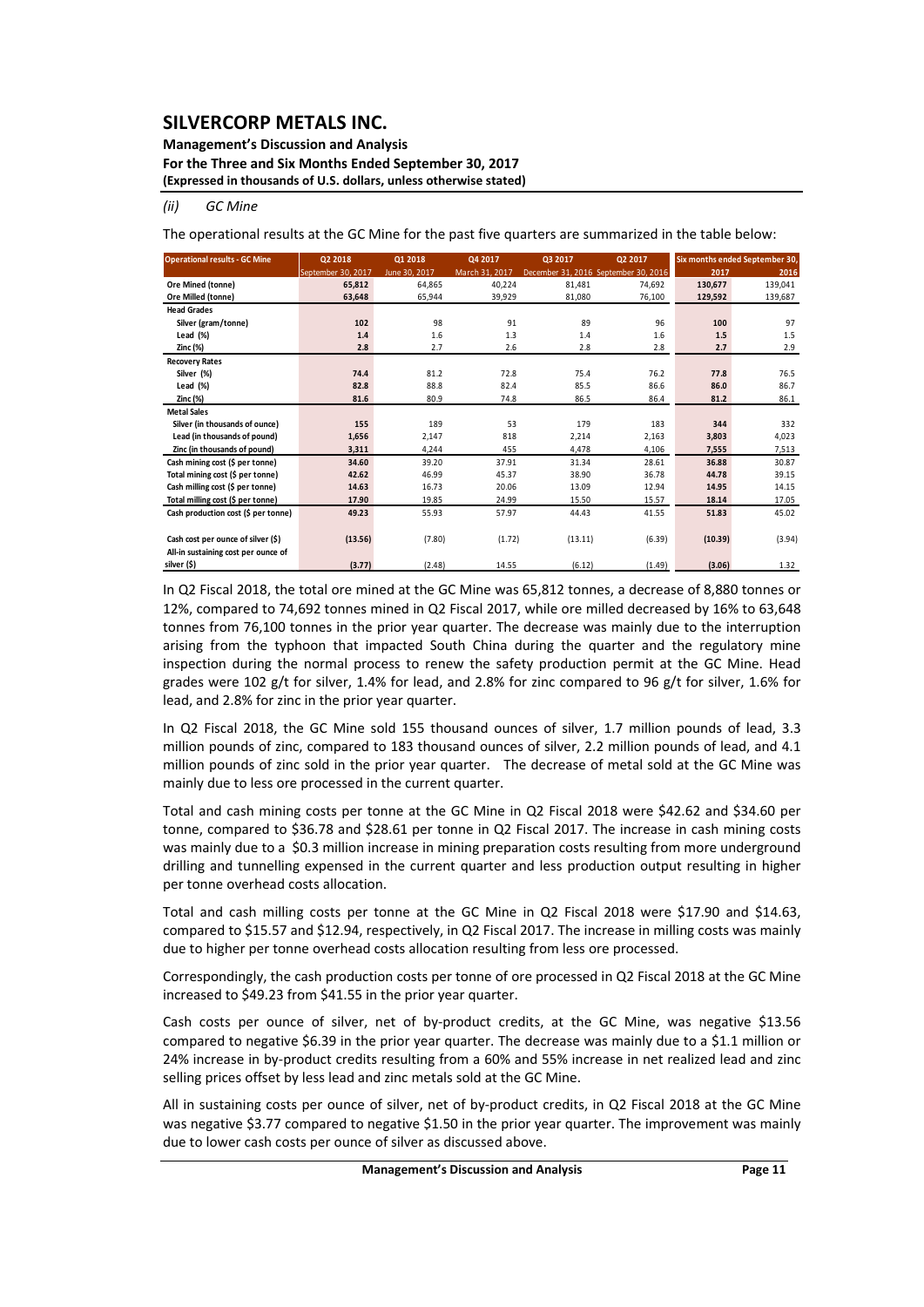*(ii) GC Mine*

The operational results at the GC Mine for the past five quarters are summarized in the table below:

| Operational results - GC Mine | Q2 2018 | Q1 2018 | Q4 2017 | Q3 2017 | Q2 2017 | Six months ended September 30, | |
|---|---|---|---|---|---|---|---|
| | September 30, 2017 | June 30, 2017 | March 31, 2017 | December 31, 2016 | September 30, 2016 | 2017 | 2016 |
| **Ore Mined (tonne)** | **65,812** | 64,865 | 40,224 | 81,481 | 74,692 | **130,677** | 139,041 |
| **Ore Milled (tonne)** | **63,648** | 65,944 | 39,929 | 81,080 | 76,100 | **129,592** | 139,687 |
| **Head Grades** | | | | | | | |
| Silver (gram/tonne) | **102** | 98 | 91 | 89 | 96 | **100** | 97 |
| Lead (%) | **1.4** | 1.6 | 1.3 | 1.4 | 1.6 | **1.5** | 1.5 |
| Zinc (%) | **2.8** | 2.7 | 2.6 | 2.8 | 2.8 | **2.7** | 2.9 |
| **Recovery Rates** | | | | | | | |
| Silver (%) | **74.4** | 81.2 | 72.8 | 75.4 | 76.2 | **77.8** | 76.5 |
| Lead (%) | **82.8** | 88.8 | 82.4 | 85.5 | 86.6 | **86.0** | 86.7 |
| Zinc (%) | **81.6** | 80.9 | 74.8 | 86.5 | 86.4 | **81.2** | 86.1 |
| **Metal Sales** | | | | | | | |
| Silver (in thousands of ounce) | **155** | 189 | 53 | 179 | 183 | **344** | 332 |
| Lead (in thousands of pound) | **1,656** | 2,147 | 818 | 2,214 | 2,163 | **3,803** | 4,023 |
| Zinc (in thousands of pound) | **3,311** | 4,244 | 455 | 4,478 | 4,106 | **7,555** | 7,513 |
| Cash mining cost ($ per tonne) | **34.60** | 39.20 | 37.91 | 31.34 | 28.61 | **36.88** | 30.87 |
| Total mining cost ($ per tonne) | **42.62** | 46.99 | 45.37 | 38.90 | 36.78 | **44.78** | 39.15 |
| Cash milling cost ($ per tonne) | **14.63** | 16.73 | 20.06 | 13.09 | 12.94 | **14.95** | 14.15 |
| Total milling cost ($ per tonne) | **17.90** | 19.85 | 24.99 | 15.50 | 15.57 | **18.14** | 17.05 |
| Cash production cost ($ per tonne) | **49.23** | 55.93 | 57.97 | 44.43 | 41.55 | **51.83** | 45.02 |
| Cash cost per ounce of silver ($) | **(13.56)** | (7.80) | (1.72) | (13.11) | (6.39) | **(10.39)** | (3.94) |
| All-in sustaining cost per ounce of silver ($) | **(3.77)** | (2.48) | 14.55 | (6.12) | (1.49) | **(3.06)** | 1.32 |

In Q2 Fiscal 2018, the total ore mined at the GC Mine was 65,812 tonnes, a decrease of 8,880 tonnes or 12%, compared to 74,692 tonnes mined in Q2 Fiscal 2017, while ore milled decreased by 16% to 63,648 tonnes from 76,100 tonnes in the prior year quarter. The decrease was mainly due to the interruption arising from the typhoon that impacted South China during the quarter and the regulatory mine inspection during the normal process to renew the safety production permit at the GC Mine. Head grades were 102 g/t for silver, 1.4% for lead, and 2.8% for zinc compared to 96 g/t for silver, 1.6% for lead, and 2.8% for zinc in the prior year quarter.

In Q2 Fiscal 2018, the GC Mine sold 155 thousand ounces of silver, 1.7 million pounds of lead, 3.3 million pounds of zinc, compared to 183 thousand ounces of silver, 2.2 million pounds of lead, and 4.1 million pounds of zinc sold in the prior year quarter. The decrease of metal sold at the GC Mine was mainly due to less ore processed in the current quarter.

Total and cash mining costs per tonne at the GC Mine in Q2 Fiscal 2018 were $42.62 and $34.60 per tonne, compared to $36.78 and $28.61 per tonne in Q2 Fiscal 2017. The increase in cash mining costs was mainly due to a $0.3 million increase in mining preparation costs resulting from more underground drilling and tunnelling expensed in the current quarter and less production output resulting in higher per tonne overhead costs allocation.

Total and cash milling costs per tonne at the GC Mine in Q2 Fiscal 2018 were $17.90 and $14.63, compared to $15.57 and $12.94, respectively, in Q2 Fiscal 2017. The increase in milling costs was mainly due to higher per tonne overhead costs allocation resulting from less ore processed.

Correspondingly, the cash production costs per tonne of ore processed in Q2 Fiscal 2018 at the GC Mine increased to $49.23 from $41.55 in the prior year quarter.

Cash costs per ounce of silver, net of by-product credits, at the GC Mine, was negative $13.56 compared to negative $6.39 in the prior year quarter. The decrease was mainly due to a $1.1 million or 24% increase in by-product credits resulting from a 60% and 55% increase in net realized lead and zinc selling prices offset by less lead and zinc metals sold at the GC Mine.

All in sustaining costs per ounce of silver, net of by-product credits, in Q2 Fiscal 2018 at the GC Mine was negative $3.77 compared to negative $1.50 in the prior year quarter. The improvement was mainly due to lower cash costs per ounce of silver as discussed above.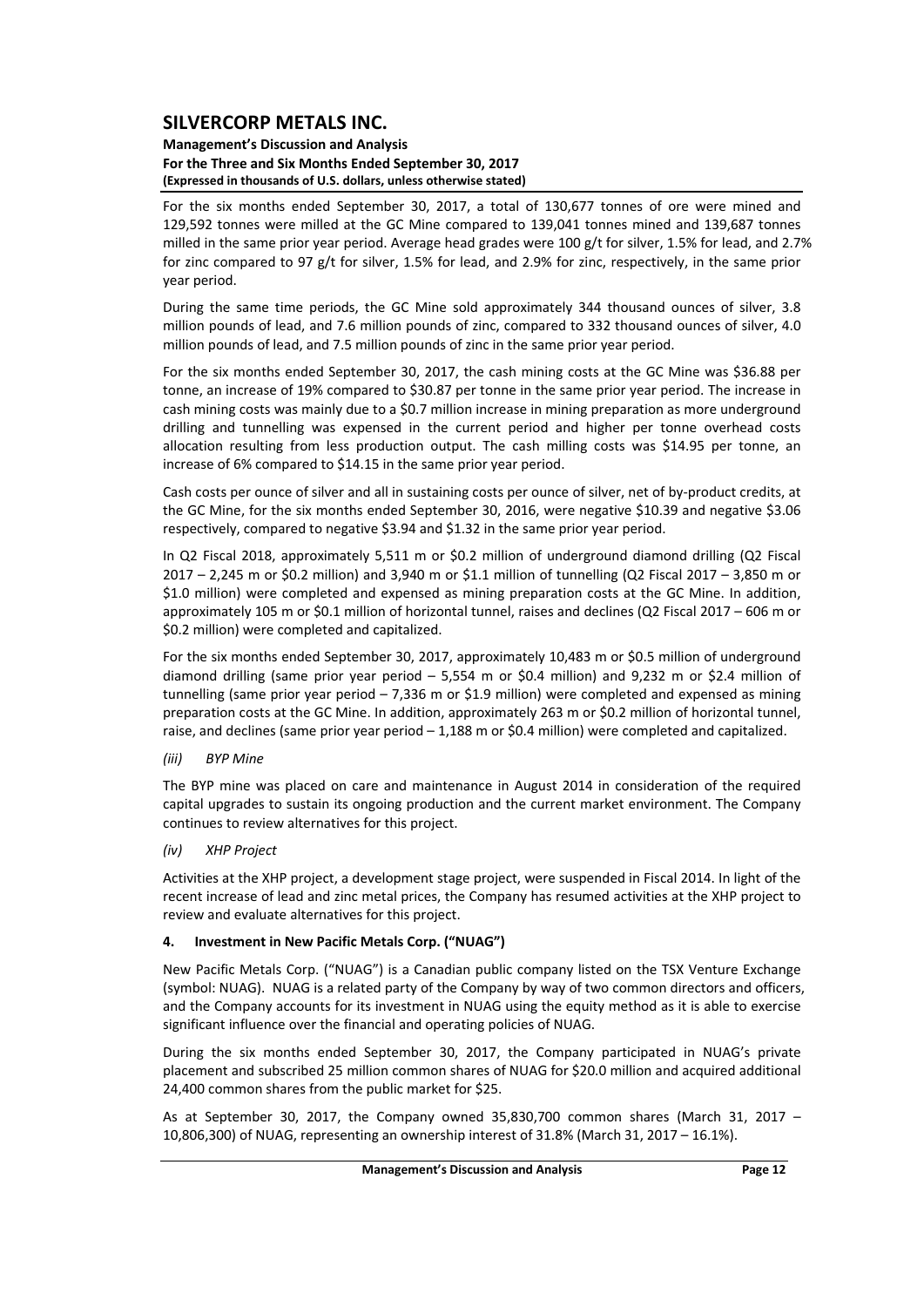For the six months ended September 30, 2017, a total of 130,677 tonnes of ore were mined and 129,592 tonnes were milled at the GC Mine compared to 139,041 tonnes mined and 139,687 tonnes milled in the same prior year period. Average head grades were 100 g/t for silver, 1.5% for lead, and 2.7% for zinc compared to 97 g/t for silver, 1.5% for lead, and 2.9% for zinc, respectively, in the same prior year period.

During the same time periods, the GC Mine sold approximately 344 thousand ounces of silver, 3.8 million pounds of lead, and 7.6 million pounds of zinc, compared to 332 thousand ounces of silver, 4.0 million pounds of lead, and 7.5 million pounds of zinc in the same prior year period.

For the six months ended September 30, 2017, the cash mining costs at the GC Mine was $36.88 per tonne, an increase of 19% compared to $30.87 per tonne in the same prior year period. The increase in cash mining costs was mainly due to a $0.7 million increase in mining preparation as more underground drilling and tunnelling was expensed in the current period and higher per tonne overhead costs allocation resulting from less production output. The cash milling costs was $14.95 per tonne, an increase of 6% compared to $14.15 in the same prior year period.

Cash costs per ounce of silver and all in sustaining costs per ounce of silver, net of by-product credits, at the GC Mine, for the six months ended September 30, 2016, were negative $10.39 and negative $3.06 respectively, compared to negative $3.94 and $1.32 in the same prior year period.

In Q2 Fiscal 2018, approximately 5,511 m or $0.2 million of underground diamond drilling (Q2 Fiscal 2017 – 2,245 m or $0.2 million) and 3,940 m or $1.1 million of tunnelling (Q2 Fiscal 2017 – 3,850 m or $1.0 million) were completed and expensed as mining preparation costs at the GC Mine. In addition, approximately 105 m or $0.1 million of horizontal tunnel, raises and declines (Q2 Fiscal 2017 – 606 m or $0.2 million) were completed and capitalized.

For the six months ended September 30, 2017, approximately 10,483 m or $0.5 million of underground diamond drilling (same prior year period – 5,554 m or $0.4 million) and 9,232 m or $2.4 million of tunnelling (same prior year period – 7,336 m or $1.9 million) were completed and expensed as mining preparation costs at the GC Mine. In addition, approximately 263 m or $0.2 million of horizontal tunnel, raise, and declines (same prior year period – 1,188 m or $0.4 million) were completed and capitalized.

*(iii) BYP Mine*

The BYP mine was placed on care and maintenance in August 2014 in consideration of the required capital upgrades to sustain its ongoing production and the current market environment. The Company continues to review alternatives for this project.

*(iv) XHP Project*

Activities at the XHP project, a development stage project, were suspended in Fiscal 2014. In light of the recent increase of lead and zinc metal prices, the Company has resumed activities at the XHP project to review and evaluate alternatives for this project.

## 4. Investment in New Pacific Metals Corp. ("NUAG")

New Pacific Metals Corp. ("NUAG") is a Canadian public company listed on the TSX Venture Exchange (symbol: NUAG). NUAG is a related party of the Company by way of two common directors and officers, and the Company accounts for its investment in NUAG using the equity method as it is able to exercise significant influence over the financial and operating policies of NUAG.

During the six months ended September 30, 2017, the Company participated in NUAG's private placement and subscribed 25 million common shares of NUAG for $20.0 million and acquired additional 24,400 common shares from the public market for $25.

As at September 30, 2017, the Company owned 35,830,700 common shares (March 31, 2017 – 10,806,300) of NUAG, representing an ownership interest of 31.8% (March 31, 2017 – 16.1%).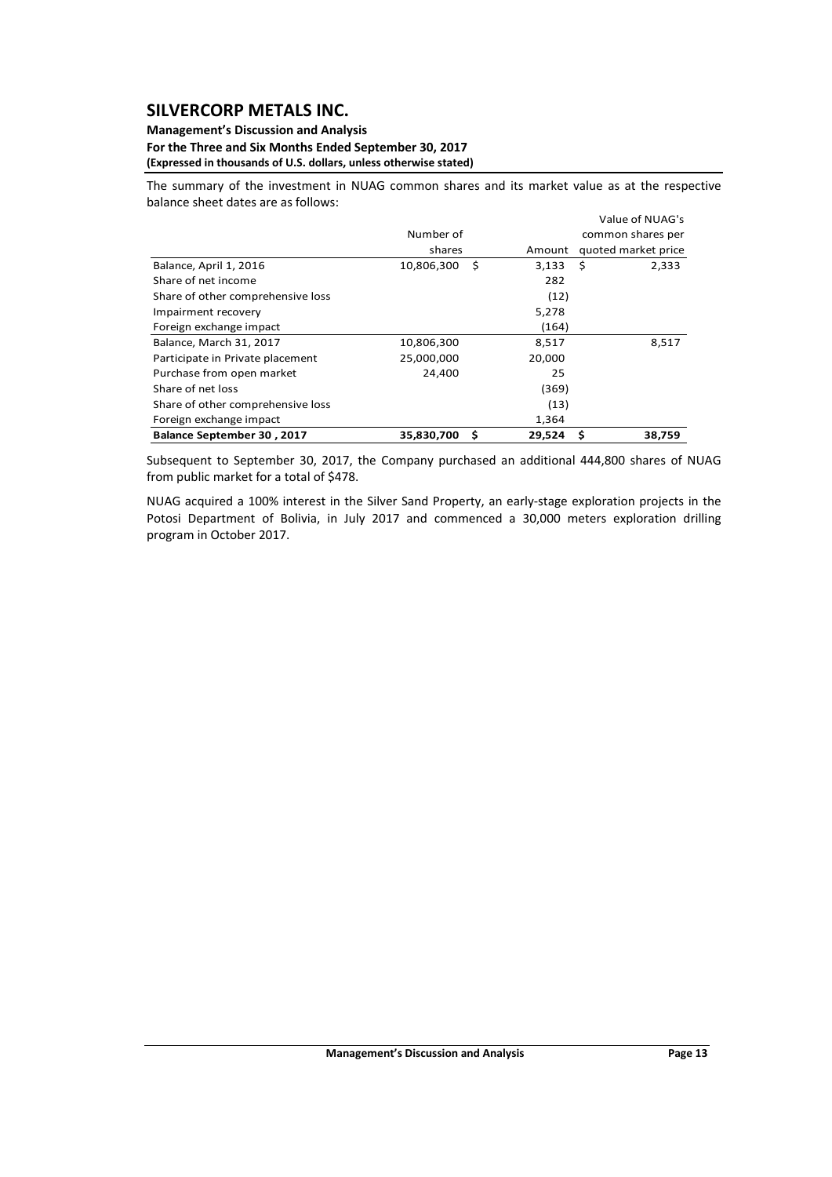The summary of the investment in NUAG common shares and its market value as at the respective balance sheet dates are as follows:

| | Number of shares | Amount | Value of NUAG's common shares per quoted market price |
|---|---|---|---|
| Balance, April 1, 2016 | 10,806,300 | $ 3,133 | $ 2,333 |
| Share of net income | | 282 | |
| Share of other comprehensive loss | | (12) | |
| Impairment recovery | | 5,278 | |
| Foreign exchange impact | | (164) | |
| Balance, March 31, 2017 | 10,806,300 | 8,517 | 8,517 |
| Participate in Private placement | 25,000,000 | 20,000 | |
| Purchase from open market | 24,400 | 25 | |
| Share of net loss | | (369) | |
| Share of other comprehensive loss | | (13) | |
| Foreign exchange impact | | 1,364 | |
| **Balance September 30 , 2017** | **35,830,700** | **$ 29,524** | **$ 38,759** |

Subsequent to September 30, 2017, the Company purchased an additional 444,800 shares of NUAG from public market for a total of $478.

NUAG acquired a 100% interest in the Silver Sand Property, an early-stage exploration projects in the Potosi Department of Bolivia, in July 2017 and commenced a 30,000 meters exploration drilling program in October 2017.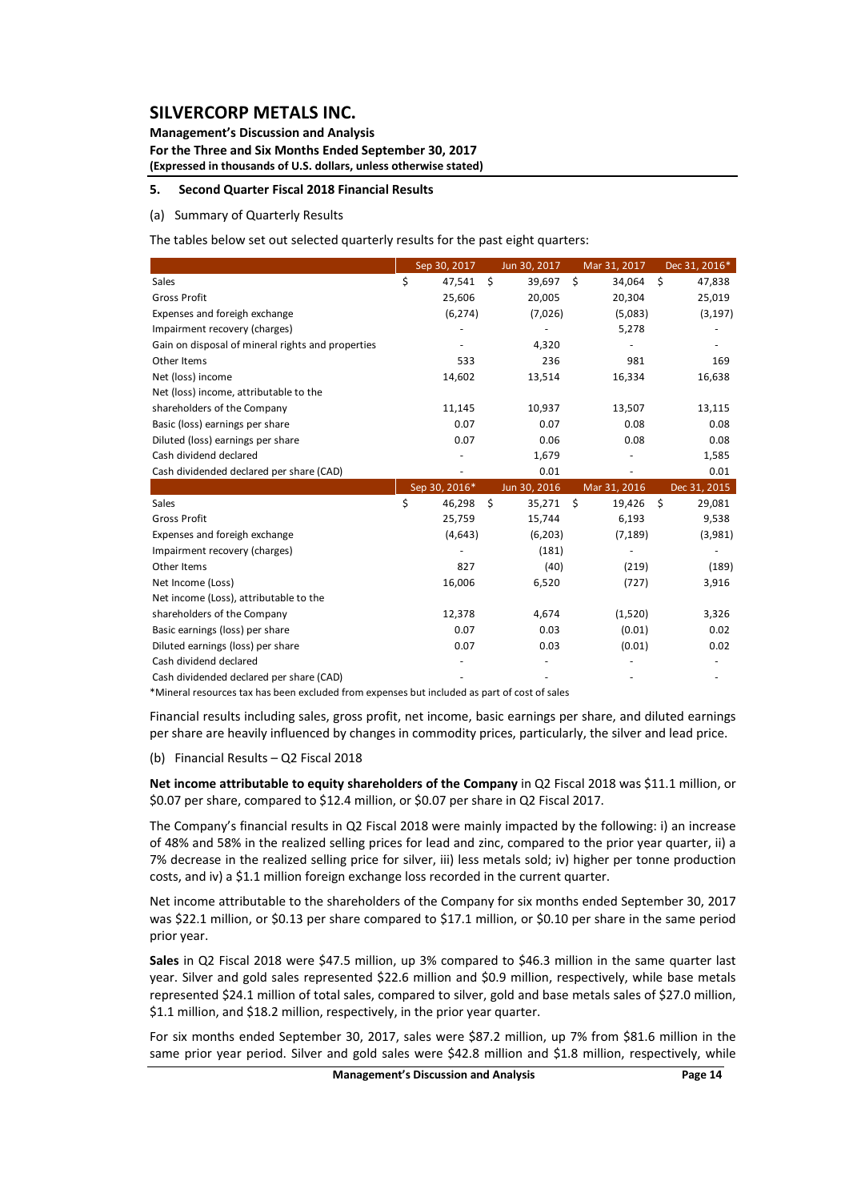# SILVERCORP METALS INC.

**Management's Discussion and Analysis**
**For the Three and Six Months Ended September 30, 2017**
**(Expressed in thousands of U.S. dollars, unless otherwise stated)**

## 5. Second Quarter Fiscal 2018 Financial Results

### (a) Summary of Quarterly Results

The tables below set out selected quarterly results for the past eight quarters:

| | Sep 30, 2017 | Jun 30, 2017 | Mar 31, 2017 | Dec 31, 2016* |
|---|---|---|---|---|
| Sales | $ 47,541 | $ 39,697 | $ 34,064 | $ 47,838 |
| Gross Profit | 25,606 | 20,005 | 20,304 | 25,019 |
| Expenses and foreigh exchange | (6,274) | (7,026) | (5,083) | (3,197) |
| Impairment recovery (charges) | - | - | 5,278 | - |
| Gain on disposal of mineral rights and properties | - | 4,320 | - | - |
| Other Items | 533 | 236 | 981 | 169 |
| Net (loss) income | 14,602 | 13,514 | 16,334 | 16,638 |
| Net (loss) income, attributable to the shareholders of the Company | 11,145 | 10,937 | 13,507 | 13,115 |
| Basic (loss) earnings per share | 0.07 | 0.07 | 0.08 | 0.08 |
| Diluted (loss) earnings per share | 0.07 | 0.06 | 0.08 | 0.08 |
| Cash dividend declared | - | 1,679 | - | 1,585 |
| Cash dividended declared per share (CAD) | - | 0.01 | - | 0.01 |

| | Sep 30, 2016* | Jun 30, 2016 | Mar 31, 2016 | Dec 31, 2015 |
|---|---|---|---|---|
| Sales | $ 46,298 | $ 35,271 | $ 19,426 | $ 29,081 |
| Gross Profit | 25,759 | 15,744 | 6,193 | 9,538 |
| Expenses and foreigh exchange | (4,643) | (6,203) | (7,189) | (3,981) |
| Impairment recovery (charges) | - | (181) | - | - |
| Other Items | 827 | (40) | (219) | (189) |
| Net Income (Loss) | 16,006 | 6,520 | (727) | 3,916 |
| Net income (Loss), attributable to the shareholders of the Company | 12,378 | 4,674 | (1,520) | 3,326 |
| Basic earnings (loss) per share | 0.07 | 0.03 | (0.01) | 0.02 |
| Diluted earnings (loss) per share | 0.07 | 0.03 | (0.01) | 0.02 |
| Cash dividend declared | - | - | - | - |
| Cash dividended declared per share (CAD) | - | - | - | - |

*Mineral resources tax has been excluded from expenses but included as part of cost of sales

Financial results including sales, gross profit, net income, basic earnings per share, and diluted earnings per share are heavily influenced by changes in commodity prices, particularly, the silver and lead price.

### (b) Financial Results – Q2 Fiscal 2018

**Net income attributable to equity shareholders of the Company** in Q2 Fiscal 2018 was $11.1 million, or $0.07 per share, compared to $12.4 million, or $0.07 per share in Q2 Fiscal 2017.

The Company's financial results in Q2 Fiscal 2018 were mainly impacted by the following: i) an increase of 48% and 58% in the realized selling prices for lead and zinc, compared to the prior year quarter, ii) a 7% decrease in the realized selling price for silver, iii) less metals sold; iv) higher per tonne production costs, and iv) a $1.1 million foreign exchange loss recorded in the current quarter.

Net income attributable to the shareholders of the Company for six months ended September 30, 2017 was $22.1 million, or $0.13 per share compared to $17.1 million, or $0.10 per share in the same period prior year.

**Sales** in Q2 Fiscal 2018 were $47.5 million, up 3% compared to $46.3 million in the same quarter last year. Silver and gold sales represented $22.6 million and $0.9 million, respectively, while base metals represented $24.1 million of total sales, compared to silver, gold and base metals sales of $27.0 million, $1.1 million, and $18.2 million, respectively, in the prior year quarter.

For six months ended September 30, 2017, sales were $87.2 million, up 7% from $81.6 million in the same prior year period. Silver and gold sales were $42.8 million and $1.8 million, respectively, while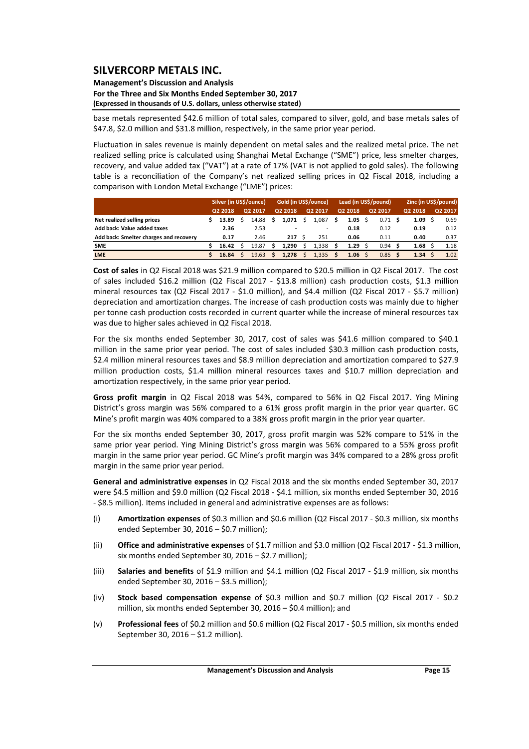base metals represented $42.6 million of total sales, compared to silver, gold, and base metals sales of $47.8, $2.0 million and $31.8 million, respectively, in the same prior year period.

Fluctuation in sales revenue is mainly dependent on metal sales and the realized metal price. The net realized selling price is calculated using Shanghai Metal Exchange ("SME") price, less smelter charges, recovery, and value added tax ("VAT") at a rate of 17% (VAT is not applied to gold sales). The following table is a reconciliation of the Company's net realized selling prices in Q2 Fiscal 2018, including a comparison with London Metal Exchange ("LME") prices:

| | Silver (in US$/ounce) | | Gold (in US$/ounce) | | Lead (in US$/pound) | | Zinc (in US$/pound) | |
|---|---|---|---|---|---|---|---|---|
| | Q2 2018 | Q2 2017 | Q2 2018 | Q2 2017 | Q2 2018 | Q2 2017 | Q2 2018 | Q2 2017 |
| **Net realized selling prices** | $ **13.89** | $ 14.88 | $ **1,071** | $ 1,087 | $ **1.05** | $ 0.71 | $ **1.09** | $ 0.69 |
| **Add back: Value added taxes** | **2.36** | 2.53 | **-** | - | **0.18** | 0.12 | **0.19** | 0.12 |
| **Add back: Smelter charges and recovery** | **0.17** | 2.46 | **217** | $ 251 | **0.06** | 0.11 | **0.40** | 0.37 |
| **SME** | $ **16.42** | $ 19.87 | $ **1,290** | $ 1,338 | $ **1.29** | $ 0.94 | $ **1.68** | $ 1.18 |
| **LME** | $ **16.84** | $ 19.63 | $ **1,278** | $ 1,335 | $ **1.06** | $ 0.85 | $ **1.34** | $ 1.02 |

**Cost of sales** in Q2 Fiscal 2018 was $21.9 million compared to $20.5 million in Q2 Fiscal 2017. The cost of sales included $16.2 million (Q2 Fiscal 2017 - $13.8 million) cash production costs, $1.3 million mineral resources tax (Q2 Fiscal 2017 - $1.0 million), and $4.4 million (Q2 Fiscal 2017 - $5.7 million) depreciation and amortization charges. The increase of cash production costs was mainly due to higher per tonne cash production costs recorded in current quarter while the increase of mineral resources tax was due to higher sales achieved in Q2 Fiscal 2018.

For the six months ended September 30, 2017, cost of sales was $41.6 million compared to $40.1 million in the same prior year period. The cost of sales included $30.3 million cash production costs, $2.4 million mineral resources taxes and $8.9 million depreciation and amortization compared to $27.9 million production costs, $1.4 million mineral resources taxes and $10.7 million depreciation and amortization respectively, in the same prior year period.

**Gross profit margin** in Q2 Fiscal 2018 was 54%, compared to 56% in Q2 Fiscal 2017. Ying Mining District's gross margin was 56% compared to a 61% gross profit margin in the prior year quarter. GC Mine's profit margin was 40% compared to a 38% gross profit margin in the prior year quarter.

For the six months ended September 30, 2017, gross profit margin was 52% compare to 51% in the same prior year period. Ying Mining District's gross margin was 56% compared to a 55% gross profit margin in the same prior year period. GC Mine's profit margin was 34% compared to a 28% gross profit margin in the same prior year period.

**General and administrative expenses** in Q2 Fiscal 2018 and the six months ended September 30, 2017 were $4.5 million and $9.0 million (Q2 Fiscal 2018 - $4.1 million, six months ended September 30, 2016 - $8.5 million). Items included in general and administrative expenses are as follows:

(i) **Amortization expenses** of $0.3 million and $0.6 million (Q2 Fiscal 2017 - $0.3 million, six months ended September 30, 2016 – $0.7 million);

(ii) **Office and administrative expenses** of $1.7 million and $3.0 million (Q2 Fiscal 2017 - $1.3 million, six months ended September 30, 2016 – $2.7 million);

(iii) **Salaries and benefits** of $1.9 million and $4.1 million (Q2 Fiscal 2017 - $1.9 million, six months ended September 30, 2016 – $3.5 million);

(iv) **Stock based compensation expense** of $0.3 million and $0.7 million (Q2 Fiscal 2017 - $0.2 million, six months ended September 30, 2016 – $0.4 million); and

(v) **Professional fees** of $0.2 million and $0.6 million (Q2 Fiscal 2017 - $0.5 million, six months ended September 30, 2016 – $1.2 million).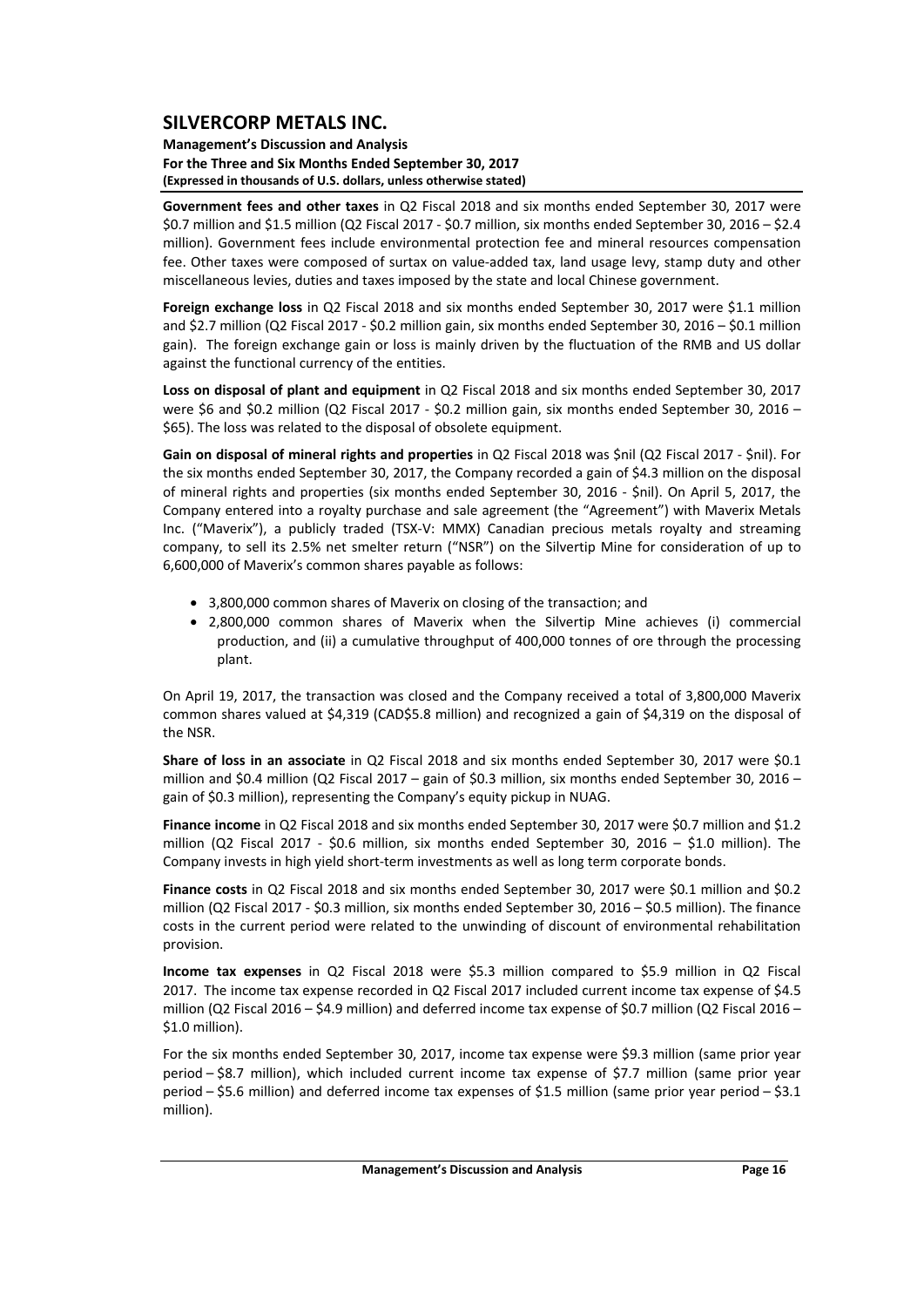**Government fees and other taxes** in Q2 Fiscal 2018 and six months ended September 30, 2017 were \$0.7 million and \$1.5 million (Q2 Fiscal 2017 - \$0.7 million, six months ended September 30, 2016 – \$2.4 million). Government fees include environmental protection fee and mineral resources compensation fee. Other taxes were composed of surtax on value-added tax, land usage levy, stamp duty and other miscellaneous levies, duties and taxes imposed by the state and local Chinese government.

**Foreign exchange loss** in Q2 Fiscal 2018 and six months ended September 30, 2017 were \$1.1 million and \$2.7 million (Q2 Fiscal 2017 - \$0.2 million gain, six months ended September 30, 2016 – \$0.1 million gain). The foreign exchange gain or loss is mainly driven by the fluctuation of the RMB and US dollar against the functional currency of the entities.

**Loss on disposal of plant and equipment** in Q2 Fiscal 2018 and six months ended September 30, 2017 were \$6 and \$0.2 million (Q2 Fiscal 2017 - \$0.2 million gain, six months ended September 30, 2016 – \$65). The loss was related to the disposal of obsolete equipment.

**Gain on disposal of mineral rights and properties** in Q2 Fiscal 2018 was \$nil (Q2 Fiscal 2017 - \$nil). For the six months ended September 30, 2017, the Company recorded a gain of \$4.3 million on the disposal of mineral rights and properties (six months ended September 30, 2016 - \$nil). On April 5, 2017, the Company entered into a royalty purchase and sale agreement (the "Agreement") with Maverix Metals Inc. ("Maverix"), a publicly traded (TSX-V: MMX) Canadian precious metals royalty and streaming company, to sell its 2.5% net smelter return ("NSR") on the Silvertip Mine for consideration of up to 6,600,000 of Maverix's common shares payable as follows:

- 3,800,000 common shares of Maverix on closing of the transaction; and
- 2,800,000 common shares of Maverix when the Silvertip Mine achieves (i) commercial production, and (ii) a cumulative throughput of 400,000 tonnes of ore through the processing plant.

On April 19, 2017, the transaction was closed and the Company received a total of 3,800,000 Maverix common shares valued at \$4,319 (CAD\$5.8 million) and recognized a gain of \$4,319 on the disposal of the NSR.

**Share of loss in an associate** in Q2 Fiscal 2018 and six months ended September 30, 2017 were \$0.1 million and \$0.4 million (Q2 Fiscal 2017 – gain of \$0.3 million, six months ended September 30, 2016 – gain of \$0.3 million), representing the Company's equity pickup in NUAG.

**Finance income** in Q2 Fiscal 2018 and six months ended September 30, 2017 were \$0.7 million and \$1.2 million (Q2 Fiscal 2017 - \$0.6 million, six months ended September 30, 2016 – \$1.0 million). The Company invests in high yield short-term investments as well as long term corporate bonds.

**Finance costs** in Q2 Fiscal 2018 and six months ended September 30, 2017 were \$0.1 million and \$0.2 million (Q2 Fiscal 2017 - \$0.3 million, six months ended September 30, 2016 – \$0.5 million). The finance costs in the current period were related to the unwinding of discount of environmental rehabilitation provision.

**Income tax expenses** in Q2 Fiscal 2018 were \$5.3 million compared to \$5.9 million in Q2 Fiscal 2017. The income tax expense recorded in Q2 Fiscal 2017 included current income tax expense of \$4.5 million (Q2 Fiscal 2016 – \$4.9 million) and deferred income tax expense of \$0.7 million (Q2 Fiscal 2016 – \$1.0 million).

For the six months ended September 30, 2017, income tax expense were \$9.3 million (same prior year period – \$8.7 million), which included current income tax expense of \$7.7 million (same prior year period – \$5.6 million) and deferred income tax expenses of \$1.5 million (same prior year period – \$3.1 million).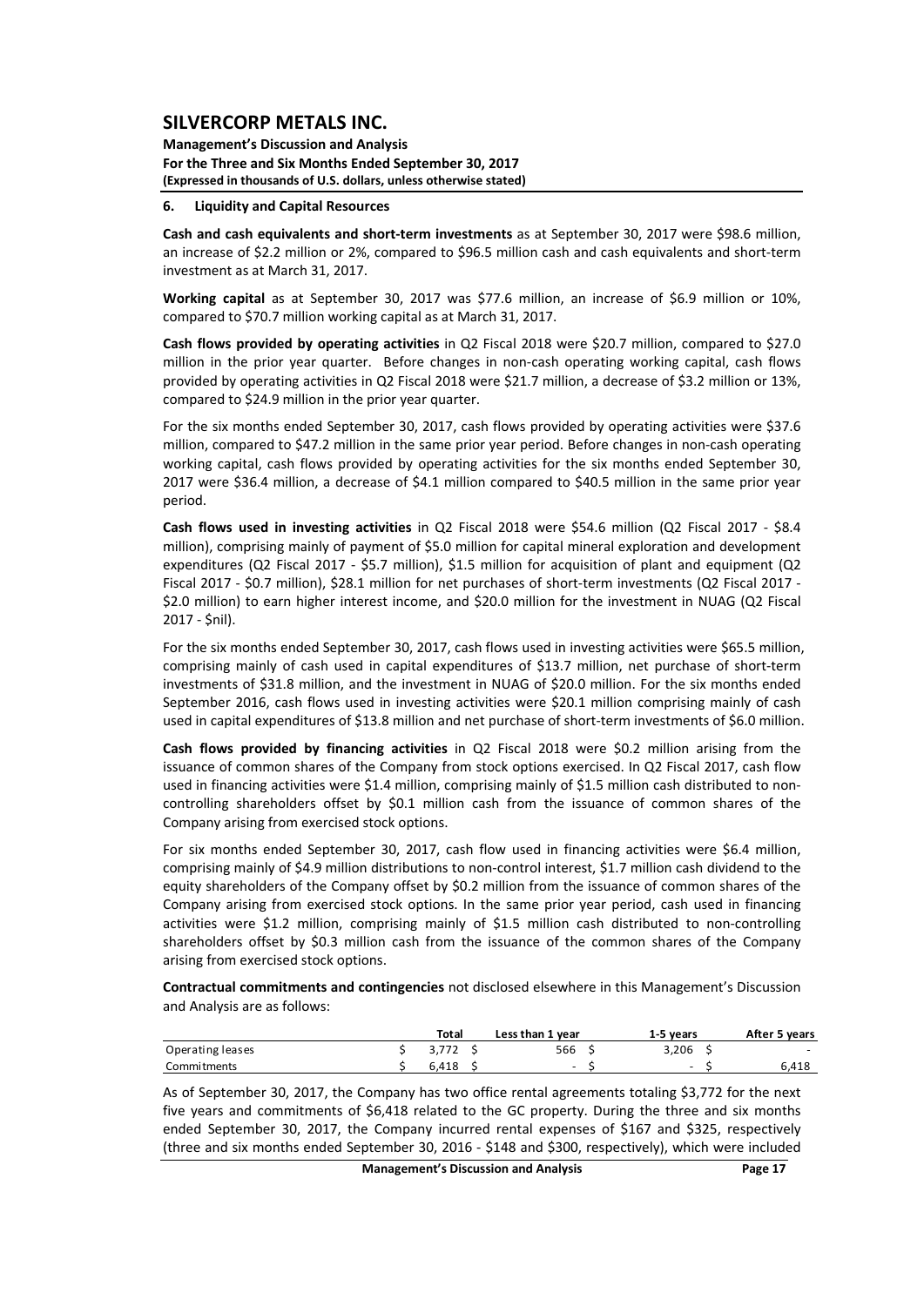## 6. Liquidity and Capital Resources

**Cash and cash equivalents and short-term investments** as at September 30, 2017 were $98.6 million, an increase of $2.2 million or 2%, compared to $96.5 million cash and cash equivalents and short-term investment as at March 31, 2017.

**Working capital** as at September 30, 2017 was $77.6 million, an increase of $6.9 million or 10%, compared to $70.7 million working capital as at March 31, 2017.

**Cash flows provided by operating activities** in Q2 Fiscal 2018 were $20.7 million, compared to $27.0 million in the prior year quarter. Before changes in non-cash operating working capital, cash flows provided by operating activities in Q2 Fiscal 2018 were $21.7 million, a decrease of $3.2 million or 13%, compared to $24.9 million in the prior year quarter.

For the six months ended September 30, 2017, cash flows provided by operating activities were $37.6 million, compared to $47.2 million in the same prior year period. Before changes in non-cash operating working capital, cash flows provided by operating activities for the six months ended September 30, 2017 were $36.4 million, a decrease of $4.1 million compared to $40.5 million in the same prior year period.

**Cash flows used in investing activities** in Q2 Fiscal 2018 were $54.6 million (Q2 Fiscal 2017 - $8.4 million), comprising mainly of payment of $5.0 million for capital mineral exploration and development expenditures (Q2 Fiscal 2017 - $5.7 million), $1.5 million for acquisition of plant and equipment (Q2 Fiscal 2017 - $0.7 million), $28.1 million for net purchases of short-term investments (Q2 Fiscal 2017 - $2.0 million) to earn higher interest income, and $20.0 million for the investment in NUAG (Q2 Fiscal 2017 - $nil).

For the six months ended September 30, 2017, cash flows used in investing activities were $65.5 million, comprising mainly of cash used in capital expenditures of $13.7 million, net purchase of short-term investments of $31.8 million, and the investment in NUAG of $20.0 million. For the six months ended September 2016, cash flows used in investing activities were $20.1 million comprising mainly of cash used in capital expenditures of $13.8 million and net purchase of short-term investments of $6.0 million.

**Cash flows provided by financing activities** in Q2 Fiscal 2018 were $0.2 million arising from the issuance of common shares of the Company from stock options exercised. In Q2 Fiscal 2017, cash flow used in financing activities were $1.4 million, comprising mainly of $1.5 million cash distributed to non-controlling shareholders offset by $0.1 million cash from the issuance of common shares of the Company arising from exercised stock options.

For six months ended September 30, 2017, cash flow used in financing activities were $6.4 million, comprising mainly of $4.9 million distributions to non-control interest, $1.7 million cash dividend to the equity shareholders of the Company offset by $0.2 million from the issuance of common shares of the Company arising from exercised stock options. In the same prior year period, cash used in financing activities were $1.2 million, comprising mainly of $1.5 million cash distributed to non-controlling shareholders offset by $0.3 million cash from the issuance of the common shares of the Company arising from exercised stock options.

**Contractual commitments and contingencies** not disclosed elsewhere in this Management's Discussion and Analysis are as follows:

| | Total | Less than 1 year | 1-5 years | After 5 years |
|---|---|---|---|---|
| Operating leases | $ 3,772 | $ 566 | $ 3,206 | $ - |
| Commitments | $ 6,418 | $ - | $ - | $ 6,418 |

As of September 30, 2017, the Company has two office rental agreements totaling $3,772 for the next five years and commitments of $6,418 related to the GC property. During the three and six months ended September 30, 2017, the Company incurred rental expenses of $167 and $325, respectively (three and six months ended September 30, 2016 - $148 and $300, respectively), which were included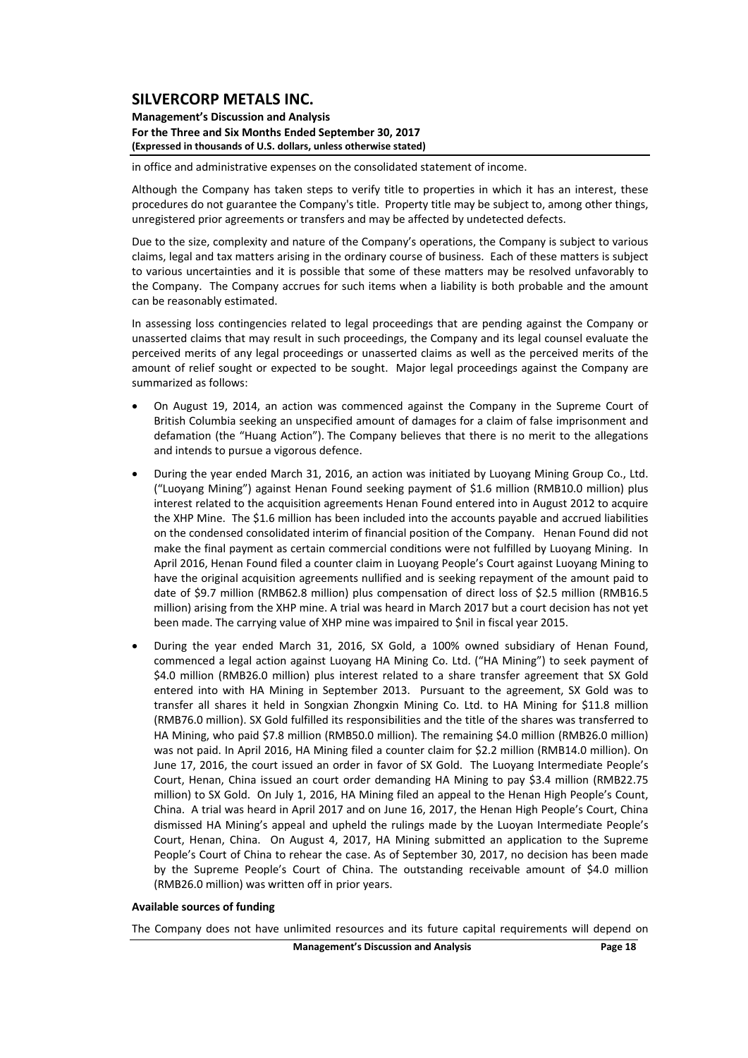in office and administrative expenses on the consolidated statement of income.

Although the Company has taken steps to verify title to properties in which it has an interest, these procedures do not guarantee the Company's title. Property title may be subject to, among other things, unregistered prior agreements or transfers and may be affected by undetected defects.

Due to the size, complexity and nature of the Company's operations, the Company is subject to various claims, legal and tax matters arising in the ordinary course of business. Each of these matters is subject to various uncertainties and it is possible that some of these matters may be resolved unfavorably to the Company. The Company accrues for such items when a liability is both probable and the amount can be reasonably estimated.

In assessing loss contingencies related to legal proceedings that are pending against the Company or unasserted claims that may result in such proceedings, the Company and its legal counsel evaluate the perceived merits of any legal proceedings or unasserted claims as well as the perceived merits of the amount of relief sought or expected to be sought. Major legal proceedings against the Company are summarized as follows:

- On August 19, 2014, an action was commenced against the Company in the Supreme Court of British Columbia seeking an unspecified amount of damages for a claim of false imprisonment and defamation (the "Huang Action"). The Company believes that there is no merit to the allegations and intends to pursue a vigorous defence.
- During the year ended March 31, 2016, an action was initiated by Luoyang Mining Group Co., Ltd. ("Luoyang Mining") against Henan Found seeking payment of $1.6 million (RMB10.0 million) plus interest related to the acquisition agreements Henan Found entered into in August 2012 to acquire the XHP Mine. The $1.6 million has been included into the accounts payable and accrued liabilities on the condensed consolidated interim of financial position of the Company. Henan Found did not make the final payment as certain commercial conditions were not fulfilled by Luoyang Mining. In April 2016, Henan Found filed a counter claim in Luoyang People's Court against Luoyang Mining to have the original acquisition agreements nullified and is seeking repayment of the amount paid to date of $9.7 million (RMB62.8 million) plus compensation of direct loss of $2.5 million (RMB16.5 million) arising from the XHP mine. A trial was heard in March 2017 but a court decision has not yet been made. The carrying value of XHP mine was impaired to $nil in fiscal year 2015.
- During the year ended March 31, 2016, SX Gold, a 100% owned subsidiary of Henan Found, commenced a legal action against Luoyang HA Mining Co. Ltd. ("HA Mining") to seek payment of $4.0 million (RMB26.0 million) plus interest related to a share transfer agreement that SX Gold entered into with HA Mining in September 2013. Pursuant to the agreement, SX Gold was to transfer all shares it held in Songxian Zhongxin Mining Co. Ltd. to HA Mining for $11.8 million (RMB76.0 million). SX Gold fulfilled its responsibilities and the title of the shares was transferred to HA Mining, who paid $7.8 million (RMB50.0 million). The remaining $4.0 million (RMB26.0 million) was not paid. In April 2016, HA Mining filed a counter claim for $2.2 million (RMB14.0 million). On June 17, 2016, the court issued an order in favor of SX Gold. The Luoyang Intermediate People's Court, Henan, China issued an court order demanding HA Mining to pay $3.4 million (RMB22.75 million) to SX Gold. On July 1, 2016, HA Mining filed an appeal to the Henan High People's Count, China. A trial was heard in April 2017 and on June 16, 2017, the Henan High People's Court, China dismissed HA Mining's appeal and upheld the rulings made by the Luoyan Intermediate People's Court, Henan, China. On August 4, 2017, HA Mining submitted an application to the Supreme People's Court of China to rehear the case. As of September 30, 2017, no decision has been made by the Supreme People's Court of China. The outstanding receivable amount of $4.0 million (RMB26.0 million) was written off in prior years.

**Available sources of funding**

The Company does not have unlimited resources and its future capital requirements will depend on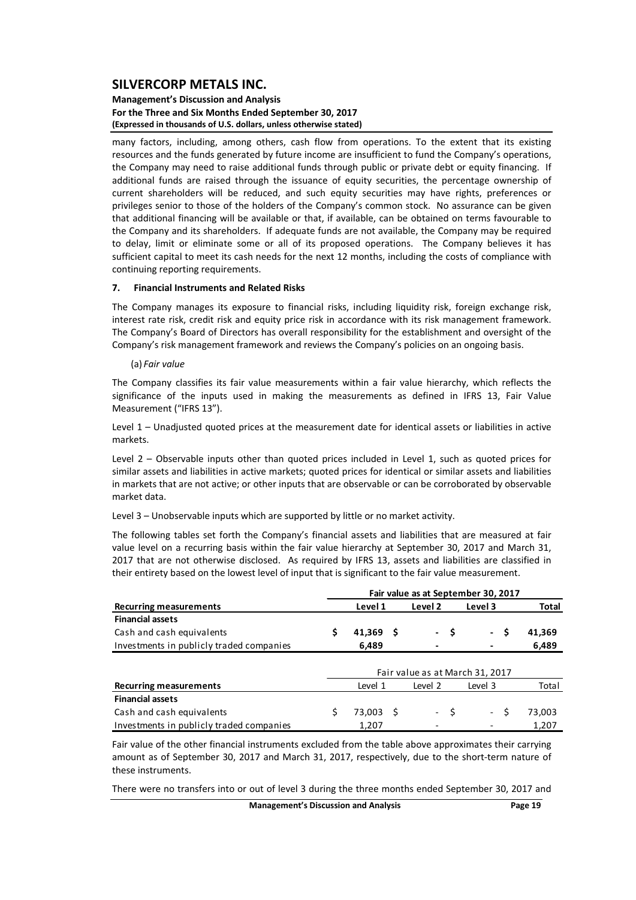many factors, including, among others, cash flow from operations. To the extent that its existing resources and the funds generated by future income are insufficient to fund the Company's operations, the Company may need to raise additional funds through public or private debt or equity financing. If additional funds are raised through the issuance of equity securities, the percentage ownership of current shareholders will be reduced, and such equity securities may have rights, preferences or privileges senior to those of the holders of the Company's common stock. No assurance can be given that additional financing will be available or that, if available, can be obtained on terms favourable to the Company and its shareholders. If adequate funds are not available, the Company may be required to delay, limit or eliminate some or all of its proposed operations. The Company believes it has sufficient capital to meet its cash needs for the next 12 months, including the costs of compliance with continuing reporting requirements.

## 7. Financial Instruments and Related Risks

The Company manages its exposure to financial risks, including liquidity risk, foreign exchange risk, interest rate risk, credit risk and equity price risk in accordance with its risk management framework. The Company's Board of Directors has overall responsibility for the establishment and oversight of the Company's risk management framework and reviews the Company's policies on an ongoing basis.

(a) *Fair value*

The Company classifies its fair value measurements within a fair value hierarchy, which reflects the significance of the inputs used in making the measurements as defined in IFRS 13, Fair Value Measurement ("IFRS 13").

Level 1 – Unadjusted quoted prices at the measurement date for identical assets or liabilities in active markets.

Level 2 – Observable inputs other than quoted prices included in Level 1, such as quoted prices for similar assets and liabilities in active markets; quoted prices for identical or similar assets and liabilities in markets that are not active; or other inputs that are observable or can be corroborated by observable market data.

Level 3 – Unobservable inputs which are supported by little or no market activity.

The following tables set forth the Company's financial assets and liabilities that are measured at fair value level on a recurring basis within the fair value hierarchy at September 30, 2017 and March 31, 2017 that are not otherwise disclosed. As required by IFRS 13, assets and liabilities are classified in their entirety based on the lowest level of input that is significant to the fair value measurement.

| | **Fair value as at September 30, 2017** | | | |
|---|---|---|---|---|
| **Recurring measurements** | **Level 1** | **Level 2** | **Level 3** | **Total** |
| **Financial assets** | | | | |
| Cash and cash equivalents | **$ 41,369** | **$ -** | **$ -** | **$ 41,369** |
| Investments in publicly traded companies | **6,489** | **-** | **-** | **6,489** |

| | Fair value as at March 31, 2017 | | | |
|---|---|---|---|---|
| **Recurring measurements** | Level 1 | Level 2 | Level 3 | Total |
| **Financial assets** | | | | |
| Cash and cash equivalents | $ 73,003 | $ - | $ - | $ 73,003 |
| Investments in publicly traded companies | 1,207 | - | - | 1,207 |

Fair value of the other financial instruments excluded from the table above approximates their carrying amount as of September 30, 2017 and March 31, 2017, respectively, due to the short-term nature of these instruments.

There were no transfers into or out of level 3 during the three months ended September 30, 2017 and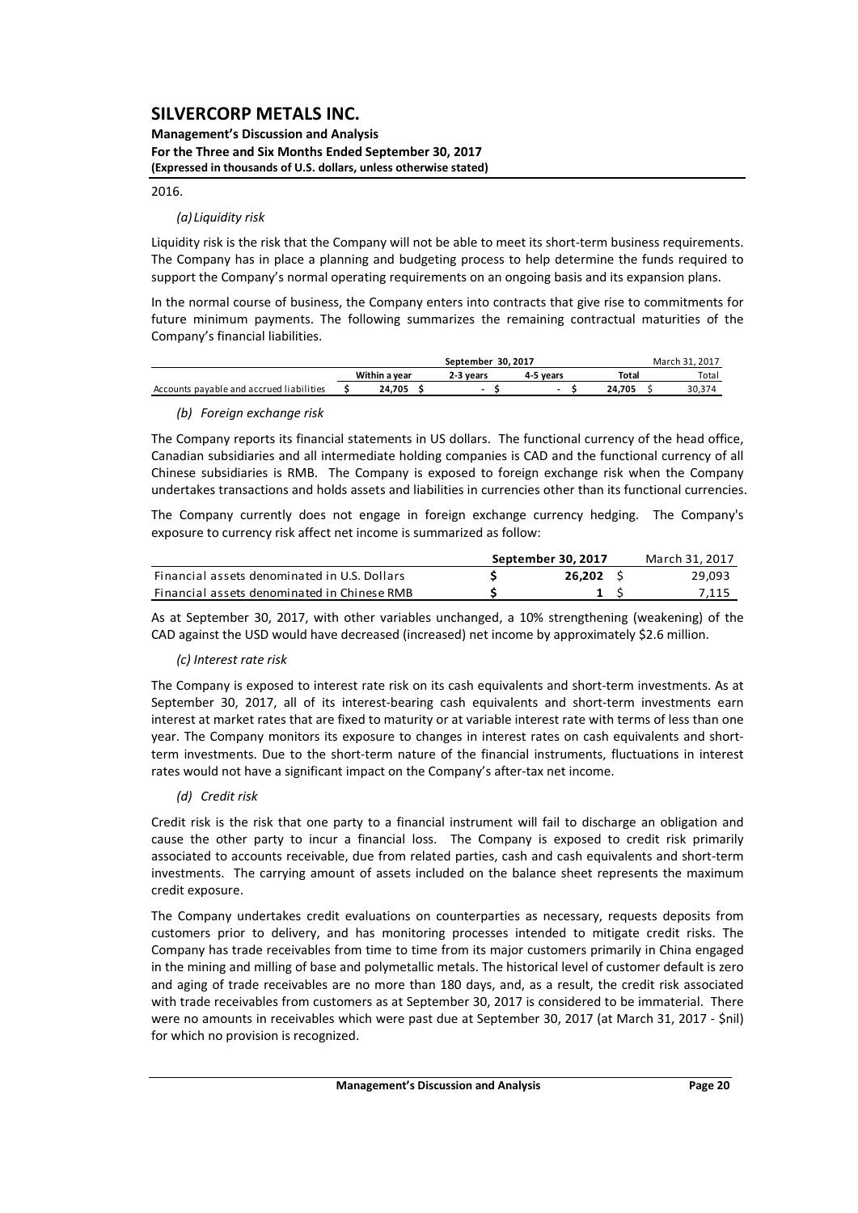2016.

*(a) Liquidity risk*

Liquidity risk is the risk that the Company will not be able to meet its short-term business requirements. The Company has in place a planning and budgeting process to help determine the funds required to support the Company's normal operating requirements on an ongoing basis and its expansion plans.

In the normal course of business, the Company enters into contracts that give rise to commitments for future minimum payments. The following summarizes the remaining contractual maturities of the Company's financial liabilities.

| | September 30, 2017 | | | | March 31, 2017 |
|---|---|---|---|---|---|
| | **Within a year** | **2-3 years** | **4-5 years** | **Total** | Total |
| Accounts payable and accrued liabilities | **$ 24,705** | **$ -** | **$ -** | **$ 24,705** | $ 30,374 |

*(b) Foreign exchange risk*

The Company reports its financial statements in US dollars. The functional currency of the head office, Canadian subsidiaries and all intermediate holding companies is CAD and the functional currency of all Chinese subsidiaries is RMB. The Company is exposed to foreign exchange risk when the Company undertakes transactions and holds assets and liabilities in currencies other than its functional currencies.

The Company currently does not engage in foreign exchange currency hedging. The Company's exposure to currency risk affect net income is summarized as follow:

| | September 30, 2017 | March 31, 2017 |
|---|---|---|
| Financial assets denominated in U.S. Dollars | **$ 26,202** | $ 29,093 |
| Financial assets denominated in Chinese RMB | **$ 1** | $ 7,115 |

As at September 30, 2017, with other variables unchanged, a 10% strengthening (weakening) of the CAD against the USD would have decreased (increased) net income by approximately $2.6 million.

*(c) Interest rate risk*

The Company is exposed to interest rate risk on its cash equivalents and short-term investments. As at September 30, 2017, all of its interest-bearing cash equivalents and short-term investments earn interest at market rates that are fixed to maturity or at variable interest rate with terms of less than one year. The Company monitors its exposure to changes in interest rates on cash equivalents and short-term investments. Due to the short-term nature of the financial instruments, fluctuations in interest rates would not have a significant impact on the Company's after-tax net income.

*(d) Credit risk*

Credit risk is the risk that one party to a financial instrument will fail to discharge an obligation and cause the other party to incur a financial loss. The Company is exposed to credit risk primarily associated to accounts receivable, due from related parties, cash and cash equivalents and short-term investments. The carrying amount of assets included on the balance sheet represents the maximum credit exposure.

The Company undertakes credit evaluations on counterparties as necessary, requests deposits from customers prior to delivery, and has monitoring processes intended to mitigate credit risks. The Company has trade receivables from time to time from its major customers primarily in China engaged in the mining and milling of base and polymetallic metals. The historical level of customer default is zero and aging of trade receivables are no more than 180 days, and, as a result, the credit risk associated with trade receivables from customers as at September 30, 2017 is considered to be immaterial. There were no amounts in receivables which were past due at September 30, 2017 (at March 31, 2017 - $nil) for which no provision is recognized.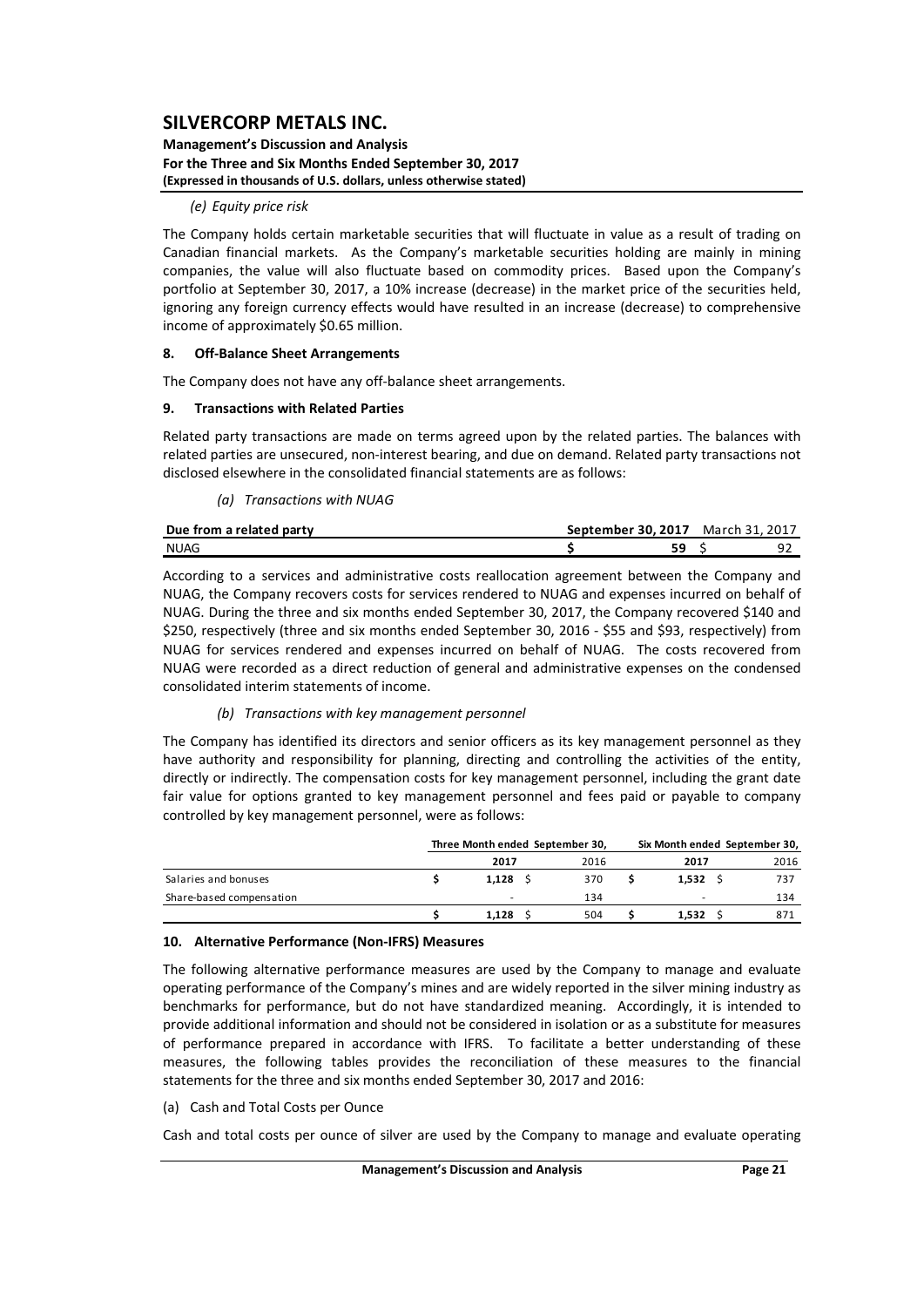*(e) Equity price risk*

The Company holds certain marketable securities that will fluctuate in value as a result of trading on Canadian financial markets. As the Company's marketable securities holding are mainly in mining companies, the value will also fluctuate based on commodity prices. Based upon the Company's portfolio at September 30, 2017, a 10% increase (decrease) in the market price of the securities held, ignoring any foreign currency effects would have resulted in an increase (decrease) to comprehensive income of approximately $0.65 million.

## 8. Off-Balance Sheet Arrangements

The Company does not have any off-balance sheet arrangements.

## 9. Transactions with Related Parties

Related party transactions are made on terms agreed upon by the related parties. The balances with related parties are unsecured, non-interest bearing, and due on demand. Related party transactions not disclosed elsewhere in the consolidated financial statements are as follows:

*(a) Transactions with NUAG*

| Due from a related party | September 30, 2017 | March 31, 2017 |
|---|---|---|
| NUAG | $ 59 | $ 92 |

According to a services and administrative costs reallocation agreement between the Company and NUAG, the Company recovers costs for services rendered to NUAG and expenses incurred on behalf of NUAG. During the three and six months ended September 30, 2017, the Company recovered $140 and $250, respectively (three and six months ended September 30, 2016 - $55 and $93, respectively) from NUAG for services rendered and expenses incurred on behalf of NUAG. The costs recovered from NUAG were recorded as a direct reduction of general and administrative expenses on the condensed consolidated interim statements of income.

*(b) Transactions with key management personnel*

The Company has identified its directors and senior officers as its key management personnel as they have authority and responsibility for planning, directing and controlling the activities of the entity, directly or indirectly. The compensation costs for key management personnel, including the grant date fair value for options granted to key management personnel and fees paid or payable to company controlled by key management personnel, were as follows:

| | Three Month ended September 30, | | Six Month ended September 30, | |
|---|---|---|---|---|
| | 2017 | 2016 | 2017 | 2016 |
| Salaries and bonuses | $ 1,128 | $ 370 | $ 1,532 | $ 737 |
| Share-based compensation | - | 134 | - | 134 |
| | $ 1,128 | $ 504 | $ 1,532 | $ 871 |

## 10. Alternative Performance (Non-IFRS) Measures

The following alternative performance measures are used by the Company to manage and evaluate operating performance of the Company's mines and are widely reported in the silver mining industry as benchmarks for performance, but do not have standardized meaning. Accordingly, it is intended to provide additional information and should not be considered in isolation or as a substitute for measures of performance prepared in accordance with IFRS. To facilitate a better understanding of these measures, the following tables provides the reconciliation of these measures to the financial statements for the three and six months ended September 30, 2017 and 2016:

(a) Cash and Total Costs per Ounce

Cash and total costs per ounce of silver are used by the Company to manage and evaluate operating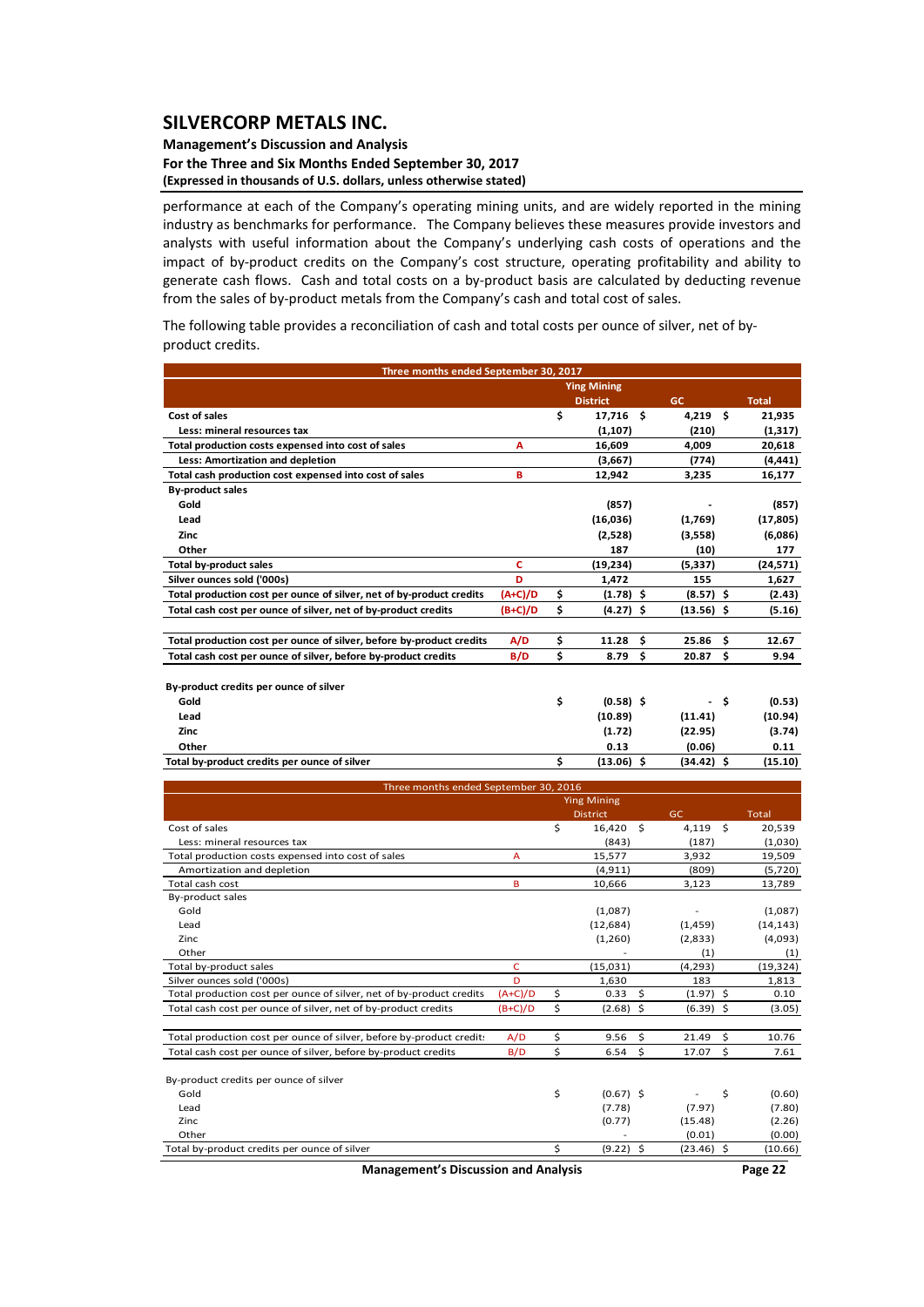performance at each of the Company's operating mining units, and are widely reported in the mining industry as benchmarks for performance. The Company believes these measures provide investors and analysts with useful information about the Company's underlying cash costs of operations and the impact of by-product credits on the Company's cost structure, operating profitability and ability to generate cash flows. Cash and total costs on a by-product basis are calculated by deducting revenue from the sales of by-product metals from the Company's cash and total cost of sales.

The following table provides a reconciliation of cash and total costs per ounce of silver, net of by-product credits.

| Three months ended September 30, 2017 | | Ying Mining District | GC | Total |
|---|---|---|---|---|
| **Cost of sales** | | **$ 17,716** | **$ 4,219** | **$ 21,935** |
| **Less: mineral resources tax** | | **(1,107)** | **(210)** | **(1,317)** |
| **Total production costs expensed into cost of sales** | **A** | **16,609** | **4,009** | **20,618** |
| **Less: Amortization and depletion** | | **(3,667)** | **(774)** | **(4,441)** |
| **Total cash production cost expensed into cost of sales** | **B** | **12,942** | **3,235** | **16,177** |
| **By-product sales** | | | | |
| **Gold** | | **(857)** | **-** | **(857)** |
| **Lead** | | **(16,036)** | **(1,769)** | **(17,805)** |
| **Zinc** | | **(2,528)** | **(3,558)** | **(6,086)** |
| **Other** | | **187** | **(10)** | **177** |
| **Total by-product sales** | **C** | **(19,234)** | **(5,337)** | **(24,571)** |
| **Silver ounces sold ('000s)** | **D** | **1,472** | **155** | **1,627** |
| **Total production cost per ounce of silver, net of by-product credits** | **(A+C)/D** | **$ (1.78)** | **$ (8.57)** | **$ (2.43)** |
| **Total cash cost per ounce of silver, net of by-product credits** | **(B+C)/D** | **$ (4.27)** | **$ (13.56)** | **$ (5.16)** |
| | | | | |
| **Total production cost per ounce of silver, before by-product credits** | **A/D** | **$ 11.28** | **$ 25.86** | **$ 12.67** |
| **Total cash cost per ounce of silver, before by-product credits** | **B/D** | **$ 8.79** | **$ 20.87** | **$ 9.94** |
| | | | | |
| **By-product credits per ounce of silver** | | | | |
| **Gold** | | **$ (0.58)** | **$ -** | **$ (0.53)** |
| **Lead** | | **(10.89)** | **(11.41)** | **(10.94)** |
| **Zinc** | | **(1.72)** | **(22.95)** | **(3.74)** |
| **Other** | | **0.13** | **(0.06)** | **0.11** |
| **Total by-product credits per ounce of silver** | | **$ (13.06)** | **$ (34.42)** | **$ (15.10)** |

| Three months ended September 30, 2016 | | Ying Mining District | GC | Total |
|---|---|---|---|---|
| Cost of sales | | $ 16,420 | $ 4,119 | $ 20,539 |
| Less: mineral resources tax | | (843) | (187) | (1,030) |
| Total production costs expensed into cost of sales | A | 15,577 | 3,932 | 19,509 |
| Amortization and depletion | | (4,911) | (809) | (5,720) |
| Total cash cost | B | 10,666 | 3,123 | 13,789 |
| By-product sales | | | | |
| Gold | | (1,087) | - | (1,087) |
| Lead | | (12,684) | (1,459) | (14,143) |
| Zinc | | (1,260) | (2,833) | (4,093) |
| Other | | - | (1) | (1) |
| Total by-product sales | C | (15,031) | (4,293) | (19,324) |
| Silver ounces sold ('000s) | D | 1,630 | 183 | 1,813 |
| Total production cost per ounce of silver, net of by-product credits | (A+C)/D | $ 0.33 | $ (1.97) | $ 0.10 |
| Total cash cost per ounce of silver, net of by-product credits | (B+C)/D | $ (2.68) | $ (6.39) | $ (3.05) |
| | | | | |
| Total production cost per ounce of silver, before by-product credits | A/D | $ 9.56 | $ 21.49 | $ 10.76 |
| Total cash cost per ounce of silver, before by-product credits | B/D | $ 6.54 | $ 17.07 | $ 7.61 |
| | | | | |
| By-product credits per ounce of silver | | | | |
| Gold | | $ (0.67) | $ - | $ (0.60) |
| Lead | | (7.78) | (7.97) | (7.80) |
| Zinc | | (0.77) | (15.48) | (2.26) |
| Other | | - | (0.01) | (0.00) |
| Total by-product credits per ounce of silver | | $ (9.22) | $ (23.46) | $ (10.66) |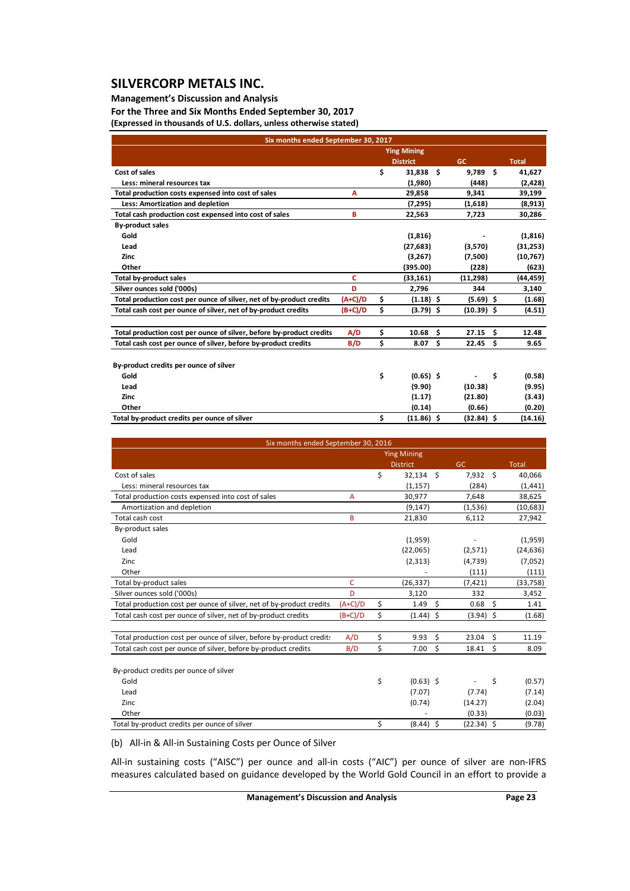# SILVERCORP METALS INC.

**Management's Discussion and Analysis**

**For the Three and Six Months Ended September 30, 2017**

**(Expressed in thousands of U.S. dollars, unless otherwise stated)**

| **Six months ended September 30, 2017** | | | | |
|---|---|---|---|---|
| | | **Ying Mining District** | **GC** | **Total** |
| **Cost of sales** | | **$ 31,838** | **$ 9,789** | **$ 41,627** |
| **Less: mineral resources tax** | | **(1,980)** | **(448)** | **(2,428)** |
| **Total production costs expensed into cost of sales** | **A** | **29,858** | **9,341** | **39,199** |
| **Less: Amortization and depletion** | | **(7,295)** | **(1,618)** | **(8,913)** |
| **Total cash production cost expensed into cost of sales** | **B** | **22,563** | **7,723** | **30,286** |
| **By-product sales** | | | | |
| **Gold** | | **(1,816)** | **-** | **(1,816)** |
| **Lead** | | **(27,683)** | **(3,570)** | **(31,253)** |
| **Zinc** | | **(3,267)** | **(7,500)** | **(10,767)** |
| **Other** | | **(395.00)** | **(228)** | **(623)** |
| **Total by-product sales** | **C** | **(33,161)** | **(11,298)** | **(44,459)** |
| **Silver ounces sold ('000s)** | **D** | **2,796** | **344** | **3,140** |
| **Total production cost per ounce of silver, net of by-product credits** | **(A+C)/D** | **$ (1.18)** | **$ (5.69)** | **$ (1.68)** |
| **Total cash cost per ounce of silver, net of by-product credits** | **(B+C)/D** | **$ (3.79)** | **$ (10.39)** | **$ (4.51)** |
| | | | | |
| **Total production cost per ounce of silver, before by-product credits** | **A/D** | **$ 10.68** | **$ 27.15** | **$ 12.48** |
| **Total cash cost per ounce of silver, before by-product credits** | **B/D** | **$ 8.07** | **$ 22.45** | **$ 9.65** |
| | | | | |
| **By-product credits per ounce of silver** | | | | |
| **Gold** | | **$ (0.65)** | **$ -** | **$ (0.58)** |
| **Lead** | | **(9.90)** | **(10.38)** | **(9.95)** |
| **Zinc** | | **(1.17)** | **(21.80)** | **(3.43)** |
| **Other** | | **(0.14)** | **(0.66)** | **(0.20)** |
| **Total by-product credits per ounce of silver** | | **$ (11.86)** | **$ (32.84)** | **$ (14.16)** |

| Six months ended September 30, 2016 | | | | |
|---|---|---|---|---|
| | | Ying Mining District | GC | Total |
| Cost of sales | | $ 32,134 | $ 7,932 | $ 40,066 |
| Less: mineral resources tax | | (1,157) | (284) | (1,441) |
| Total production costs expensed into cost of sales | A | 30,977 | 7,648 | 38,625 |
| Amortization and depletion | | (9,147) | (1,536) | (10,683) |
| Total cash cost | B | 21,830 | 6,112 | 27,942 |
| By-product sales | | | | |
| Gold | | (1,959) | - | (1,959) |
| Lead | | (22,065) | (2,571) | (24,636) |
| Zinc | | (2,313) | (4,739) | (7,052) |
| Other | | - | (111) | (111) |
| Total by-product sales | C | (26,337) | (7,421) | (33,758) |
| Silver ounces sold ('000s) | D | 3,120 | 332 | 3,452 |
| Total production cost per ounce of silver, net of by-product credits | (A+C)/D | $ 1.49 | $ 0.68 | $ 1.41 |
| Total cash cost per ounce of silver, net of by-product credits | (B+C)/D | $ (1.44) | $ (3.94) | $ (1.68) |
| | | | | |
| Total production cost per ounce of silver, before by-product credits | A/D | $ 9.93 | $ 23.04 | $ 11.19 |
| Total cash cost per ounce of silver, before by-product credits | B/D | $ 7.00 | $ 18.41 | $ 8.09 |
| | | | | |
| By-product credits per ounce of silver | | | | |
| Gold | | $ (0.63) | $ - | $ (0.57) |
| Lead | | (7.07) | (7.74) | (7.14) |
| Zinc | | (0.74) | (14.27) | (2.04) |
| Other | | - | (0.33) | (0.03) |
| Total by-product credits per ounce of silver | | $ (8.44) | $ (22.34) | $ (9.78) |

(b) All-in & All-in Sustaining Costs per Ounce of Silver

All-in sustaining costs ("AISC") per ounce and all-in costs ("AIC") per ounce of silver are non-IFRS measures calculated based on guidance developed by the World Gold Council in an effort to provide a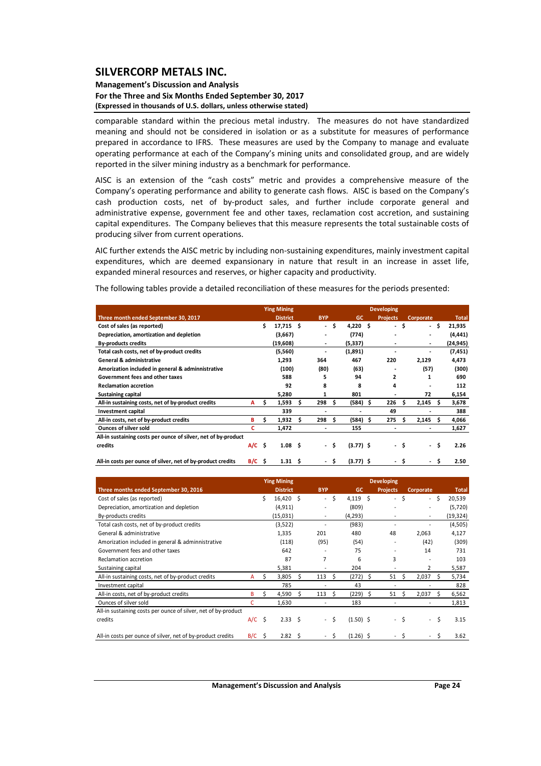comparable standard within the precious metal industry. The measures do not have standardized meaning and should not be considered in isolation or as a substitute for measures of performance prepared in accordance to IFRS. These measures are used by the Company to manage and evaluate operating performance at each of the Company's mining units and consolidated group, and are widely reported in the silver mining industry as a benchmark for performance.

AISC is an extension of the "cash costs" metric and provides a comprehensive measure of the Company's operating performance and ability to generate cash flows. AISC is based on the Company's cash production costs, net of by-product sales, and further include corporate general and administrative expense, government fee and other taxes, reclamation cost accretion, and sustaining capital expenditures. The Company believes that this measure represents the total sustainable costs of producing silver from current operations.

AIC further extends the AISC metric by including non-sustaining expenditures, mainly investment capital expenditures, which are deemed expansionary in nature that result in an increase in asset life, expanded mineral resources and reserves, or higher capacity and productivity.

The following tables provide a detailed reconciliation of these measures for the periods presented:

| Three month ended September 30, 2017 | | Ying Mining District | BYP | GC | Developing Projects | Corporate | Total |
|---|---|---|---|---|---|---|---|
| **Cost of sales (as reported)** | | **$ 17,715** | **$ -** | **$ 4,220** | **$ -** | **$ -** | **$ 21,935** |
| **Depreciation, amortization and depletion** | | **(3,667)** | **-** | **(774)** | **-** | **-** | **(4,441)** |
| **By-products credits** | | **(19,608)** | **-** | **(5,337)** | **-** | **-** | **(24,945)** |
| **Total cash costs, net of by-product credits** | | **(5,560)** | **-** | **(1,891)** | **-** | **-** | **(7,451)** |
| **General & administrative** | | **1,293** | **364** | **467** | **220** | **2,129** | **4,473** |
| **Amorization included in general & admininstrative** | | **(100)** | **(80)** | **(63)** | **-** | **(57)** | **(300)** |
| **Government fees and other taxes** | | **588** | **5** | **94** | **2** | **1** | **690** |
| **Reclamation accretion** | | **92** | **8** | **8** | **4** | **-** | **112** |
| **Sustaining capital** | | **5,280** | **1** | **801** | **-** | **72** | **6,154** |
| **All-in sustaining costs, net of by-product credits** | **A** | **$ 1,593** | **$ 298** | **$ (584)** | **$ 226** | **$ 2,145** | **$ 3,678** |
| **Investment capital** | | **339** | **-** | **-** | **49** | **-** | **388** |
| **All-in costs, net of by-product credits** | **B** | **$ 1,932** | **$ 298** | **$ (584)** | **$ 275** | **$ 2,145** | **$ 4,066** |
| **Ounces of silver sold** | **C** | **1,472** | **-** | **155** | **-** | **-** | **1,627** |
| **All-in sustaining costs per ounce of silver, net of by-product credits** | **A/C** | **$ 1.08** | **$ -** | **$ (3.77)** | **$ -** | **$ -** | **$ 2.26** |
| **All-in costs per ounce of silver, net of by-product credits** | **B/C** | **$ 1.31** | **$ -** | **$ (3.77)** | **$ -** | **$ -** | **$ 2.50** |

| Three months ended September 30, 2016 | | Ying Mining District | BYP | GC | Developing Projects | Corporate | Total |
|---|---|---|---|---|---|---|---|
| Cost of sales (as reported) | | $ 16,420 | $ - | $ 4,119 | $ - | $ - | $ 20,539 |
| Depreciation, amortization and depletion | | (4,911) | - | (809) | - | - | (5,720) |
| By-products credits | | (15,031) | - | (4,293) | - | - | (19,324) |
| Total cash costs, net of by-product credits | | (3,522) | - | (983) | - | - | (4,505) |
| General & administrative | | 1,335 | 201 | 480 | 48 | 2,063 | 4,127 |
| Amorization included in general & admininstrative | | (118) | (95) | (54) | - | (42) | (309) |
| Government fees and other taxes | | 642 | - | 75 | - | 14 | 731 |
| Reclamation accretion | | 87 | 7 | 6 | 3 | - | 103 |
| Sustaining capital | | 5,381 | - | 204 | - | 2 | 5,587 |
| All-in sustaining costs, net of by-product credits | A | $ 3,805 | $ 113 | $ (272) | $ 51 | $ 2,037 | $ 5,734 |
| Investment capital | | 785 | - | 43 | - | - | 828 |
| All-in costs, net of by-product credits | B | $ 4,590 | $ 113 | $ (229) | $ 51 | $ 2,037 | $ 6,562 |
| Ounces of silver sold | C | 1,630 | - | 183 | - | - | 1,813 |
| All-in sustaining costs per ounce of silver, net of by-product credits | A/C | $ 2.33 | $ - | $ (1.50) | $ - | $ - | $ 3.15 |
| All-in costs per ounce of silver, net of by-product credits | B/C | $ 2.82 | $ - | $ (1.26) | $ - | $ - | $ 3.62 |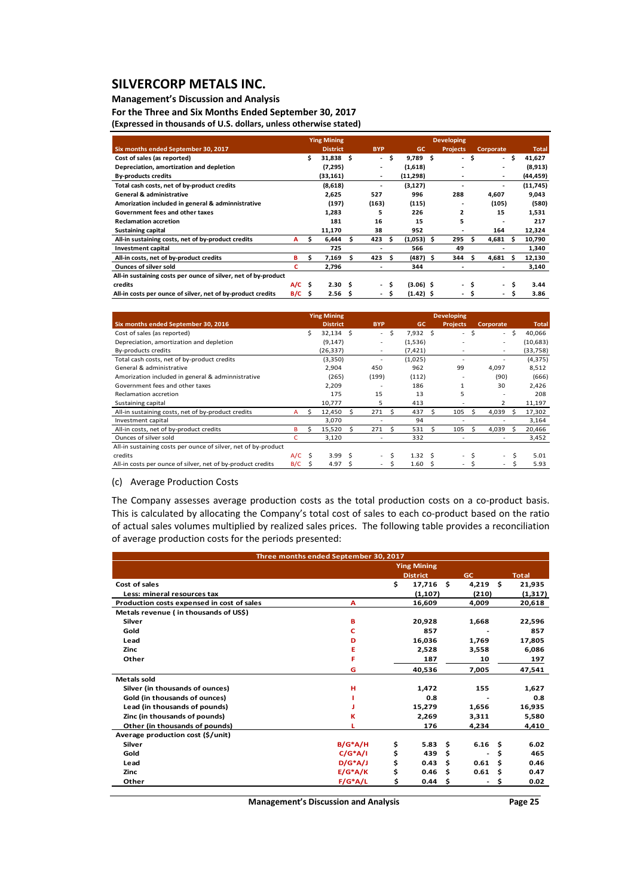# SILVERCORP METALS INC.

**Management's Discussion and Analysis**
**For the Three and Six Months Ended September 30, 2017**
**(Expressed in thousands of U.S. dollars, unless otherwise stated)**

| Six months ended September 30, 2017 | | Ying Mining District | BYP | GC | Developing Projects | Corporate | Total |
|---|---|---|---|---|---|---|---|
| Cost of sales (as reported) | | $ 31,838 | $ - | $ 9,789 | $ - | $ - | $ 41,627 |
| Depreciation, amortization and depletion | | (7,295) | - | (1,618) | - | - | (8,913) |
| By-products credits | | (33,161) | - | (11,298) | - | - | (44,459) |
| Total cash costs, net of by-product credits | | (8,618) | - | (3,127) | - | - | (11,745) |
| General & administrative | | 2,625 | 527 | 996 | 288 | 4,607 | 9,043 |
| Amorization included in general & adminnistrative | | (197) | (163) | (115) | - | (105) | (580) |
| Government fees and other taxes | | 1,283 | 5 | 226 | 2 | 15 | 1,531 |
| Reclamation accretion | | 181 | 16 | 15 | 5 | - | 217 |
| Sustaining capital | | 11,170 | 38 | 952 | - | 164 | 12,324 |
| All-in sustaining costs, net of by-product credits | A | $ 6,444 | $ 423 | $ (1,053) | $ 295 | $ 4,681 | $ 10,790 |
| Investment capital | | 725 | - | 566 | 49 | - | 1,340 |
| All-in costs, net of by-product credits | B | $ 7,169 | $ 423 | $ (487) | $ 344 | $ 4,681 | $ 12,130 |
| Ounces of silver sold | C | 2,796 | - | 344 | - | - | 3,140 |
| All-in sustaining costs per ounce of silver, net of by-product credits | A/C | $ 2.30 | $ - | $ (3.06) | $ - | $ - | $ 3.44 |
| All-in costs per ounce of silver, net of by-product credits | B/C | $ 2.56 | $ - | $ (1.42) | $ - | $ - | $ 3.86 |

| Six months ended September 30, 2016 | | Ying Mining District | BYP | GC | Developing Projects | Corporate | Total |
|---|---|---|---|---|---|---|---|
| Cost of sales (as reported) | | $ 32,134 | $ - | $ 7,932 | $ - | $ - | $ 40,066 |
| Depreciation, amortization and depletion | | (9,147) | - | (1,536) | - | - | (10,683) |
| By-products credits | | (26,337) | - | (7,421) | - | - | (33,758) |
| Total cash costs, net of by-product credits | | (3,350) | - | (1,025) | - | - | (4,375) |
| General & administrative | | 2,904 | 450 | 962 | 99 | 4,097 | 8,512 |
| Amorization included in general & adminnistrative | | (265) | (199) | (112) | - | (90) | (666) |
| Government fees and other taxes | | 2,209 | - | 186 | 1 | 30 | 2,426 |
| Reclamation accretion | | 175 | 15 | 13 | 5 | - | 208 |
| Sustaining capital | | 10,777 | 5 | 413 | - | 2 | 11,197 |
| All-in sustaining costs, net of by-product credits | A | $ 12,450 | $ 271 | $ 437 | $ 105 | $ 4,039 | $ 17,302 |
| Investment capital | | 3,070 | - | 94 | - | - | 3,164 |
| All-in costs, net of by-product credits | B | $ 15,520 | $ 271 | $ 531 | $ 105 | $ 4,039 | $ 20,466 |
| Ounces of silver sold | C | 3,120 | - | 332 | - | - | 3,452 |
| All-in sustaining costs per ounce of silver, net of by-product credits | A/C | $ 3.99 | $ - | $ 1.32 | $ - | $ - | $ 5.01 |
| All-in costs per ounce of silver, net of by-product credits | B/C | $ 4.97 | $ - | $ 1.60 | $ - | $ - | $ 5.93 |

(c) Average Production Costs

The Company assesses average production costs as the total production costs on a co-product basis. This is calculated by allocating the Company's total cost of sales to each co-product based on the ratio of actual sales volumes multiplied by realized sales prices. The following table provides a reconciliation of average production costs for the periods presented:

| Three months ended September 30, 2017 | | Ying Mining District | GC | Total |
|---|---|---|---|---|
| **Cost of sales** | | $ 17,716 | $ 4,219 | $ 21,935 |
| Less: mineral resources tax | | (1,107) | (210) | (1,317) |
| **Production costs expensed in cost of sales** | A | 16,609 | 4,009 | 20,618 |
| **Metals revenue ( in thousands of US$)** | | | | |
| Silver | B | 20,928 | 1,668 | 22,596 |
| Gold | C | 857 | - | 857 |
| Lead | D | 16,036 | 1,769 | 17,805 |
| Zinc | E | 2,528 | 3,558 | 6,086 |
| Other | F | 187 | 10 | 197 |
| | G | 40,536 | 7,005 | 47,541 |
| **Metals sold** | | | | |
| Silver (in thousands of ounces) | H | 1,472 | 155 | 1,627 |
| Gold (in thousands of ounces) | I | 0.8 | - | 0.8 |
| Lead (in thousands of pounds) | J | 15,279 | 1,656 | 16,935 |
| Zinc (in thousands of pounds) | K | 2,269 | 3,311 | 5,580 |
| Other (in thousands of pounds) | L | 176 | 4,234 | 4,410 |
| **Average production cost ($/unit)** | | | | |
| Silver | B/G*A/H | $ 5.83 | $ 6.16 | $ 6.02 |
| Gold | C/G*A/I | $ 439 | $ - | $ 465 |
| Lead | D/G*A/J | $ 0.43 | $ 0.61 | $ 0.46 |
| Zinc | E/G*A/K | $ 0.46 | $ 0.61 | $ 0.47 |
| Other | F/G*A/L | $ 0.44 | $ - | $ 0.02 |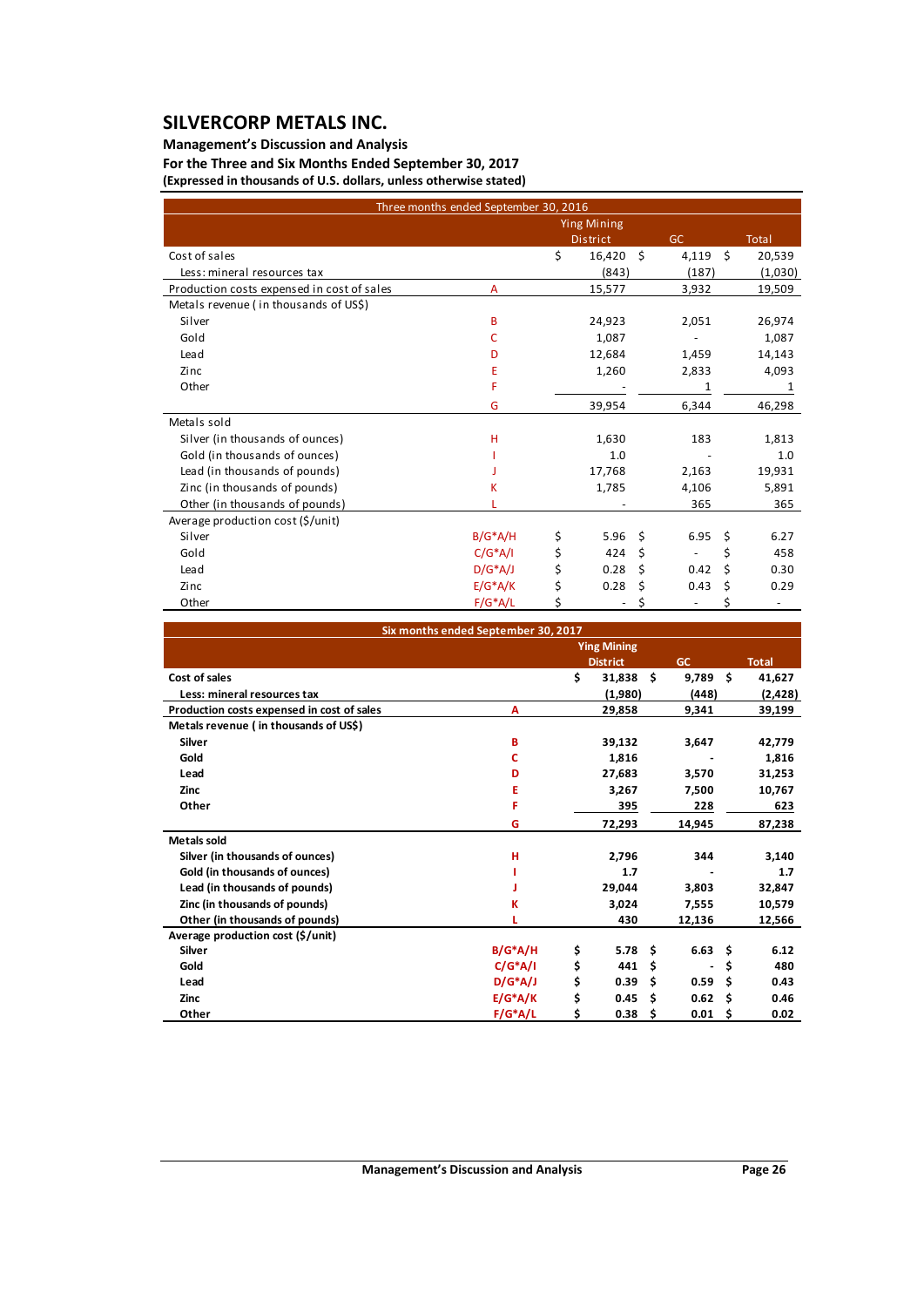# SILVERCORP METALS INC.

**Management's Discussion and Analysis**

**For the Three and Six Months Ended September 30, 2017**

**(Expressed in thousands of U.S. dollars, unless otherwise stated)**

| Three months ended September 30, 2016 | | | | |
|---|---|---|---|---|
| | | Ying Mining District | GC | Total |
| Cost of sales | | $ 16,420 | $ 4,119 | $ 20,539 |
| Less: mineral resources tax | | (843) | (187) | (1,030) |
| Production costs expensed in cost of sales | A | 15,577 | 3,932 | 19,509 |
| Metals revenue ( in thousands of US$) | | | | |
| Silver | B | 24,923 | 2,051 | 26,974 |
| Gold | C | 1,087 | - | 1,087 |
| Lead | D | 12,684 | 1,459 | 14,143 |
| Zinc | E | 1,260 | 2,833 | 4,093 |
| Other | F | - | 1 | 1 |
| | G | 39,954 | 6,344 | 46,298 |
| Metals sold | | | | |
| Silver (in thousands of ounces) | H | 1,630 | 183 | 1,813 |
| Gold (in thousands of ounces) | I | 1.0 | - | 1.0 |
| Lead (in thousands of pounds) | J | 17,768 | 2,163 | 19,931 |
| Zinc (in thousands of pounds) | K | 1,785 | 4,106 | 5,891 |
| Other (in thousands of pounds) | L | - | 365 | 365 |
| Average production cost ($/unit) | | | | |
| Silver | B/G*A/H | $ 5.96 | $ 6.95 | $ 6.27 |
| Gold | C/G*A/I | $ 424 | $ - | $ 458 |
| Lead | D/G*A/J | $ 0.28 | $ 0.42 | $ 0.30 |
| Zinc | E/G*A/K | $ 0.28 | $ 0.43 | $ 0.29 |
| Other | F/G*A/L | $ - | $ - | $ - |

| **Six months ended September 30, 2017** | | | | |
|---|---|---|---|---|
| | | **Ying Mining District** | **GC** | **Total** |
| **Cost of sales** | | **$ 31,838** | **$ 9,789** | **$ 41,627** |
| **Less: mineral resources tax** | | **(1,980)** | **(448)** | **(2,428)** |
| **Production costs expensed in cost of sales** | **A** | **29,858** | **9,341** | **39,199** |
| **Metals revenue ( in thousands of US$)** | | | | |
| **Silver** | **B** | **39,132** | **3,647** | **42,779** |
| **Gold** | **C** | **1,816** | **-** | **1,816** |
| **Lead** | **D** | **27,683** | **3,570** | **31,253** |
| **Zinc** | **E** | **3,267** | **7,500** | **10,767** |
| **Other** | **F** | **395** | **228** | **623** |
| | **G** | **72,293** | **14,945** | **87,238** |
| **Metals sold** | | | | |
| **Silver (in thousands of ounces)** | **H** | **2,796** | **344** | **3,140** |
| **Gold (in thousands of ounces)** | **I** | **1.7** | **-** | **1.7** |
| **Lead (in thousands of pounds)** | **J** | **29,044** | **3,803** | **32,847** |
| **Zinc (in thousands of pounds)** | **K** | **3,024** | **7,555** | **10,579** |
| **Other (in thousands of pounds)** | **L** | **430** | **12,136** | **12,566** |
| **Average production cost ($/unit)** | | | | |
| **Silver** | **B/G*A/H** | **$ 5.78** | **$ 6.63** | **$ 6.12** |
| **Gold** | **C/G*A/I** | **$ 441** | **$ -** | **$ 480** |
| **Lead** | **D/G*A/J** | **$ 0.39** | **$ 0.59** | **$ 0.43** |
| **Zinc** | **E/G*A/K** | **$ 0.45** | **$ 0.62** | **$ 0.46** |
| **Other** | **F/G*A/L** | **$ 0.38** | **$ 0.01** | **$ 0.02** |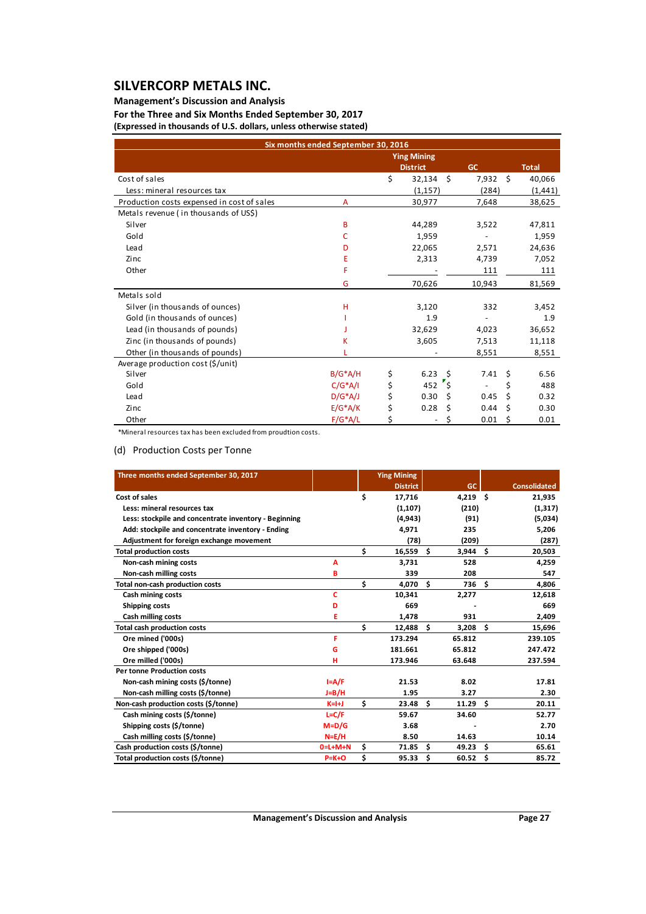# SILVERCORP METALS INC.

**Management's Discussion and Analysis**

**For the Three and Six Months Ended September 30, 2017**

**(Expressed in thousands of U.S. dollars, unless otherwise stated)**

| Six months ended September 30, 2016 | | Ying Mining District | GC | Total |
|---|---|---|---|---|
| Cost of sales | | $ 32,134 | $ 7,932 | $ 40,066 |
| Less: mineral resources tax | | (1,157) | (284) | (1,441) |
| Production costs expensed in cost of sales | A | 30,977 | 7,648 | 38,625 |
| Metals revenue ( in thousands of US$) | | | | |
| Silver | B | 44,289 | 3,522 | 47,811 |
| Gold | C | 1,959 | - | 1,959 |
| Lead | D | 22,065 | 2,571 | 24,636 |
| Zinc | E | 2,313 | 4,739 | 7,052 |
| Other | F | - | 111 | 111 |
| | G | 70,626 | 10,943 | 81,569 |
| Metals sold | | | | |
| Silver (in thousands of ounces) | H | 3,120 | 332 | 3,452 |
| Gold (in thousands of ounces) | I | 1.9 | - | 1.9 |
| Lead (in thousands of pounds) | J | 32,629 | 4,023 | 36,652 |
| Zinc (in thousands of pounds) | K | 3,605 | 7,513 | 11,118 |
| Other (in thousands of pounds) | L | - | 8,551 | 8,551 |
| Average production cost ($/unit) | | | | |
| Silver | B/G*A/H | $ 6.23 | $ 7.41 | $ 6.56 |
| Gold | C/G*A/I | $ 452 | $ - | $ 488 |
| Lead | D/G*A/J | $ 0.30 | $ 0.45 | $ 0.32 |
| Zinc | E/G*A/K | $ 0.28 | $ 0.44 | $ 0.30 |
| Other | F/G*A/L | $ - | $ 0.01 | $ 0.01 |

*Mineral resources tax has been excluded from proudtion costs.

(d) Production Costs per Tonne

| Three months ended September 30, 2017 | | Ying Mining District | GC | Consolidated |
|---|---|---|---|---|
| **Cost of sales** | | **$ 17,716** | **4,219** | **$ 21,935** |
| **Less: mineral resources tax** | | **(1,107)** | **(210)** | **(1,317)** |
| **Less: stockpile and concentrate inventory - Beginning** | | **(4,943)** | **(91)** | **(5,034)** |
| **Add: stockpile and concentrate inventory - Ending** | | **4,971** | **235** | **5,206** |
| **Adjustment for foreign exchange movement** | | **(78)** | **(209)** | **(287)** |
| **Total production costs** | | **$ 16,559** | **$ 3,944** | **$ 20,503** |
| **Non-cash mining costs** | A | **3,731** | **528** | **4,259** |
| **Non-cash milling costs** | B | **339** | **208** | **547** |
| **Total non-cash production costs** | | **$ 4,070** | **$ 736** | **$ 4,806** |
| **Cash mining costs** | C | **10,341** | **2,277** | **12,618** |
| **Shipping costs** | D | **669** | **-** | **669** |
| **Cash milling costs** | E | **1,478** | **931** | **2,409** |
| **Total cash production costs** | | **$ 12,488** | **$ 3,208** | **$ 15,696** |
| **Ore mined ('000s)** | F | **173.294** | **65.812** | **239.105** |
| **Ore shipped ('000s)** | G | **181.661** | **65.812** | **247.472** |
| **Ore milled ('000s)** | H | **173.946** | **63.648** | **237.594** |
| **Per tonne Production costs** | | | | |
| **Non-cash mining costs ($/tonne)** | I=A/F | **21.53** | **8.02** | **17.81** |
| **Non-cash milling costs ($/tonne)** | J=B/H | **1.95** | **3.27** | **2.30** |
| **Non-cash production costs ($/tonne)** | K=I+J | **$ 23.48** | **$ 11.29** | **$ 20.11** |
| **Cash mining costs ($/tonne)** | L=C/F | **59.67** | **34.60** | **52.77** |
| **Shipping costs ($/tonne)** | M=D/G | **3.68** | **-** | **2.70** |
| **Cash milling costs ($/tonne)** | N=E/H | **8.50** | **14.63** | **10.14** |
| **Cash production costs ($/tonne)** | O=L+M+N | **$ 71.85** | **$ 49.23** | **$ 65.61** |
| **Total production costs ($/tonne)** | P=K+O | **$ 95.33** | **$ 60.52** | **$ 85.72** |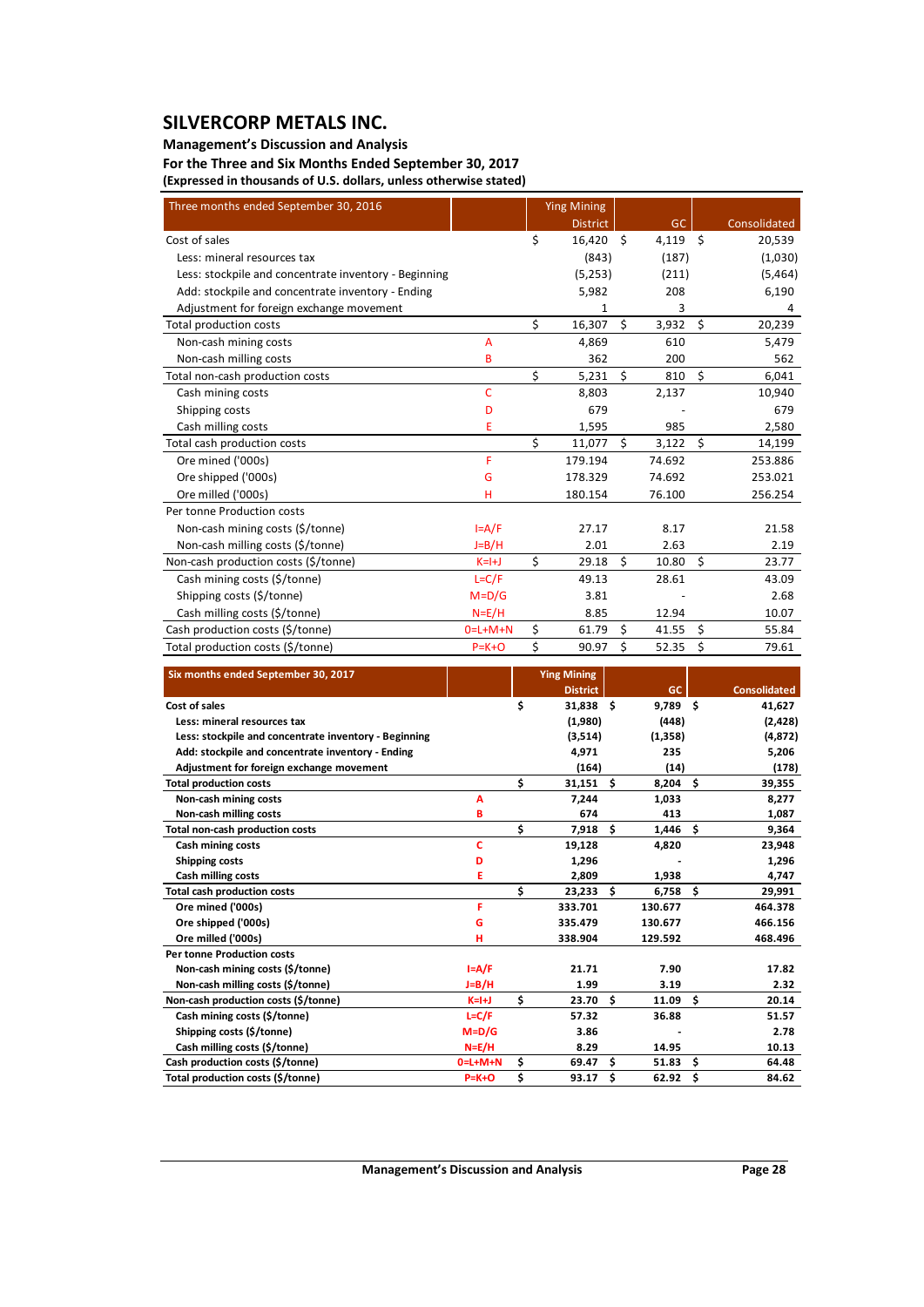# SILVERCORP METALS INC.

**Management's Discussion and Analysis**

**For the Three and Six Months Ended September 30, 2017**

**(Expressed in thousands of U.S. dollars, unless otherwise stated)**

| Three months ended September 30, 2016 | | Ying Mining District | GC | Consolidated |
|---|---|---|---|---|
| Cost of sales | | $ 16,420 | $ 4,119 | $ 20,539 |
| Less: mineral resources tax | | (843) | (187) | (1,030) |
| Less: stockpile and concentrate inventory - Beginning | | (5,253) | (211) | (5,464) |
| Add: stockpile and concentrate inventory - Ending | | 5,982 | 208 | 6,190 |
| Adjustment for foreign exchange movement | | 1 | 3 | 4 |
| Total production costs | | $ 16,307 | $ 3,932 | $ 20,239 |
| Non-cash mining costs | A | 4,869 | 610 | 5,479 |
| Non-cash milling costs | B | 362 | 200 | 562 |
| Total non-cash production costs | | $ 5,231 | $ 810 | $ 6,041 |
| Cash mining costs | C | 8,803 | 2,137 | 10,940 |
| Shipping costs | D | 679 | - | 679 |
| Cash milling costs | E | 1,595 | 985 | 2,580 |
| Total cash production costs | | $ 11,077 | $ 3,122 | $ 14,199 |
| Ore mined ('000s) | F | 179.194 | 74.692 | 253.886 |
| Ore shipped ('000s) | G | 178.329 | 74.692 | 253.021 |
| Ore milled ('000s) | H | 180.154 | 76.100 | 256.254 |
| Per tonne Production costs | | | | |
| Non-cash mining costs ($/tonne) | I=A/F | 27.17 | 8.17 | 21.58 |
| Non-cash milling costs ($/tonne) | J=B/H | 2.01 | 2.63 | 2.19 |
| Non-cash production costs ($/tonne) | K=I+J | $ 29.18 | $ 10.80 | $ 23.77 |
| Cash mining costs ($/tonne) | L=C/F | 49.13 | 28.61 | 43.09 |
| Shipping costs ($/tonne) | M=D/G | 3.81 | - | 2.68 |
| Cash milling costs ($/tonne) | N=E/H | 8.85 | 12.94 | 10.07 |
| Cash production costs ($/tonne) | O=L+M+N | $ 61.79 | $ 41.55 | $ 55.84 |
| Total production costs ($/tonne) | P=K+O | $ 90.97 | $ 52.35 | $ 79.61 |

| Six months ended September 30, 2017 | | Ying Mining District | GC | Consolidated |
|---|---|---|---|---|
| **Cost of sales** | | **$ 31,838** | **$ 9,789** | **$ 41,627** |
| **Less: mineral resources tax** | | **(1,980)** | **(448)** | **(2,428)** |
| **Less: stockpile and concentrate inventory - Beginning** | | **(3,514)** | **(1,358)** | **(4,872)** |
| **Add: stockpile and concentrate inventory - Ending** | | **4,971** | **235** | **5,206** |
| **Adjustment for foreign exchange movement** | | **(164)** | **(14)** | **(178)** |
| **Total production costs** | | **$ 31,151** | **$ 8,204** | **$ 39,355** |
| **Non-cash mining costs** | **A** | **7,244** | **1,033** | **8,277** |
| **Non-cash milling costs** | **B** | **674** | **413** | **1,087** |
| **Total non-cash production costs** | | **$ 7,918** | **$ 1,446** | **$ 9,364** |
| **Cash mining costs** | **C** | **19,128** | **4,820** | **23,948** |
| **Shipping costs** | **D** | **1,296** | **-** | **1,296** |
| **Cash milling costs** | **E** | **2,809** | **1,938** | **4,747** |
| **Total cash production costs** | | **$ 23,233** | **$ 6,758** | **$ 29,991** |
| **Ore mined ('000s)** | **F** | **333.701** | **130.677** | **464.378** |
| **Ore shipped ('000s)** | **G** | **335.479** | **130.677** | **466.156** |
| **Ore milled ('000s)** | **H** | **338.904** | **129.592** | **468.496** |
| **Per tonne Production costs** | | | | |
| **Non-cash mining costs ($/tonne)** | **I=A/F** | **21.71** | **7.90** | **17.82** |
| **Non-cash milling costs ($/tonne)** | **J=B/H** | **1.99** | **3.19** | **2.32** |
| **Non-cash production costs ($/tonne)** | **K=I+J** | **$ 23.70** | **$ 11.09** | **$ 20.14** |
| **Cash mining costs ($/tonne)** | **L=C/F** | **57.32** | **36.88** | **51.57** |
| **Shipping costs ($/tonne)** | **M=D/G** | **3.86** | **-** | **2.78** |
| **Cash milling costs ($/tonne)** | **N=E/H** | **8.29** | **14.95** | **10.13** |
| **Cash production costs ($/tonne)** | **O=L+M+N** | **$ 69.47** | **$ 51.83** | **$ 64.48** |
| **Total production costs ($/tonne)** | **P=K+O** | **$ 93.17** | **$ 62.92** | **$ 84.62** |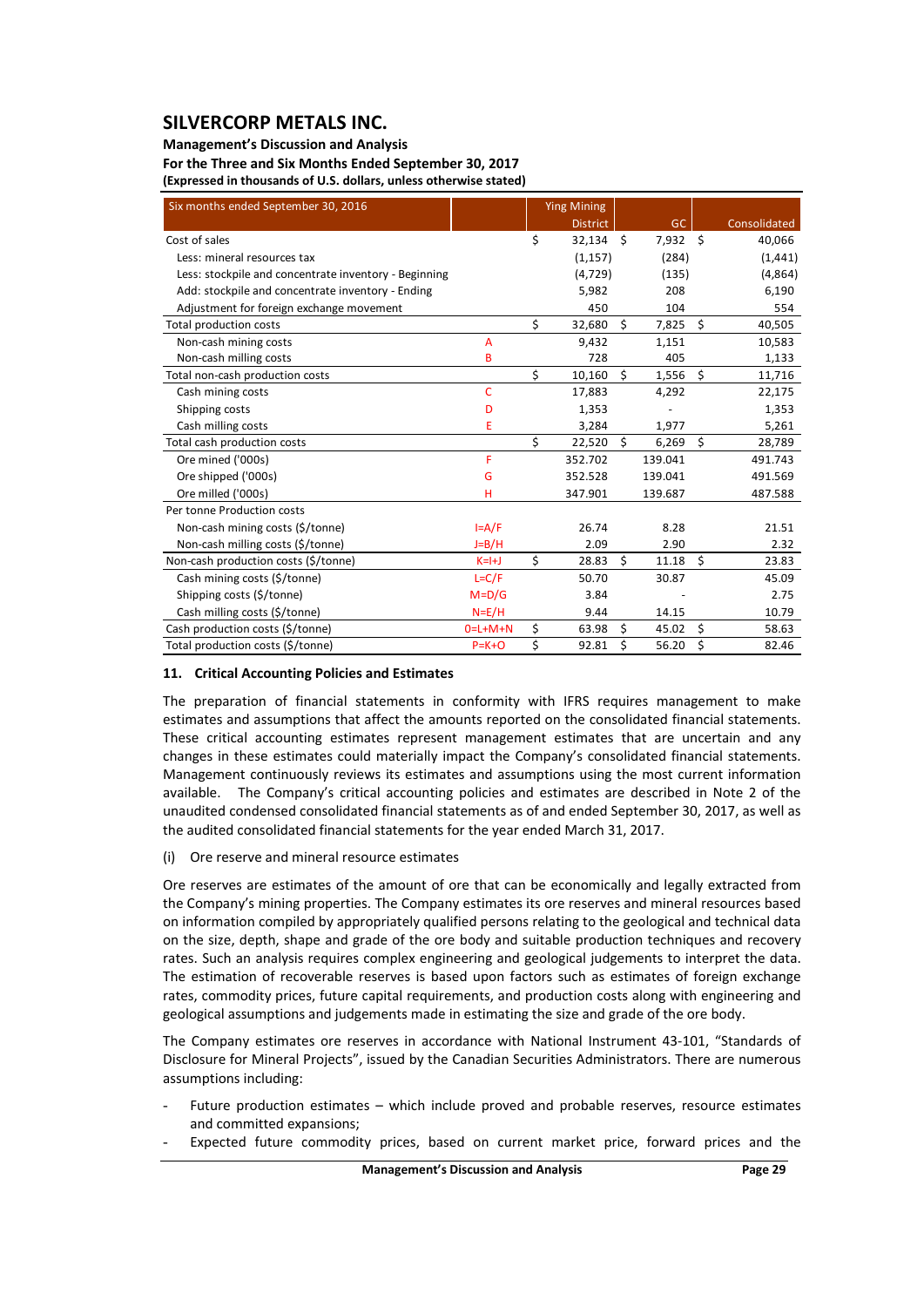| Six months ended September 30, 2016 | | Ying Mining District | GC | Consolidated |
|---|---|---|---|---|
| Cost of sales | | $ 32,134 | $ 7,932 | $ 40,066 |
| Less: mineral resources tax | | (1,157) | (284) | (1,441) |
| Less: stockpile and concentrate inventory - Beginning | | (4,729) | (135) | (4,864) |
| Add: stockpile and concentrate inventory - Ending | | 5,982 | 208 | 6,190 |
| Adjustment for foreign exchange movement | | 450 | 104 | 554 |
| Total production costs | | $ 32,680 | $ 7,825 | $ 40,505 |
| Non-cash mining costs | A | 9,432 | 1,151 | 10,583 |
| Non-cash milling costs | B | 728 | 405 | 1,133 |
| Total non-cash production costs | | $ 10,160 | $ 1,556 | $ 11,716 |
| Cash mining costs | C | 17,883 | 4,292 | 22,175 |
| Shipping costs | D | 1,353 | - | 1,353 |
| Cash milling costs | E | 3,284 | 1,977 | 5,261 |
| Total cash production costs | | $ 22,520 | $ 6,269 | $ 28,789 |
| Ore mined ('000s) | F | 352.702 | 139.041 | 491.743 |
| Ore shipped ('000s) | G | 352.528 | 139.041 | 491.569 |
| Ore milled ('000s) | H | 347.901 | 139.687 | 487.588 |
| Per tonne Production costs | | | | |
| Non-cash mining costs ($/tonne) | I=A/F | 26.74 | 8.28 | 21.51 |
| Non-cash milling costs ($/tonne) | J=B/H | 2.09 | 2.90 | 2.32 |
| Non-cash production costs ($/tonne) | K=I+J | $ 28.83 | $ 11.18 | $ 23.83 |
| Cash mining costs ($/tonne) | L=C/F | 50.70 | 30.87 | 45.09 |
| Shipping costs ($/tonne) | M=D/G | 3.84 | - | 2.75 |
| Cash milling costs ($/tonne) | N=E/H | 9.44 | 14.15 | 10.79 |
| Cash production costs ($/tonne) | O=L+M+N | $ 63.98 | $ 45.02 | $ 58.63 |
| Total production costs ($/tonne) | P=K+O | $ 92.81 | $ 56.20 | $ 82.46 |

## 11. Critical Accounting Policies and Estimates

The preparation of financial statements in conformity with IFRS requires management to make estimates and assumptions that affect the amounts reported on the consolidated financial statements. These critical accounting estimates represent management estimates that are uncertain and any changes in these estimates could materially impact the Company's consolidated financial statements. Management continuously reviews its estimates and assumptions using the most current information available. The Company's critical accounting policies and estimates are described in Note 2 of the unaudited condensed consolidated financial statements as of and ended September 30, 2017, as well as the audited consolidated financial statements for the year ended March 31, 2017.

(i) Ore reserve and mineral resource estimates

Ore reserves are estimates of the amount of ore that can be economically and legally extracted from the Company's mining properties. The Company estimates its ore reserves and mineral resources based on information compiled by appropriately qualified persons relating to the geological and technical data on the size, depth, shape and grade of the ore body and suitable production techniques and recovery rates. Such an analysis requires complex engineering and geological judgements to interpret the data. The estimation of recoverable reserves is based upon factors such as estimates of foreign exchange rates, commodity prices, future capital requirements, and production costs along with engineering and geological assumptions and judgements made in estimating the size and grade of the ore body.

The Company estimates ore reserves in accordance with National Instrument 43-101, "Standards of Disclosure for Mineral Projects", issued by the Canadian Securities Administrators. There are numerous assumptions including:

- Future production estimates – which include proved and probable reserves, resource estimates and committed expansions;
- Expected future commodity prices, based on current market price, forward prices and the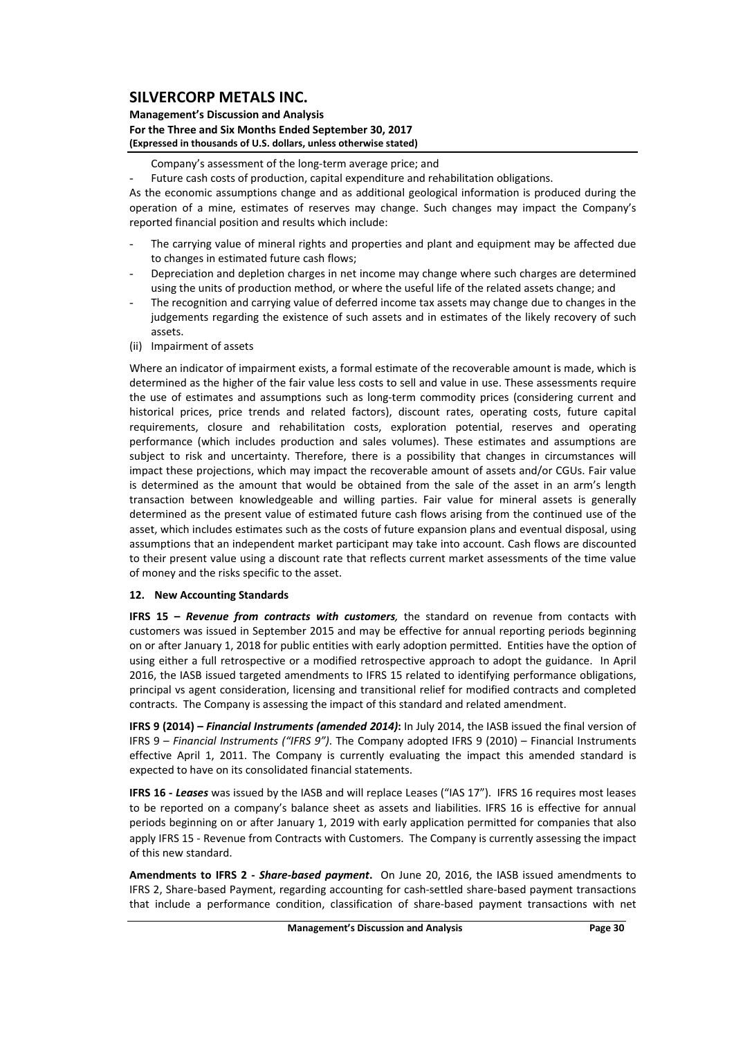Company's assessment of the long-term average price; and

- Future cash costs of production, capital expenditure and rehabilitation obligations.

As the economic assumptions change and as additional geological information is produced during the operation of a mine, estimates of reserves may change. Such changes may impact the Company's reported financial position and results which include:

- The carrying value of mineral rights and properties and plant and equipment may be affected due to changes in estimated future cash flows;
- Depreciation and depletion charges in net income may change where such charges are determined using the units of production method, or where the useful life of the related assets change; and
- The recognition and carrying value of deferred income tax assets may change due to changes in the judgements regarding the existence of such assets and in estimates of the likely recovery of such assets.

(ii) Impairment of assets

Where an indicator of impairment exists, a formal estimate of the recoverable amount is made, which is determined as the higher of the fair value less costs to sell and value in use. These assessments require the use of estimates and assumptions such as long-term commodity prices (considering current and historical prices, price trends and related factors), discount rates, operating costs, future capital requirements, closure and rehabilitation costs, exploration potential, reserves and operating performance (which includes production and sales volumes). These estimates and assumptions are subject to risk and uncertainty. Therefore, there is a possibility that changes in circumstances will impact these projections, which may impact the recoverable amount of assets and/or CGUs. Fair value is determined as the amount that would be obtained from the sale of the asset in an arm's length transaction between knowledgeable and willing parties. Fair value for mineral assets is generally determined as the present value of estimated future cash flows arising from the continued use of the asset, which includes estimates such as the costs of future expansion plans and eventual disposal, using assumptions that an independent market participant may take into account. Cash flows are discounted to their present value using a discount rate that reflects current market assessments of the time value of money and the risks specific to the asset.

## 12. New Accounting Standards

**IFRS 15 – *Revenue from contracts with customers,*** the standard on revenue from contacts with customers was issued in September 2015 and may be effective for annual reporting periods beginning on or after January 1, 2018 for public entities with early adoption permitted. Entities have the option of using either a full retrospective or a modified retrospective approach to adopt the guidance. In April 2016, the IASB issued targeted amendments to IFRS 15 related to identifying performance obligations, principal vs agent consideration, licensing and transitional relief for modified contracts and completed contracts. The Company is assessing the impact of this standard and related amendment.

**IFRS 9 (2014) – *Financial Instruments (amended 2014)*:** In July 2014, the IASB issued the final version of IFRS 9 – *Financial Instruments ("IFRS 9")*. The Company adopted IFRS 9 (2010) – Financial Instruments effective April 1, 2011. The Company is currently evaluating the impact this amended standard is expected to have on its consolidated financial statements.

**IFRS 16 - *Leases*** was issued by the IASB and will replace Leases ("IAS 17"). IFRS 16 requires most leases to be reported on a company's balance sheet as assets and liabilities. IFRS 16 is effective for annual periods beginning on or after January 1, 2019 with early application permitted for companies that also apply IFRS 15 - Revenue from Contracts with Customers. The Company is currently assessing the impact of this new standard.

**Amendments to IFRS 2 - *Share-based payment*.** On June 20, 2016, the IASB issued amendments to IFRS 2, Share-based Payment, regarding accounting for cash-settled share-based payment transactions that include a performance condition, classification of share-based payment transactions with net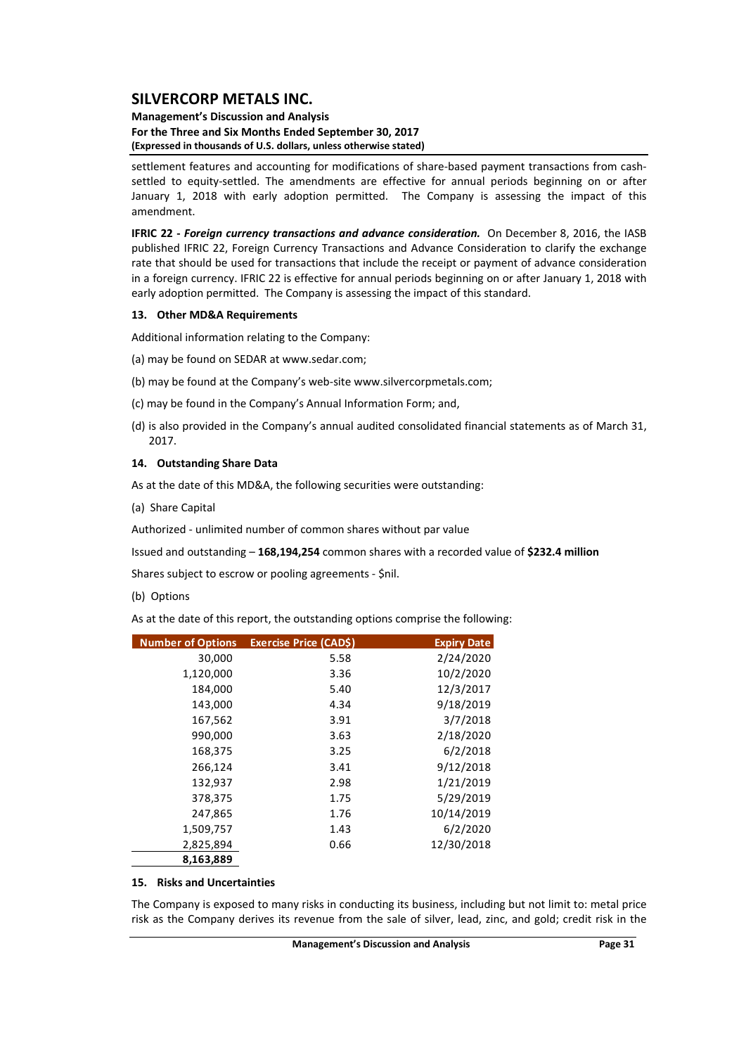settlement features and accounting for modifications of share-based payment transactions from cash-settled to equity-settled. The amendments are effective for annual periods beginning on or after January 1, 2018 with early adoption permitted. The Company is assessing the impact of this amendment.

**IFRIC 22 - *Foreign currency transactions and advance consideration.*** On December 8, 2016, the IASB published IFRIC 22, Foreign Currency Transactions and Advance Consideration to clarify the exchange rate that should be used for transactions that include the receipt or payment of advance consideration in a foreign currency. IFRIC 22 is effective for annual periods beginning on or after January 1, 2018 with early adoption permitted. The Company is assessing the impact of this standard.

### 13. Other MD&A Requirements

Additional information relating to the Company:

(a) may be found on SEDAR at www.sedar.com;

(b) may be found at the Company's web-site www.silvercorpmetals.com;

(c) may be found in the Company's Annual Information Form; and,

(d) is also provided in the Company's annual audited consolidated financial statements as of March 31, 2017.

### 14. Outstanding Share Data

As at the date of this MD&A, the following securities were outstanding:

(a) Share Capital

Authorized - unlimited number of common shares without par value

Issued and outstanding – **168,194,254** common shares with a recorded value of **$232.4 million**

Shares subject to escrow or pooling agreements - $nil.

(b) Options

As at the date of this report, the outstanding options comprise the following:

| Number of Options | Exercise Price (CAD$) | Expiry Date |
|---|---|---|
| 30,000 | 5.58 | 2/24/2020 |
| 1,120,000 | 3.36 | 10/2/2020 |
| 184,000 | 5.40 | 12/3/2017 |
| 143,000 | 4.34 | 9/18/2019 |
| 167,562 | 3.91 | 3/7/2018 |
| 990,000 | 3.63 | 2/18/2020 |
| 168,375 | 3.25 | 6/2/2018 |
| 266,124 | 3.41 | 9/12/2018 |
| 132,937 | 2.98 | 1/21/2019 |
| 378,375 | 1.75 | 5/29/2019 |
| 247,865 | 1.76 | 10/14/2019 |
| 1,509,757 | 1.43 | 6/2/2020 |
| 2,825,894 | 0.66 | 12/30/2018 |
| **8,163,889** | | |

### 15. Risks and Uncertainties

The Company is exposed to many risks in conducting its business, including but not limit to: metal price risk as the Company derives its revenue from the sale of silver, lead, zinc, and gold; credit risk in the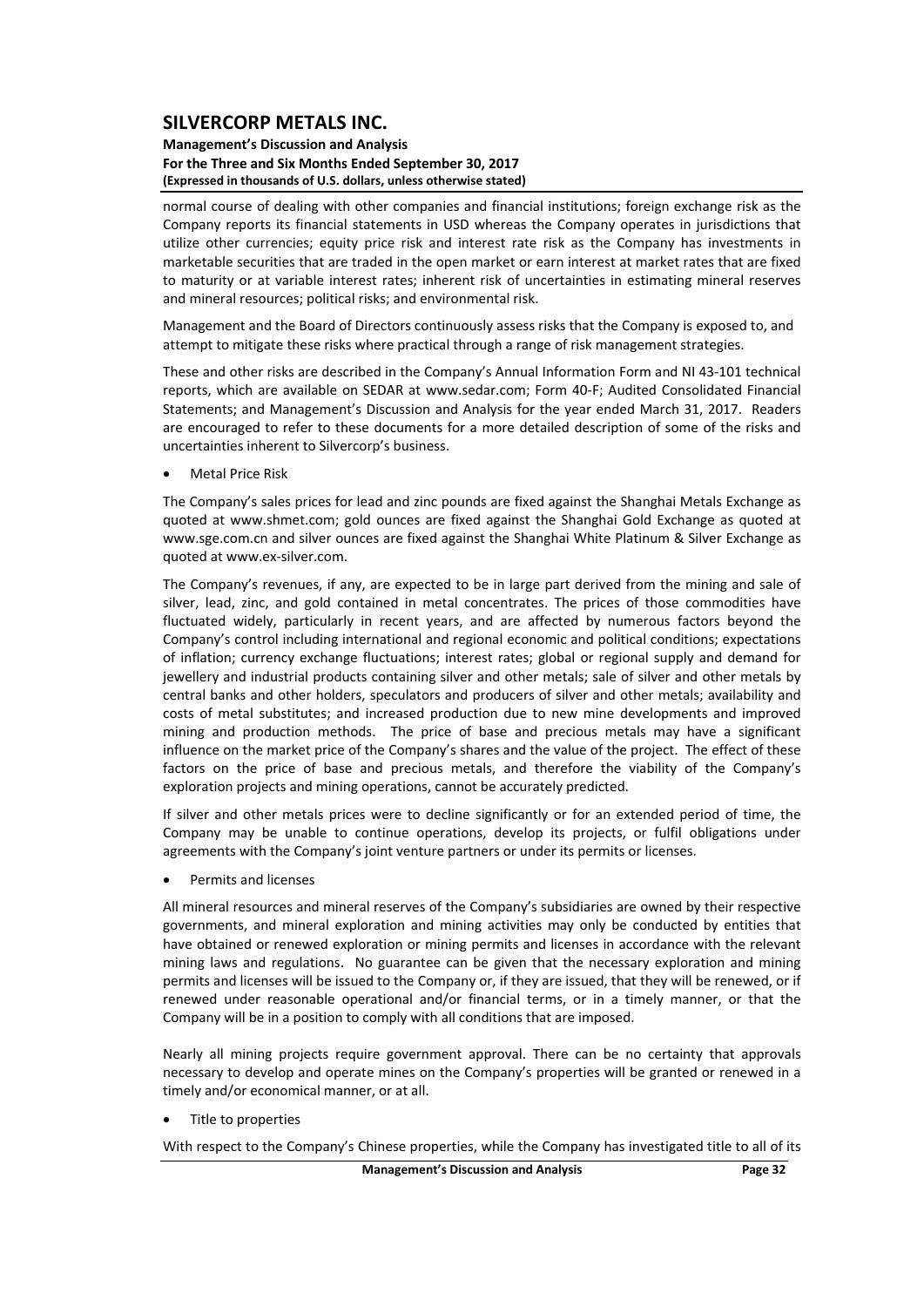normal course of dealing with other companies and financial institutions; foreign exchange risk as the Company reports its financial statements in USD whereas the Company operates in jurisdictions that utilize other currencies; equity price risk and interest rate risk as the Company has investments in marketable securities that are traded in the open market or earn interest at market rates that are fixed to maturity or at variable interest rates; inherent risk of uncertainties in estimating mineral reserves and mineral resources; political risks; and environmental risk.

Management and the Board of Directors continuously assess risks that the Company is exposed to, and attempt to mitigate these risks where practical through a range of risk management strategies.

These and other risks are described in the Company's Annual Information Form and NI 43-101 technical reports, which are available on SEDAR at www.sedar.com; Form 40-F; Audited Consolidated Financial Statements; and Management's Discussion and Analysis for the year ended March 31, 2017. Readers are encouraged to refer to these documents for a more detailed description of some of the risks and uncertainties inherent to Silvercorp's business.

- Metal Price Risk

The Company's sales prices for lead and zinc pounds are fixed against the Shanghai Metals Exchange as quoted at www.shmet.com; gold ounces are fixed against the Shanghai Gold Exchange as quoted at www.sge.com.cn and silver ounces are fixed against the Shanghai White Platinum & Silver Exchange as quoted at www.ex-silver.com.

The Company's revenues, if any, are expected to be in large part derived from the mining and sale of silver, lead, zinc, and gold contained in metal concentrates. The prices of those commodities have fluctuated widely, particularly in recent years, and are affected by numerous factors beyond the Company's control including international and regional economic and political conditions; expectations of inflation; currency exchange fluctuations; interest rates; global or regional supply and demand for jewellery and industrial products containing silver and other metals; sale of silver and other metals by central banks and other holders, speculators and producers of silver and other metals; availability and costs of metal substitutes; and increased production due to new mine developments and improved mining and production methods. The price of base and precious metals may have a significant influence on the market price of the Company's shares and the value of the project. The effect of these factors on the price of base and precious metals, and therefore the viability of the Company's exploration projects and mining operations, cannot be accurately predicted.

If silver and other metals prices were to decline significantly or for an extended period of time, the Company may be unable to continue operations, develop its projects, or fulfil obligations under agreements with the Company's joint venture partners or under its permits or licenses.

- Permits and licenses

All mineral resources and mineral reserves of the Company's subsidiaries are owned by their respective governments, and mineral exploration and mining activities may only be conducted by entities that have obtained or renewed exploration or mining permits and licenses in accordance with the relevant mining laws and regulations. No guarantee can be given that the necessary exploration and mining permits and licenses will be issued to the Company or, if they are issued, that they will be renewed, or if renewed under reasonable operational and/or financial terms, or in a timely manner, or that the Company will be in a position to comply with all conditions that are imposed.

Nearly all mining projects require government approval. There can be no certainty that approvals necessary to develop and operate mines on the Company's properties will be granted or renewed in a timely and/or economical manner, or at all.

- Title to properties

With respect to the Company's Chinese properties, while the Company has investigated title to all of its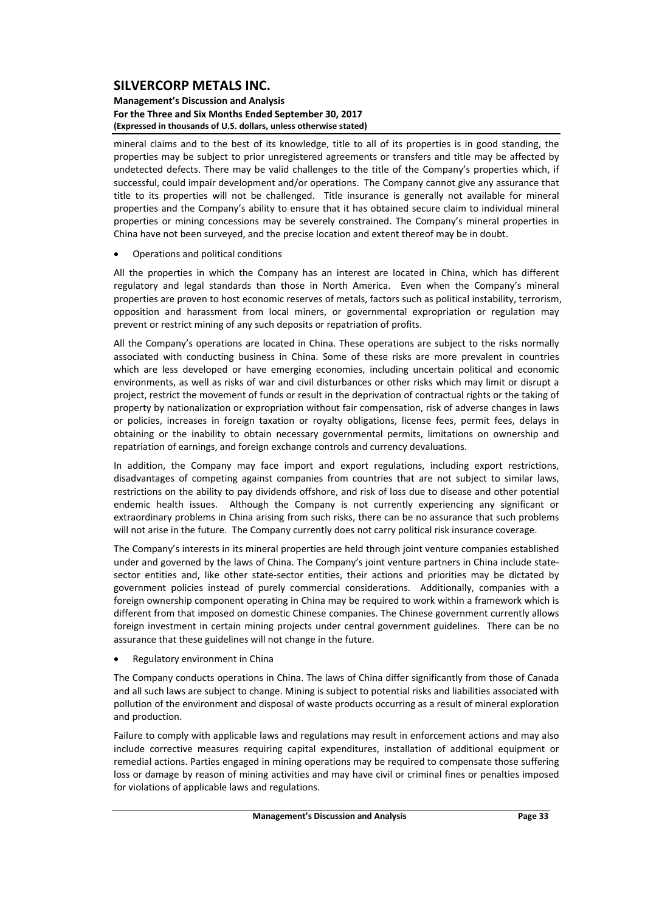mineral claims and to the best of its knowledge, title to all of its properties is in good standing, the properties may be subject to prior unregistered agreements or transfers and title may be affected by undetected defects. There may be valid challenges to the title of the Company's properties which, if successful, could impair development and/or operations. The Company cannot give any assurance that title to its properties will not be challenged. Title insurance is generally not available for mineral properties and the Company's ability to ensure that it has obtained secure claim to individual mineral properties or mining concessions may be severely constrained. The Company's mineral properties in China have not been surveyed, and the precise location and extent thereof may be in doubt.

- Operations and political conditions

All the properties in which the Company has an interest are located in China, which has different regulatory and legal standards than those in North America. Even when the Company's mineral properties are proven to host economic reserves of metals, factors such as political instability, terrorism, opposition and harassment from local miners, or governmental expropriation or regulation may prevent or restrict mining of any such deposits or repatriation of profits.

All the Company's operations are located in China. These operations are subject to the risks normally associated with conducting business in China. Some of these risks are more prevalent in countries which are less developed or have emerging economies, including uncertain political and economic environments, as well as risks of war and civil disturbances or other risks which may limit or disrupt a project, restrict the movement of funds or result in the deprivation of contractual rights or the taking of property by nationalization or expropriation without fair compensation, risk of adverse changes in laws or policies, increases in foreign taxation or royalty obligations, license fees, permit fees, delays in obtaining or the inability to obtain necessary governmental permits, limitations on ownership and repatriation of earnings, and foreign exchange controls and currency devaluations.

In addition, the Company may face import and export regulations, including export restrictions, disadvantages of competing against companies from countries that are not subject to similar laws, restrictions on the ability to pay dividends offshore, and risk of loss due to disease and other potential endemic health issues. Although the Company is not currently experiencing any significant or extraordinary problems in China arising from such risks, there can be no assurance that such problems will not arise in the future. The Company currently does not carry political risk insurance coverage.

The Company's interests in its mineral properties are held through joint venture companies established under and governed by the laws of China. The Company's joint venture partners in China include state-sector entities and, like other state-sector entities, their actions and priorities may be dictated by government policies instead of purely commercial considerations. Additionally, companies with a foreign ownership component operating in China may be required to work within a framework which is different from that imposed on domestic Chinese companies. The Chinese government currently allows foreign investment in certain mining projects under central government guidelines. There can be no assurance that these guidelines will not change in the future.

- Regulatory environment in China

The Company conducts operations in China. The laws of China differ significantly from those of Canada and all such laws are subject to change. Mining is subject to potential risks and liabilities associated with pollution of the environment and disposal of waste products occurring as a result of mineral exploration and production.

Failure to comply with applicable laws and regulations may result in enforcement actions and may also include corrective measures requiring capital expenditures, installation of additional equipment or remedial actions. Parties engaged in mining operations may be required to compensate those suffering loss or damage by reason of mining activities and may have civil or criminal fines or penalties imposed for violations of applicable laws and regulations.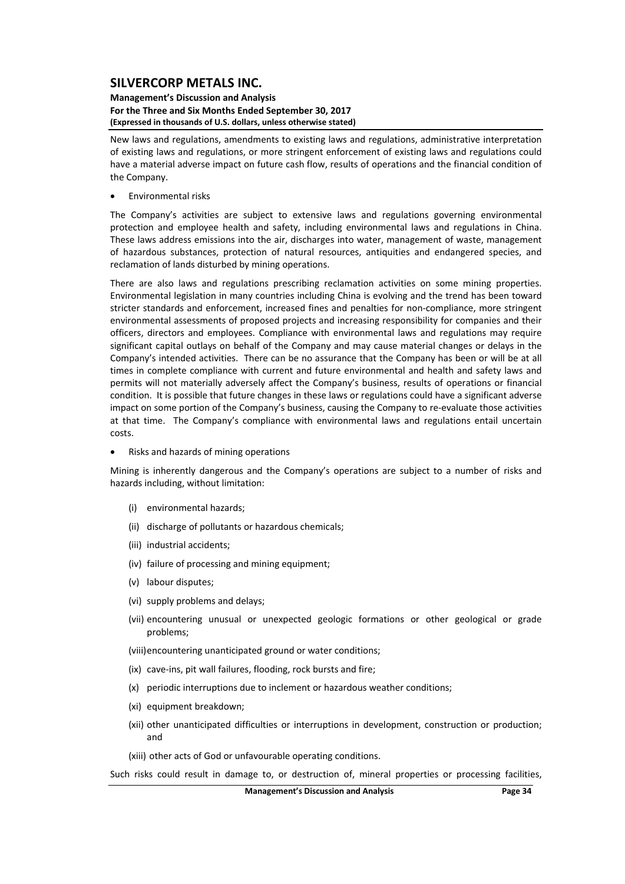New laws and regulations, amendments to existing laws and regulations, administrative interpretation of existing laws and regulations, or more stringent enforcement of existing laws and regulations could have a material adverse impact on future cash flow, results of operations and the financial condition of the Company.

- Environmental risks

The Company's activities are subject to extensive laws and regulations governing environmental protection and employee health and safety, including environmental laws and regulations in China. These laws address emissions into the air, discharges into water, management of waste, management of hazardous substances, protection of natural resources, antiquities and endangered species, and reclamation of lands disturbed by mining operations.

There are also laws and regulations prescribing reclamation activities on some mining properties. Environmental legislation in many countries including China is evolving and the trend has been toward stricter standards and enforcement, increased fines and penalties for non-compliance, more stringent environmental assessments of proposed projects and increasing responsibility for companies and their officers, directors and employees. Compliance with environmental laws and regulations may require significant capital outlays on behalf of the Company and may cause material changes or delays in the Company's intended activities. There can be no assurance that the Company has been or will be at all times in complete compliance with current and future environmental and health and safety laws and permits will not materially adversely affect the Company's business, results of operations or financial condition. It is possible that future changes in these laws or regulations could have a significant adverse impact on some portion of the Company's business, causing the Company to re-evaluate those activities at that time. The Company's compliance with environmental laws and regulations entail uncertain costs.

- Risks and hazards of mining operations

Mining is inherently dangerous and the Company's operations are subject to a number of risks and hazards including, without limitation:

(i) environmental hazards;

(ii) discharge of pollutants or hazardous chemicals;

(iii) industrial accidents;

(iv) failure of processing and mining equipment;

(v) labour disputes;

(vi) supply problems and delays;

(vii) encountering unusual or unexpected geologic formations or other geological or grade problems;

(viii) encountering unanticipated ground or water conditions;

(ix) cave-ins, pit wall failures, flooding, rock bursts and fire;

(x) periodic interruptions due to inclement or hazardous weather conditions;

(xi) equipment breakdown;

(xii) other unanticipated difficulties or interruptions in development, construction or production; and

(xiii) other acts of God or unfavourable operating conditions.

Such risks could result in damage to, or destruction of, mineral properties or processing facilities,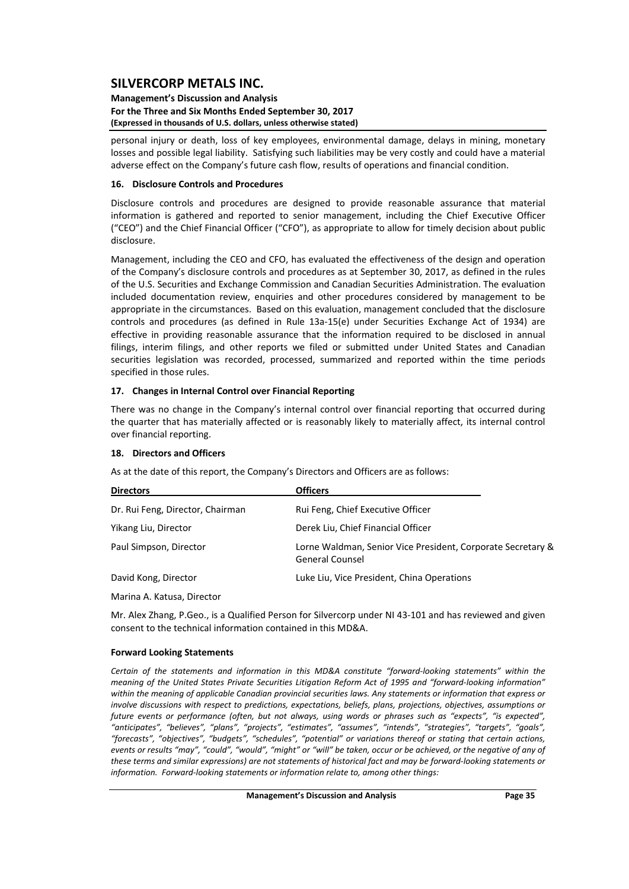personal injury or death, loss of key employees, environmental damage, delays in mining, monetary losses and possible legal liability. Satisfying such liabilities may be very costly and could have a material adverse effect on the Company's future cash flow, results of operations and financial condition.

### 16. Disclosure Controls and Procedures

Disclosure controls and procedures are designed to provide reasonable assurance that material information is gathered and reported to senior management, including the Chief Executive Officer ("CEO") and the Chief Financial Officer ("CFO"), as appropriate to allow for timely decision about public disclosure.

Management, including the CEO and CFO, has evaluated the effectiveness of the design and operation of the Company's disclosure controls and procedures as at September 30, 2017, as defined in the rules of the U.S. Securities and Exchange Commission and Canadian Securities Administration. The evaluation included documentation review, enquiries and other procedures considered by management to be appropriate in the circumstances. Based on this evaluation, management concluded that the disclosure controls and procedures (as defined in Rule 13a-15(e) under Securities Exchange Act of 1934) are effective in providing reasonable assurance that the information required to be disclosed in annual filings, interim filings, and other reports we filed or submitted under United States and Canadian securities legislation was recorded, processed, summarized and reported within the time periods specified in those rules.

### 17. Changes in Internal Control over Financial Reporting

There was no change in the Company's internal control over financial reporting that occurred during the quarter that has materially affected or is reasonably likely to materially affect, its internal control over financial reporting.

### 18. Directors and Officers

As at the date of this report, the Company's Directors and Officers are as follows:

| Directors | Officers |
|---|---|
| Dr. Rui Feng, Director, Chairman | Rui Feng, Chief Executive Officer |
| Yikang Liu, Director | Derek Liu, Chief Financial Officer |
| Paul Simpson, Director | Lorne Waldman, Senior Vice President, Corporate Secretary & General Counsel |
| David Kong, Director | Luke Liu, Vice President, China Operations |
| Marina A. Katusa, Director | |

Mr. Alex Zhang, P.Geo., is a Qualified Person for Silvercorp under NI 43-101 and has reviewed and given consent to the technical information contained in this MD&A.

### Forward Looking Statements

*Certain of the statements and information in this MD&A constitute "forward-looking statements" within the meaning of the United States Private Securities Litigation Reform Act of 1995 and "forward-looking information" within the meaning of applicable Canadian provincial securities laws. Any statements or information that express or involve discussions with respect to predictions, expectations, beliefs, plans, projections, objectives, assumptions or future events or performance (often, but not always, using words or phrases such as "expects", "is expected", "anticipates", "believes", "plans", "projects", "estimates", "assumes", "intends", "strategies", "targets", "goals", "forecasts", "objectives", "budgets", "schedules", "potential" or variations thereof or stating that certain actions, events or results "may", "could", "would", "might" or "will" be taken, occur or be achieved, or the negative of any of these terms and similar expressions) are not statements of historical fact and may be forward-looking statements or information. Forward-looking statements or information relate to, among other things:*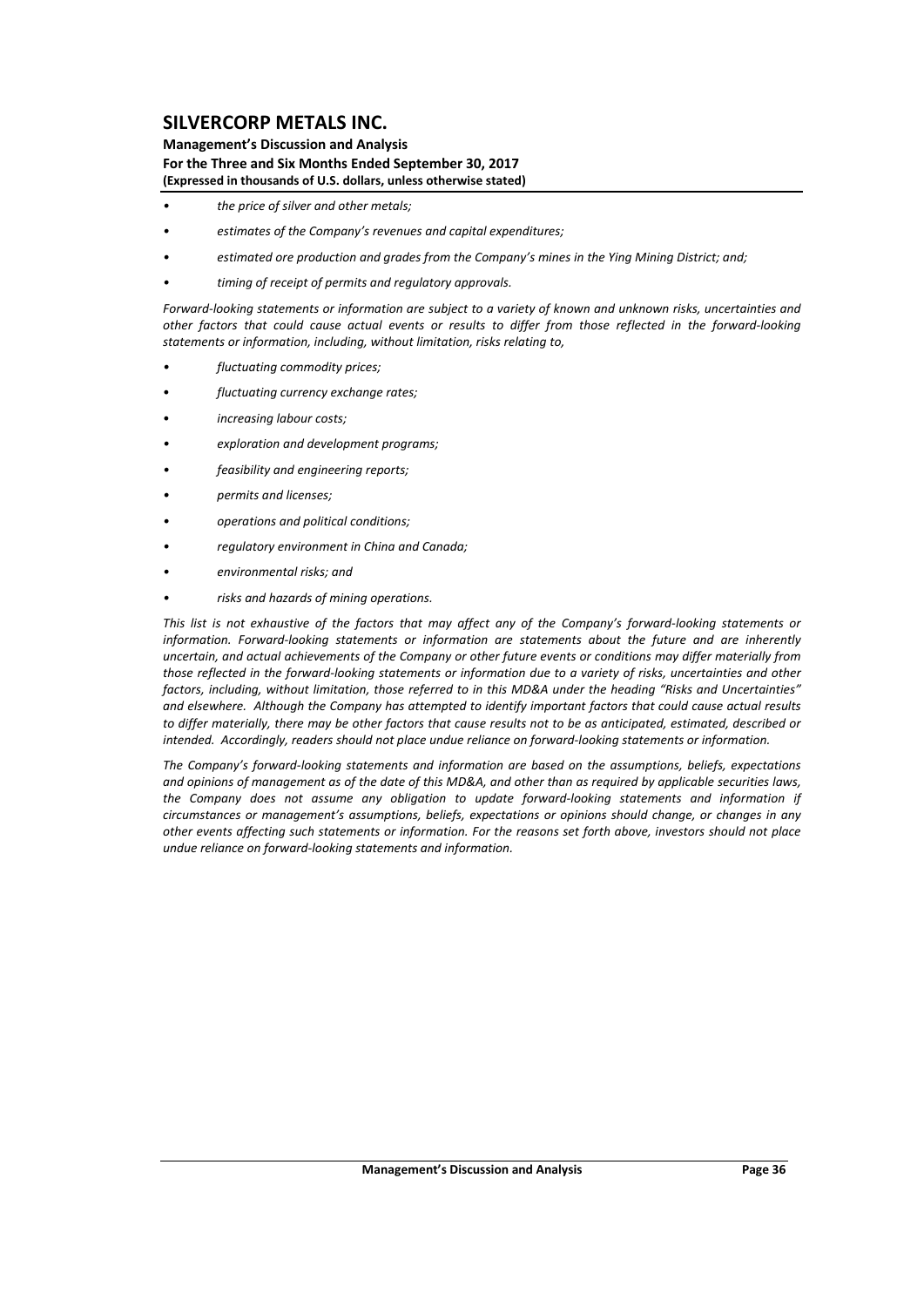- *the price of silver and other metals;*
- *estimates of the Company's revenues and capital expenditures;*
- *estimated ore production and grades from the Company's mines in the Ying Mining District; and;*
- *timing of receipt of permits and regulatory approvals.*

*Forward-looking statements or information are subject to a variety of known and unknown risks, uncertainties and other factors that could cause actual events or results to differ from those reflected in the forward-looking statements or information, including, without limitation, risks relating to,*

- *fluctuating commodity prices;*
- *fluctuating currency exchange rates;*
- *increasing labour costs;*
- *exploration and development programs;*
- *feasibility and engineering reports;*
- *permits and licenses;*
- *operations and political conditions;*
- *regulatory environment in China and Canada;*
- *environmental risks; and*
- *risks and hazards of mining operations.*

*This list is not exhaustive of the factors that may affect any of the Company's forward-looking statements or information. Forward-looking statements or information are statements about the future and are inherently uncertain, and actual achievements of the Company or other future events or conditions may differ materially from those reflected in the forward-looking statements or information due to a variety of risks, uncertainties and other factors, including, without limitation, those referred to in this MD&A under the heading "Risks and Uncertainties" and elsewhere. Although the Company has attempted to identify important factors that could cause actual results to differ materially, there may be other factors that cause results not to be as anticipated, estimated, described or intended. Accordingly, readers should not place undue reliance on forward-looking statements or information.*

*The Company's forward-looking statements and information are based on the assumptions, beliefs, expectations and opinions of management as of the date of this MD&A, and other than as required by applicable securities laws, the Company does not assume any obligation to update forward-looking statements and information if circumstances or management's assumptions, beliefs, expectations or opinions should change, or changes in any other events affecting such statements or information. For the reasons set forth above, investors should not place undue reliance on forward-looking statements and information.*